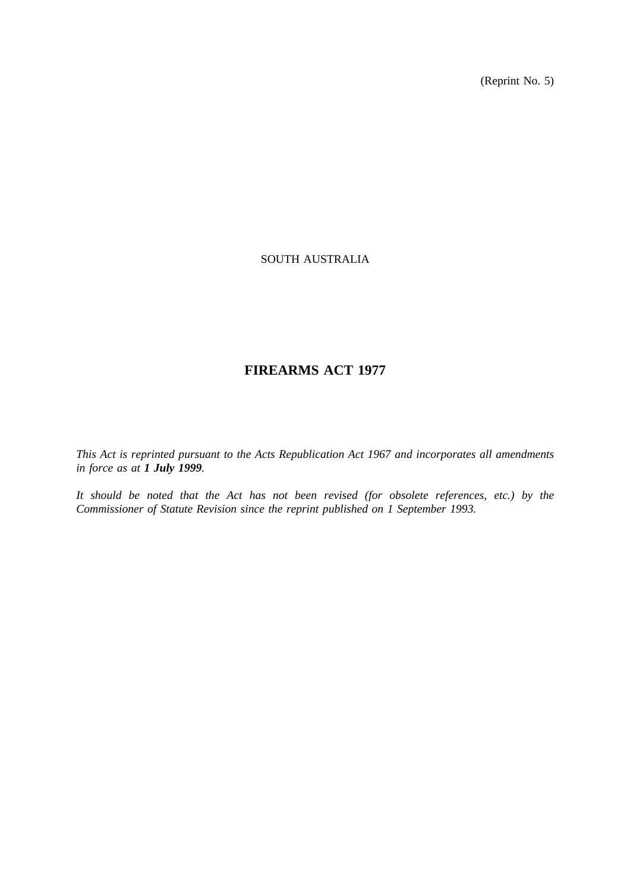(Reprint No. 5)

SOUTH AUSTRALIA

# FIREARMS ACT 1977

*This Act is reprinted pursuant to the Acts Republication Act 1967 and incorporates all amendments in force as at **1 July 1999**.*

*It should be noted that the Act has not been revised (for obsolete references, etc.) by the Commissioner of Statute Revision since the reprint published on 1 September 1993.*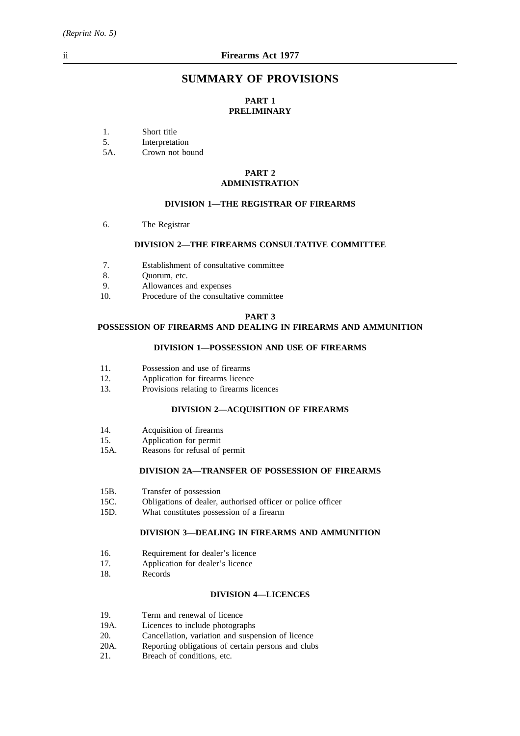# SUMMARY OF PROVISIONS

## PART 1
## PRELIMINARY

1. Short title
5. Interpretation
5A. Crown not bound

## PART 2
## ADMINISTRATION

### DIVISION 1—THE REGISTRAR OF FIREARMS

6. The Registrar

### DIVISION 2—THE FIREARMS CONSULTATIVE COMMITTEE

7. Establishment of consultative committee
8. Quorum, etc.
9. Allowances and expenses
10. Procedure of the consultative committee

## PART 3
## POSSESSION OF FIREARMS AND DEALING IN FIREARMS AND AMMUNITION

### DIVISION 1—POSSESSION AND USE OF FIREARMS

11. Possession and use of firearms
12. Application for firearms licence
13. Provisions relating to firearms licences

### DIVISION 2—ACQUISITION OF FIREARMS

14. Acquisition of firearms
15. Application for permit
15A. Reasons for refusal of permit

### DIVISION 2A—TRANSFER OF POSSESSION OF FIREARMS

15B. Transfer of possession
15C. Obligations of dealer, authorised officer or police officer
15D. What constitutes possession of a firearm

### DIVISION 3—DEALING IN FIREARMS AND AMMUNITION

16. Requirement for dealer's licence
17. Application for dealer's licence
18. Records

### DIVISION 4—LICENCES

19. Term and renewal of licence
19A. Licences to include photographs
20. Cancellation, variation and suspension of licence
20A. Reporting obligations of certain persons and clubs
21. Breach of conditions, etc.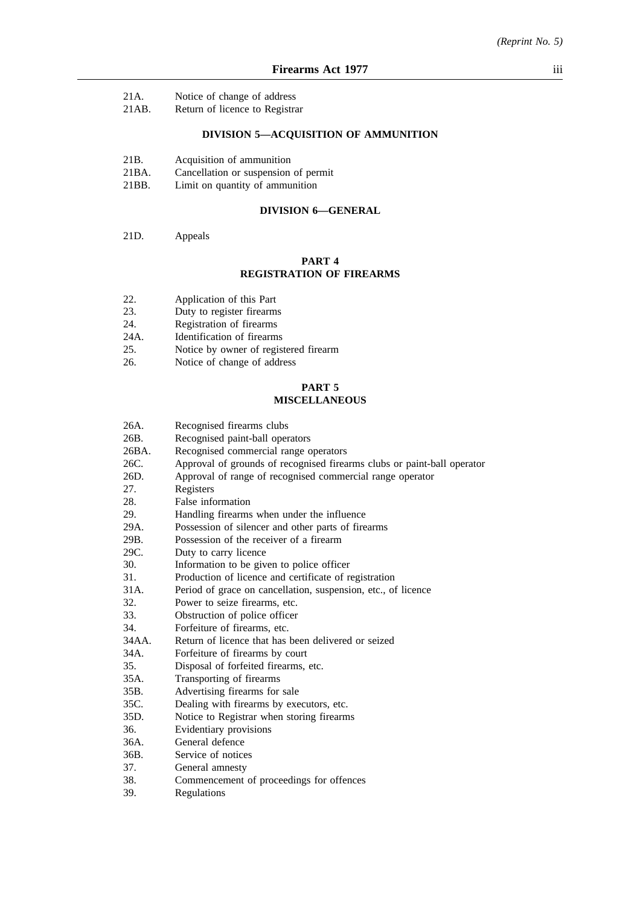21A. Notice of change of address
21AB. Return of licence to Registrar

### DIVISION 5—ACQUISITION OF AMMUNITION

21B. Acquisition of ammunition
21BA. Cancellation or suspension of permit
21BB. Limit on quantity of ammunition

### DIVISION 6—GENERAL

21D. Appeals

## PART 4
## REGISTRATION OF FIREARMS

22. Application of this Part
23. Duty to register firearms
24. Registration of firearms
24A. Identification of firearms
25. Notice by owner of registered firearm
26. Notice of change of address

## PART 5
## MISCELLANEOUS

26A. Recognised firearms clubs
26B. Recognised paint-ball operators
26BA. Recognised commercial range operators
26C. Approval of grounds of recognised firearms clubs or paint-ball operator
26D. Approval of range of recognised commercial range operator
27. Registers
28. False information
29. Handling firearms when under the influence
29A. Possession of silencer and other parts of firearms
29B. Possession of the receiver of a firearm
29C. Duty to carry licence
30. Information to be given to police officer
31. Production of licence and certificate of registration
31A. Period of grace on cancellation, suspension, etc., of licence
32. Power to seize firearms, etc.
33. Obstruction of police officer
34. Forfeiture of firearms, etc.
34AA. Return of licence that has been delivered or seized
34A. Forfeiture of firearms by court
35. Disposal of forfeited firearms, etc.
35A. Transporting of firearms
35B. Advertising firearms for sale
35C. Dealing with firearms by executors, etc.
35D. Notice to Registrar when storing firearms
36. Evidentiary provisions
36A. General defence
36B. Service of notices
37. General amnesty
38. Commencement of proceedings for offences
39. Regulations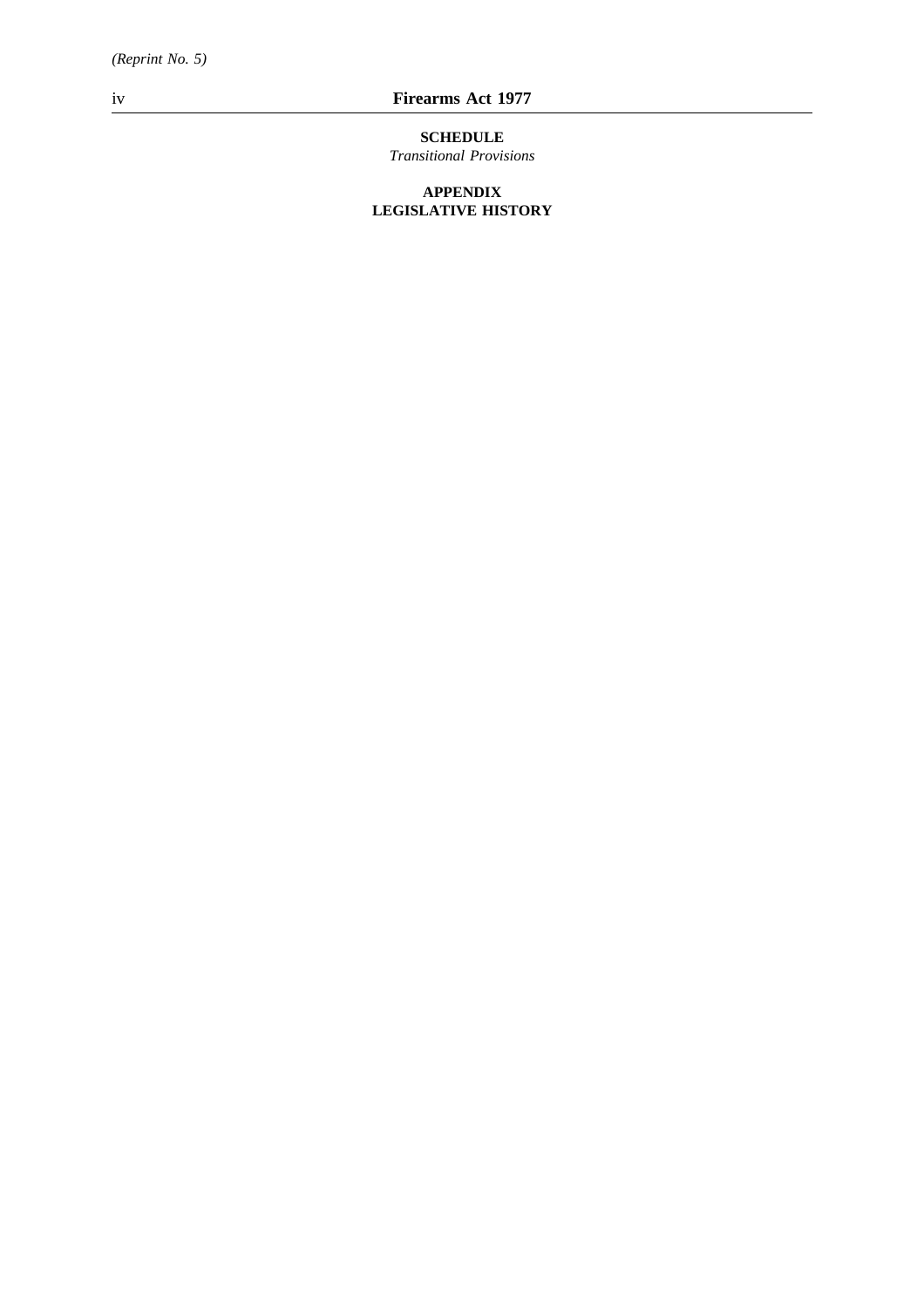**SCHEDULE**

*Transitional Provisions*

**APPENDIX**

**LEGISLATIVE HISTORY**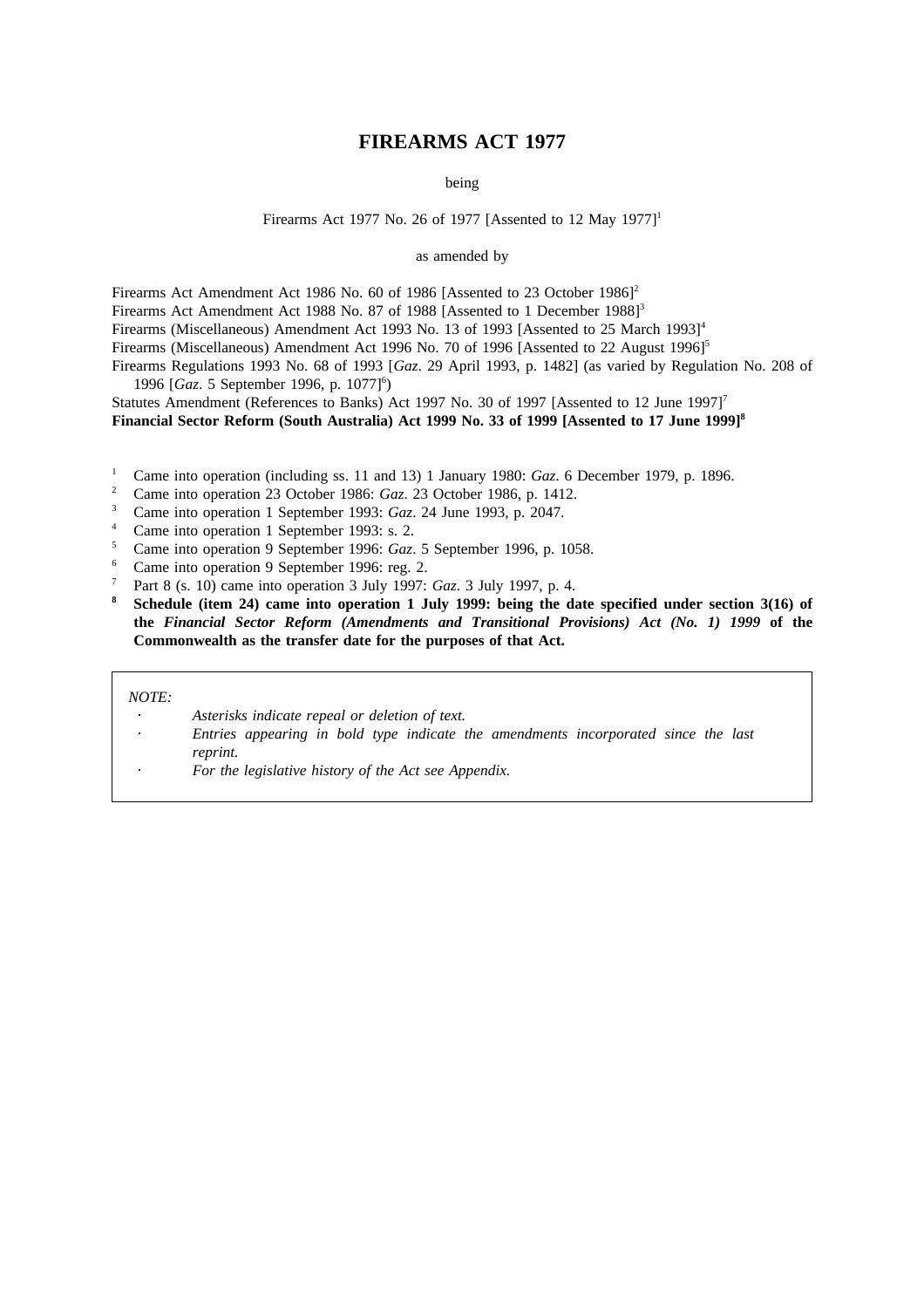# FIREARMS ACT 1977

being

Firearms Act 1977 No. 26 of 1977 [Assented to 12 May 1977][1]

as amended by

Firearms Act Amendment Act 1986 No. 60 of 1986 [Assented to 23 October 1986][2]
Firearms Act Amendment Act 1988 No. 87 of 1988 [Assented to 1 December 1988][3]
Firearms (Miscellaneous) Amendment Act 1993 No. 13 of 1993 [Assented to 25 March 1993][4]
Firearms (Miscellaneous) Amendment Act 1996 No. 70 of 1996 [Assented to 22 August 1996][5]
Firearms Regulations 1993 No. 68 of 1993 [*Gaz*. 29 April 1993, p. 1482] (as varied by Regulation No. 208 of 1996 [*Gaz*. 5 September 1996, p. 1077][6])
Statutes Amendment (References to Banks) Act 1997 No. 30 of 1997 [Assented to 12 June 1997][7]
**Financial Sector Reform (South Australia) Act 1999 No. 33 of 1999 [Assented to 17 June 1999][8]**

[1] Came into operation (including ss. 11 and 13) 1 January 1980: *Gaz*. 6 December 1979, p. 1896.
[2] Came into operation 23 October 1986: *Gaz*. 23 October 1986, p. 1412.
[3] Came into operation 1 September 1993: *Gaz*. 24 June 1993, p. 2047.
[4] Came into operation 1 September 1993: s. 2.
[5] Came into operation 9 September 1996: *Gaz*. 5 September 1996, p. 1058.
[6] Came into operation 9 September 1996: reg. 2.
[7] Part 8 (s. 10) came into operation 3 July 1997: *Gaz*. 3 July 1997, p. 4.
**[8] Schedule (item 24) came into operation 1 July 1999: being the date specified under section 3(16) of the *Financial Sector Reform (Amendments and Transitional Provisions) Act (No. 1) 1999* of the Commonwealth as the transfer date for the purposes of that Act.**

*NOTE:*
- *Asterisks indicate repeal or deletion of text.*
- *Entries appearing in bold type indicate the amendments incorporated since the last reprint.*
- *For the legislative history of the Act see Appendix.*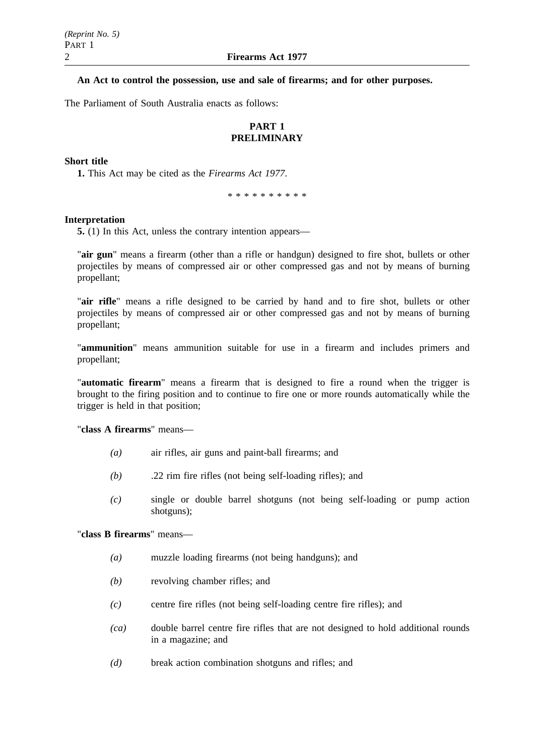**An Act to control the possession, use and sale of firearms; and for other purposes.**

The Parliament of South Australia enacts as follows:

## PART 1
## PRELIMINARY

**Short title**

**1.** This Act may be cited as the *Firearms Act 1977*.

\* \* \* \* \* \* \* \* \* \*

**Interpretation**

**5.** (1) In this Act, unless the contrary intention appears—

"**air gun**" means a firearm (other than a rifle or handgun) designed to fire shot, bullets or other projectiles by means of compressed air or other compressed gas and not by means of burning propellant;

"**air rifle**" means a rifle designed to be carried by hand and to fire shot, bullets or other projectiles by means of compressed air or other compressed gas and not by means of burning propellant;

"**ammunition**" means ammunition suitable for use in a firearm and includes primers and propellant;

"**automatic firearm**" means a firearm that is designed to fire a round when the trigger is brought to the firing position and to continue to fire one or more rounds automatically while the trigger is held in that position;

"**class A firearms**" means—

*(a)* air rifles, air guns and paint-ball firearms; and

*(b)* .22 rim fire rifles (not being self-loading rifles); and

*(c)* single or double barrel shotguns (not being self-loading or pump action shotguns);

"**class B firearms**" means—

*(a)* muzzle loading firearms (not being handguns); and

*(b)* revolving chamber rifles; and

*(c)* centre fire rifles (not being self-loading centre fire rifles); and

*(ca)* double barrel centre fire rifles that are not designed to hold additional rounds in a magazine; and

*(d)* break action combination shotguns and rifles; and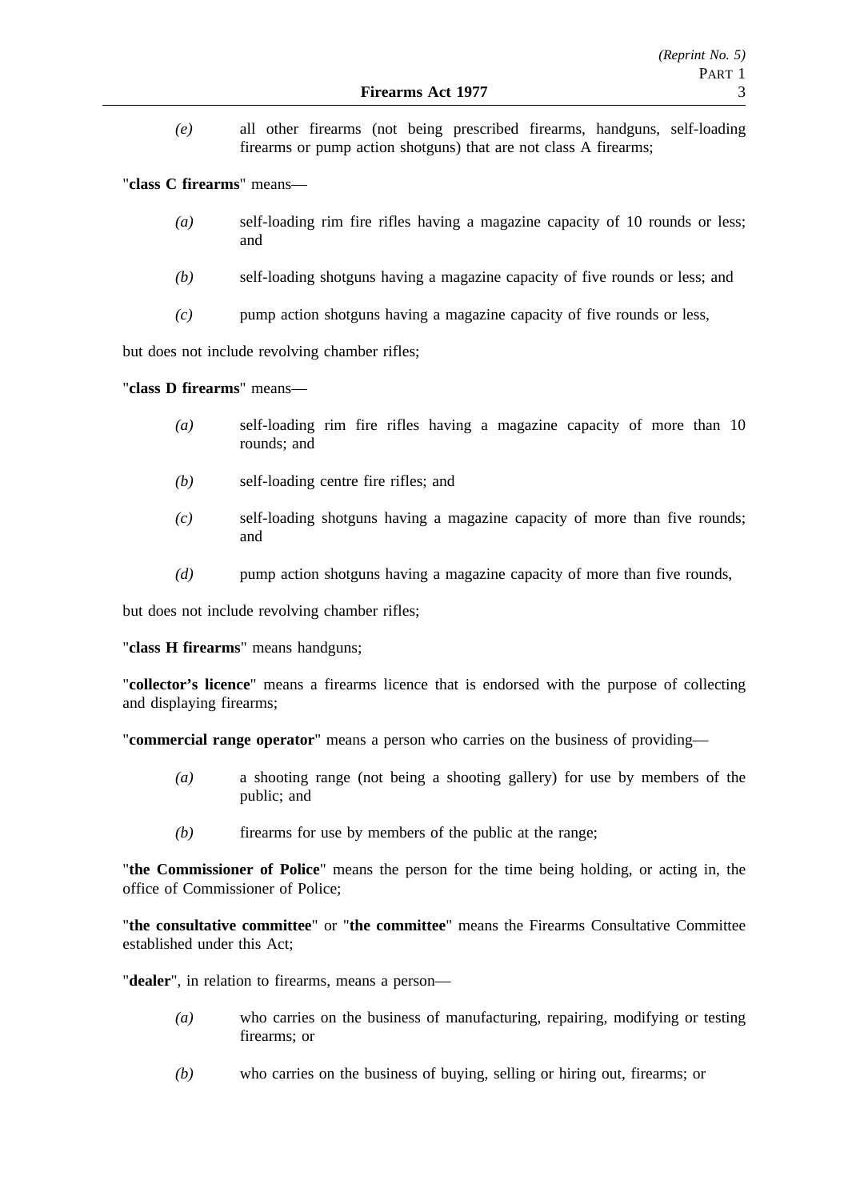*(e)* all other firearms (not being prescribed firearms, handguns, self-loading firearms or pump action shotguns) that are not class A firearms;

"**class C firearms**" means—

*(a)* self-loading rim fire rifles having a magazine capacity of 10 rounds or less; and

*(b)* self-loading shotguns having a magazine capacity of five rounds or less; and

*(c)* pump action shotguns having a magazine capacity of five rounds or less,

but does not include revolving chamber rifles;

"**class D firearms**" means—

*(a)* self-loading rim fire rifles having a magazine capacity of more than 10 rounds; and

*(b)* self-loading centre fire rifles; and

*(c)* self-loading shotguns having a magazine capacity of more than five rounds; and

*(d)* pump action shotguns having a magazine capacity of more than five rounds,

but does not include revolving chamber rifles;

"**class H firearms**" means handguns;

"**collector's licence**" means a firearms licence that is endorsed with the purpose of collecting and displaying firearms;

"**commercial range operator**" means a person who carries on the business of providing—

*(a)* a shooting range (not being a shooting gallery) for use by members of the public; and

*(b)* firearms for use by members of the public at the range;

"**the Commissioner of Police**" means the person for the time being holding, or acting in, the office of Commissioner of Police;

"**the consultative committee**" or "**the committee**" means the Firearms Consultative Committee established under this Act;

"**dealer**", in relation to firearms, means a person—

*(a)* who carries on the business of manufacturing, repairing, modifying or testing firearms; or

*(b)* who carries on the business of buying, selling or hiring out, firearms; or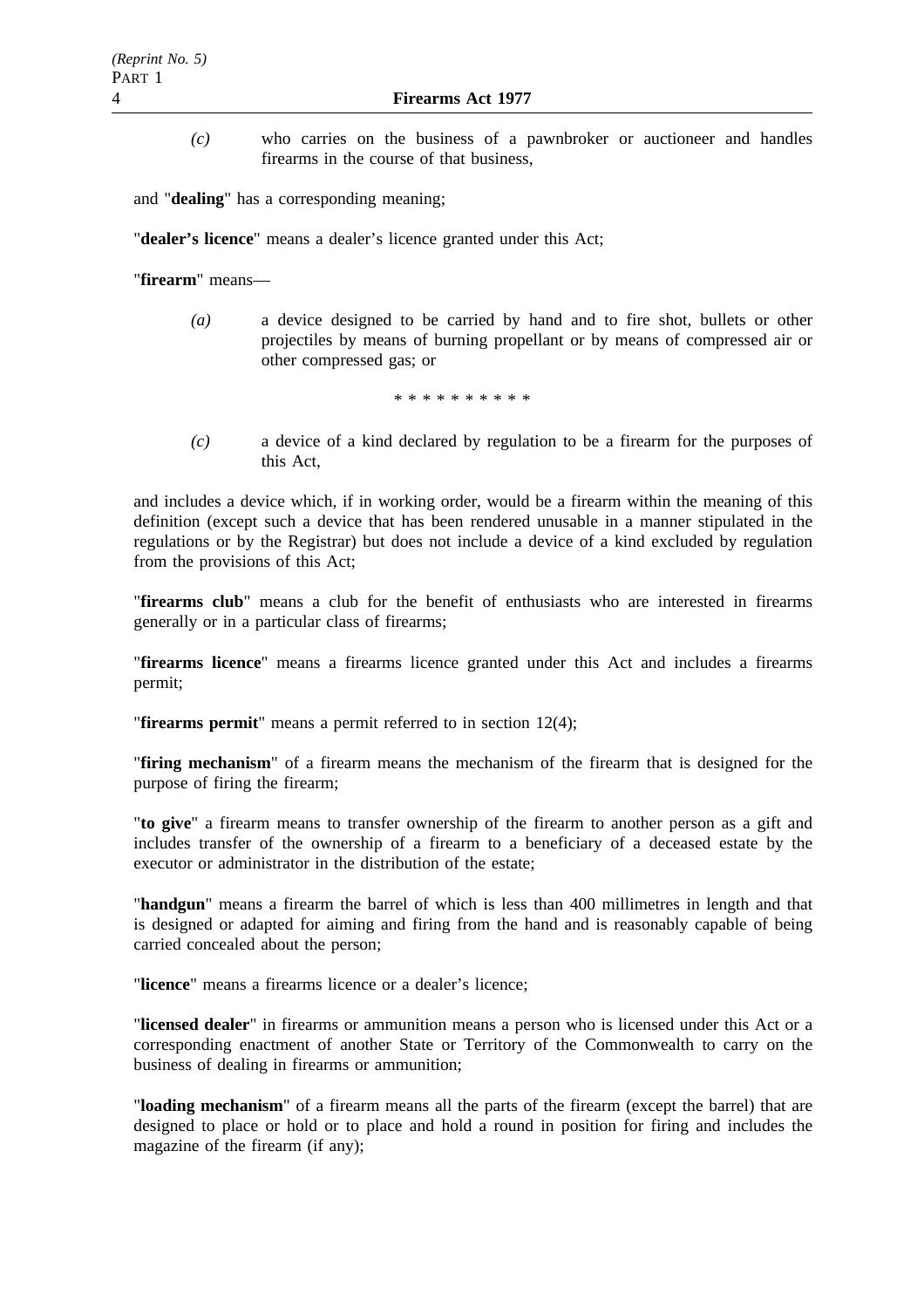*(c)* who carries on the business of a pawnbroker or auctioneer and handles firearms in the course of that business,

and "**dealing**" has a corresponding meaning;

"**dealer's licence**" means a dealer's licence granted under this Act;

"**firearm**" means—

*(a)* a device designed to be carried by hand and to fire shot, bullets or other projectiles by means of burning propellant or by means of compressed air or other compressed gas; or

\* \* \* \* \* \* \* \* \* \*

*(c)* a device of a kind declared by regulation to be a firearm for the purposes of this Act,

and includes a device which, if in working order, would be a firearm within the meaning of this definition (except such a device that has been rendered unusable in a manner stipulated in the regulations or by the Registrar) but does not include a device of a kind excluded by regulation from the provisions of this Act;

"**firearms club**" means a club for the benefit of enthusiasts who are interested in firearms generally or in a particular class of firearms;

"**firearms licence**" means a firearms licence granted under this Act and includes a firearms permit;

"**firearms permit**" means a permit referred to in section 12(4);

"**firing mechanism**" of a firearm means the mechanism of the firearm that is designed for the purpose of firing the firearm;

"**to give**" a firearm means to transfer ownership of the firearm to another person as a gift and includes transfer of the ownership of a firearm to a beneficiary of a deceased estate by the executor or administrator in the distribution of the estate;

"**handgun**" means a firearm the barrel of which is less than 400 millimetres in length and that is designed or adapted for aiming and firing from the hand and is reasonably capable of being carried concealed about the person;

"**licence**" means a firearms licence or a dealer's licence;

"**licensed dealer**" in firearms or ammunition means a person who is licensed under this Act or a corresponding enactment of another State or Territory of the Commonwealth to carry on the business of dealing in firearms or ammunition;

"**loading mechanism**" of a firearm means all the parts of the firearm (except the barrel) that are designed to place or hold or to place and hold a round in position for firing and includes the magazine of the firearm (if any);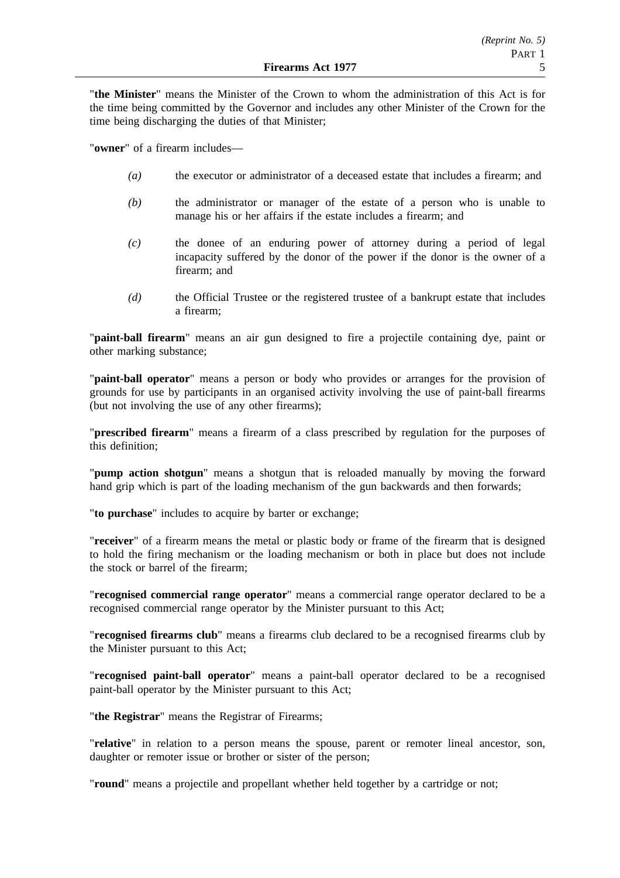"**the Minister**" means the Minister of the Crown to whom the administration of this Act is for the time being committed by the Governor and includes any other Minister of the Crown for the time being discharging the duties of that Minister;

"**owner**" of a firearm includes—

*(a)* the executor or administrator of a deceased estate that includes a firearm; and

*(b)* the administrator or manager of the estate of a person who is unable to manage his or her affairs if the estate includes a firearm; and

*(c)* the donee of an enduring power of attorney during a period of legal incapacity suffered by the donor of the power if the donor is the owner of a firearm; and

*(d)* the Official Trustee or the registered trustee of a bankrupt estate that includes a firearm;

"**paint-ball firearm**" means an air gun designed to fire a projectile containing dye, paint or other marking substance;

"**paint-ball operator**" means a person or body who provides or arranges for the provision of grounds for use by participants in an organised activity involving the use of paint-ball firearms (but not involving the use of any other firearms);

"**prescribed firearm**" means a firearm of a class prescribed by regulation for the purposes of this definition;

"**pump action shotgun**" means a shotgun that is reloaded manually by moving the forward hand grip which is part of the loading mechanism of the gun backwards and then forwards;

"**to purchase**" includes to acquire by barter or exchange;

"**receiver**" of a firearm means the metal or plastic body or frame of the firearm that is designed to hold the firing mechanism or the loading mechanism or both in place but does not include the stock or barrel of the firearm;

"**recognised commercial range operator**" means a commercial range operator declared to be a recognised commercial range operator by the Minister pursuant to this Act;

"**recognised firearms club**" means a firearms club declared to be a recognised firearms club by the Minister pursuant to this Act;

"**recognised paint-ball operator**" means a paint-ball operator declared to be a recognised paint-ball operator by the Minister pursuant to this Act;

"**the Registrar**" means the Registrar of Firearms;

"**relative**" in relation to a person means the spouse, parent or remoter lineal ancestor, son, daughter or remoter issue or brother or sister of the person;

"**round**" means a projectile and propellant whether held together by a cartridge or not;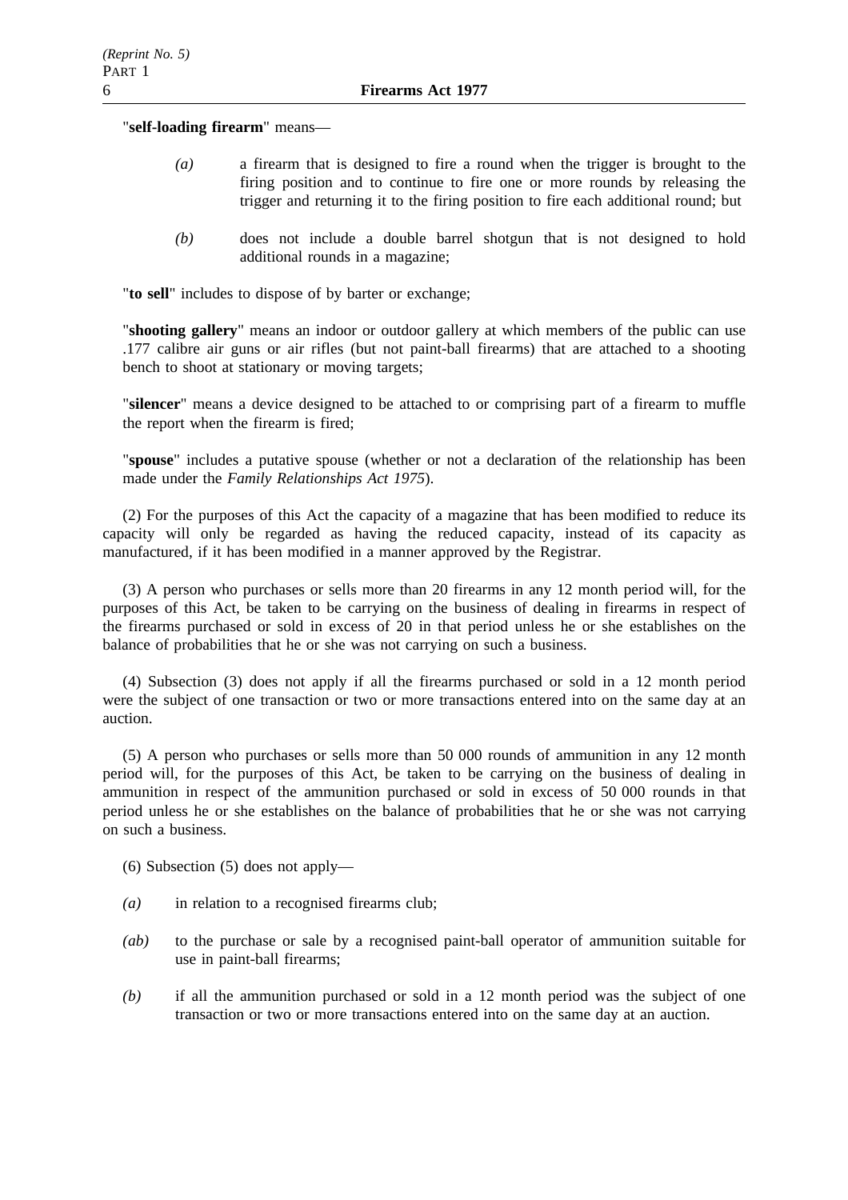"**self-loading firearm**" means—

*(a)* a firearm that is designed to fire a round when the trigger is brought to the firing position and to continue to fire one or more rounds by releasing the trigger and returning it to the firing position to fire each additional round; but

*(b)* does not include a double barrel shotgun that is not designed to hold additional rounds in a magazine;

"**to sell**" includes to dispose of by barter or exchange;

"**shooting gallery**" means an indoor or outdoor gallery at which members of the public can use .177 calibre air guns or air rifles (but not paint-ball firearms) that are attached to a shooting bench to shoot at stationary or moving targets;

"**silencer**" means a device designed to be attached to or comprising part of a firearm to muffle the report when the firearm is fired;

"**spouse**" includes a putative spouse (whether or not a declaration of the relationship has been made under the *Family Relationships Act 1975*).

(2) For the purposes of this Act the capacity of a magazine that has been modified to reduce its capacity will only be regarded as having the reduced capacity, instead of its capacity as manufactured, if it has been modified in a manner approved by the Registrar.

(3) A person who purchases or sells more than 20 firearms in any 12 month period will, for the purposes of this Act, be taken to be carrying on the business of dealing in firearms in respect of the firearms purchased or sold in excess of 20 in that period unless he or she establishes on the balance of probabilities that he or she was not carrying on such a business.

(4) Subsection (3) does not apply if all the firearms purchased or sold in a 12 month period were the subject of one transaction or two or more transactions entered into on the same day at an auction.

(5) A person who purchases or sells more than 50 000 rounds of ammunition in any 12 month period will, for the purposes of this Act, be taken to be carrying on the business of dealing in ammunition in respect of the ammunition purchased or sold in excess of 50 000 rounds in that period unless he or she establishes on the balance of probabilities that he or she was not carrying on such a business.

(6) Subsection (5) does not apply—

*(a)* in relation to a recognised firearms club;

*(ab)* to the purchase or sale by a recognised paint-ball operator of ammunition suitable for use in paint-ball firearms;

*(b)* if all the ammunition purchased or sold in a 12 month period was the subject of one transaction or two or more transactions entered into on the same day at an auction.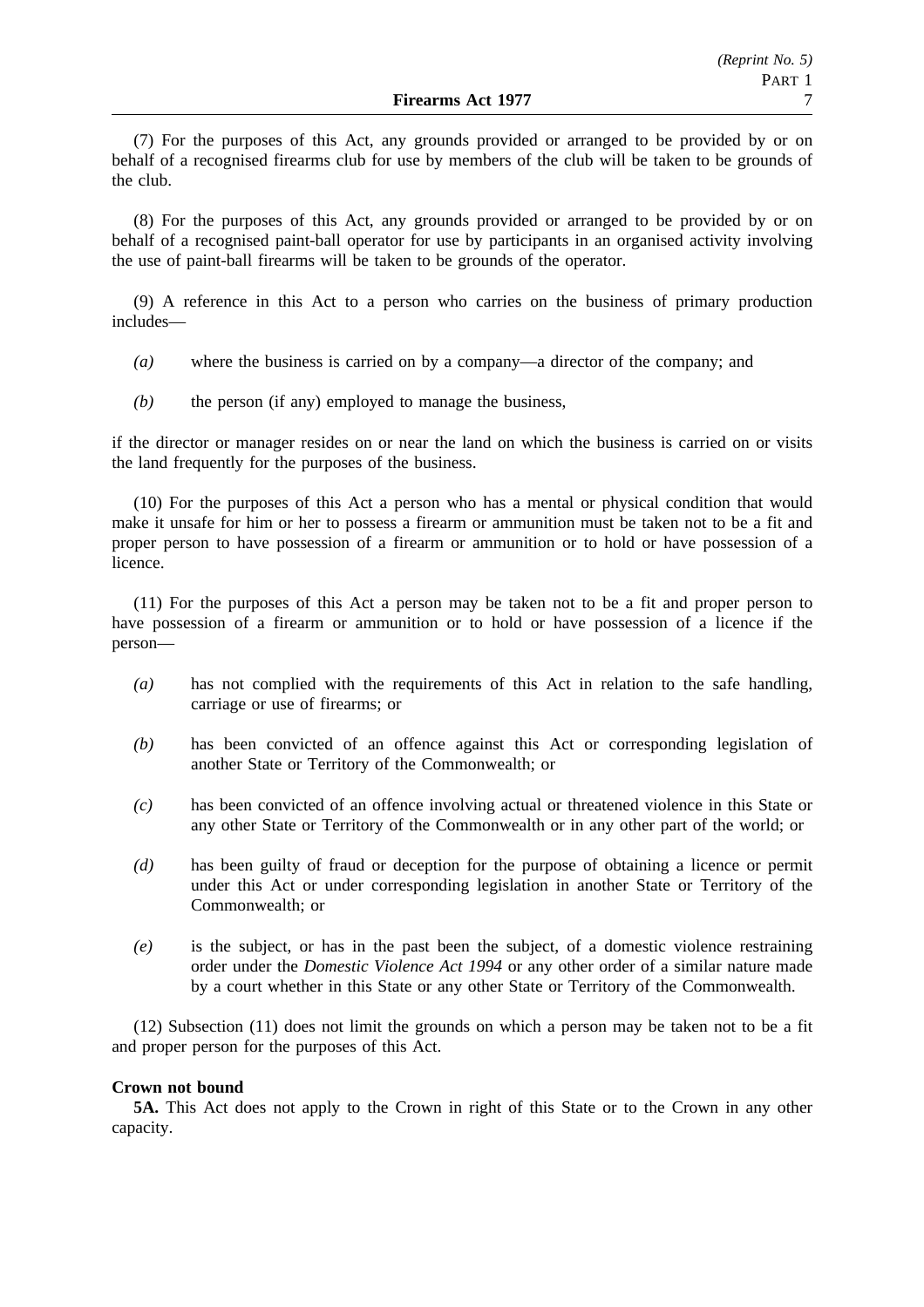(7) For the purposes of this Act, any grounds provided or arranged to be provided by or on behalf of a recognised firearms club for use by members of the club will be taken to be grounds of the club.

(8) For the purposes of this Act, any grounds provided or arranged to be provided by or on behalf of a recognised paint-ball operator for use by participants in an organised activity involving the use of paint-ball firearms will be taken to be grounds of the operator.

(9) A reference in this Act to a person who carries on the business of primary production includes—

*(a)* where the business is carried on by a company—a director of the company; and

*(b)* the person (if any) employed to manage the business,

if the director or manager resides on or near the land on which the business is carried on or visits the land frequently for the purposes of the business.

(10) For the purposes of this Act a person who has a mental or physical condition that would make it unsafe for him or her to possess a firearm or ammunition must be taken not to be a fit and proper person to have possession of a firearm or ammunition or to hold or have possession of a licence.

(11) For the purposes of this Act a person may be taken not to be a fit and proper person to have possession of a firearm or ammunition or to hold or have possession of a licence if the person—

*(a)* has not complied with the requirements of this Act in relation to the safe handling, carriage or use of firearms; or

*(b)* has been convicted of an offence against this Act or corresponding legislation of another State or Territory of the Commonwealth; or

*(c)* has been convicted of an offence involving actual or threatened violence in this State or any other State or Territory of the Commonwealth or in any other part of the world; or

*(d)* has been guilty of fraud or deception for the purpose of obtaining a licence or permit under this Act or under corresponding legislation in another State or Territory of the Commonwealth; or

*(e)* is the subject, or has in the past been the subject, of a domestic violence restraining order under the *Domestic Violence Act 1994* or any other order of a similar nature made by a court whether in this State or any other State or Territory of the Commonwealth.

(12) Subsection (11) does not limit the grounds on which a person may be taken not to be a fit and proper person for the purposes of this Act.

**Crown not bound**

**5A.** This Act does not apply to the Crown in right of this State or to the Crown in any other capacity.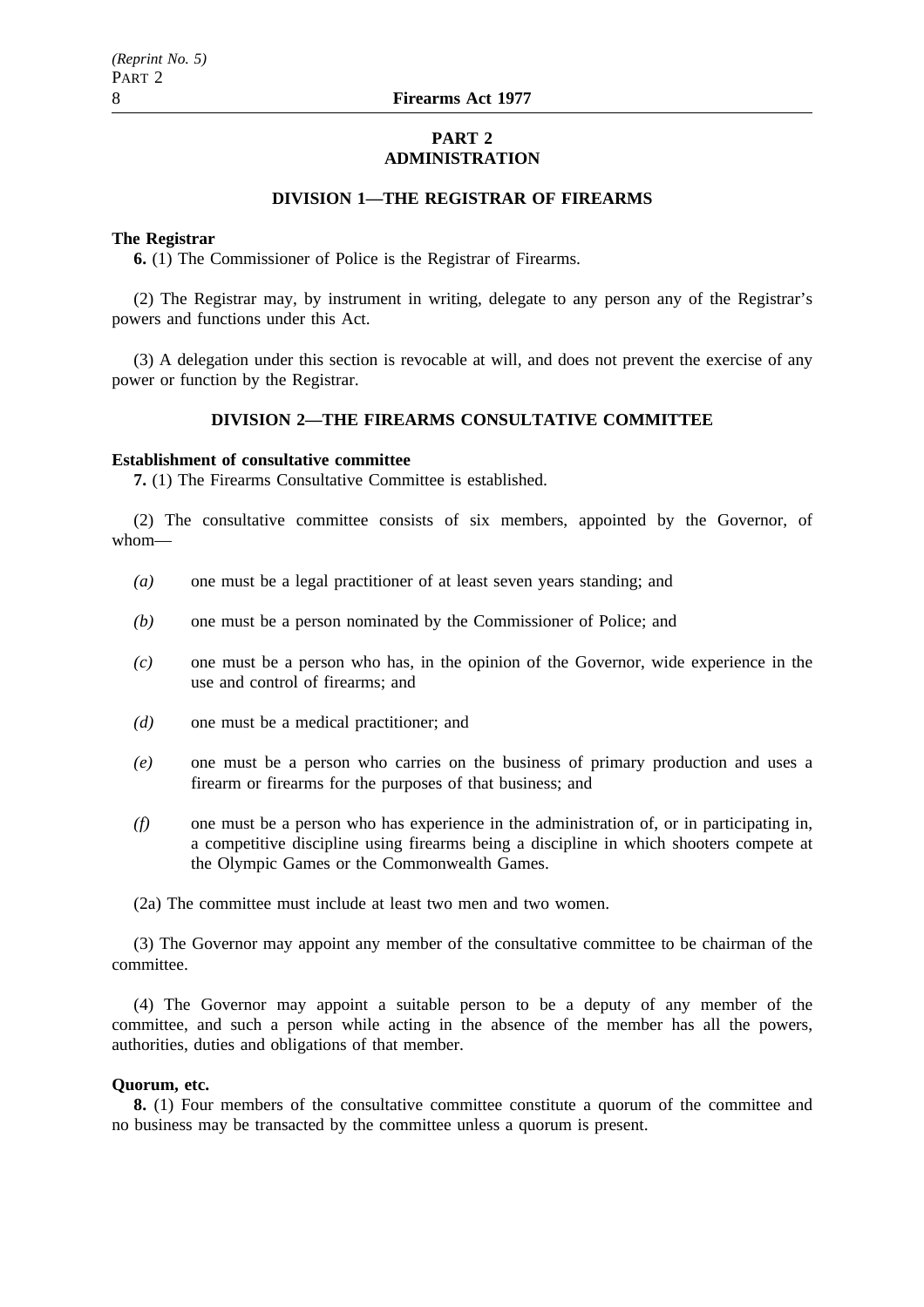## PART 2
## ADMINISTRATION

### DIVISION 1—THE REGISTRAR OF FIREARMS

**The Registrar**

**6.** (1) The Commissioner of Police is the Registrar of Firearms.

(2) The Registrar may, by instrument in writing, delegate to any person any of the Registrar's powers and functions under this Act.

(3) A delegation under this section is revocable at will, and does not prevent the exercise of any power or function by the Registrar.

### DIVISION 2—THE FIREARMS CONSULTATIVE COMMITTEE

**Establishment of consultative committee**

**7.** (1) The Firearms Consultative Committee is established.

(2) The consultative committee consists of six members, appointed by the Governor, of whom—

*(a)* one must be a legal practitioner of at least seven years standing; and

*(b)* one must be a person nominated by the Commissioner of Police; and

*(c)* one must be a person who has, in the opinion of the Governor, wide experience in the use and control of firearms; and

*(d)* one must be a medical practitioner; and

*(e)* one must be a person who carries on the business of primary production and uses a firearm or firearms for the purposes of that business; and

*(f)* one must be a person who has experience in the administration of, or in participating in, a competitive discipline using firearms being a discipline in which shooters compete at the Olympic Games or the Commonwealth Games.

(2a) The committee must include at least two men and two women.

(3) The Governor may appoint any member of the consultative committee to be chairman of the committee.

(4) The Governor may appoint a suitable person to be a deputy of any member of the committee, and such a person while acting in the absence of the member has all the powers, authorities, duties and obligations of that member.

**Quorum, etc.**

**8.** (1) Four members of the consultative committee constitute a quorum of the committee and no business may be transacted by the committee unless a quorum is present.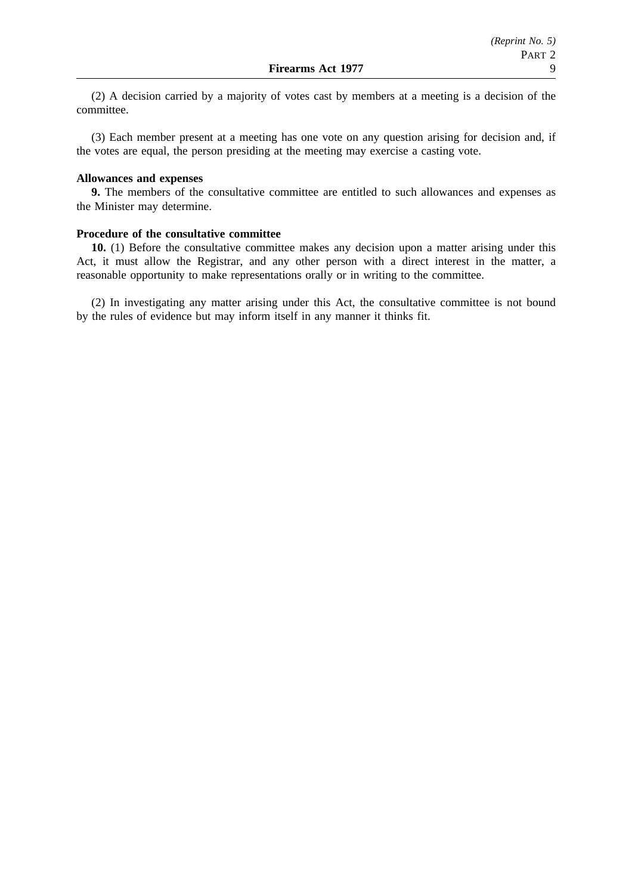(2) A decision carried by a majority of votes cast by members at a meeting is a decision of the committee.

(3) Each member present at a meeting has one vote on any question arising for decision and, if the votes are equal, the person presiding at the meeting may exercise a casting vote.

**Allowances and expenses**

**9.** The members of the consultative committee are entitled to such allowances and expenses as the Minister may determine.

**Procedure of the consultative committee**

**10.** (1) Before the consultative committee makes any decision upon a matter arising under this Act, it must allow the Registrar, and any other person with a direct interest in the matter, a reasonable opportunity to make representations orally or in writing to the committee.

(2) In investigating any matter arising under this Act, the consultative committee is not bound by the rules of evidence but may inform itself in any manner it thinks fit.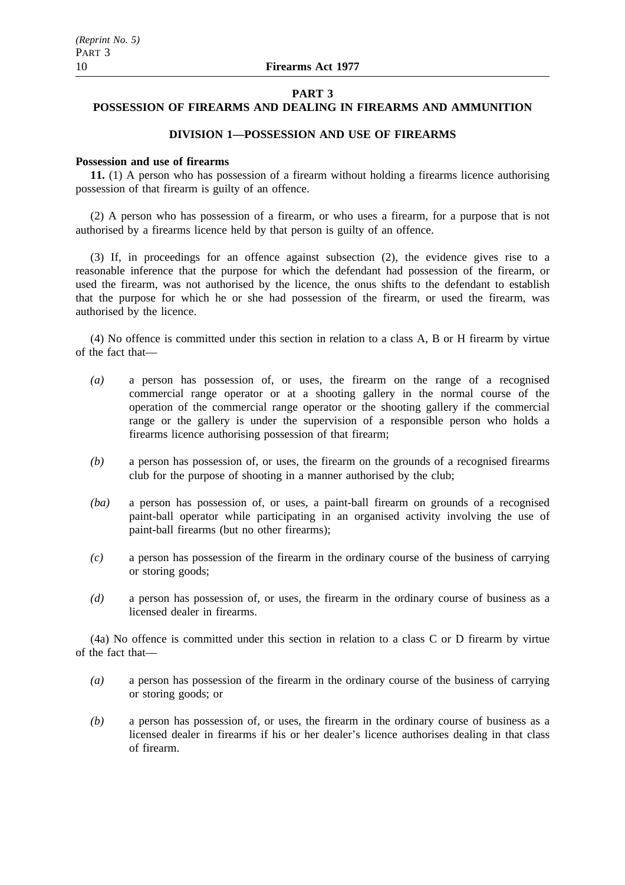## PART 3

## POSSESSION OF FIREARMS AND DEALING IN FIREARMS AND AMMUNITION

### DIVISION 1—POSSESSION AND USE OF FIREARMS

**Possession and use of firearms**

**11.** (1) A person who has possession of a firearm without holding a firearms licence authorising possession of that firearm is guilty of an offence.

(2) A person who has possession of a firearm, or who uses a firearm, for a purpose that is not authorised by a firearms licence held by that person is guilty of an offence.

(3) If, in proceedings for an offence against subsection (2), the evidence gives rise to a reasonable inference that the purpose for which the defendant had possession of the firearm, or used the firearm, was not authorised by the licence, the onus shifts to the defendant to establish that the purpose for which he or she had possession of the firearm, or used the firearm, was authorised by the licence.

(4) No offence is committed under this section in relation to a class A, B or H firearm by virtue of the fact that—

*(a)* a person has possession of, or uses, the firearm on the range of a recognised commercial range operator or at a shooting gallery in the normal course of the operation of the commercial range operator or the shooting gallery if the commercial range or the gallery is under the supervision of a responsible person who holds a firearms licence authorising possession of that firearm;

*(b)* a person has possession of, or uses, the firearm on the grounds of a recognised firearms club for the purpose of shooting in a manner authorised by the club;

*(ba)* a person has possession of, or uses, a paint-ball firearm on grounds of a recognised paint-ball operator while participating in an organised activity involving the use of paint-ball firearms (but no other firearms);

*(c)* a person has possession of the firearm in the ordinary course of the business of carrying or storing goods;

*(d)* a person has possession of, or uses, the firearm in the ordinary course of business as a licensed dealer in firearms.

(4a) No offence is committed under this section in relation to a class C or D firearm by virtue of the fact that—

*(a)* a person has possession of the firearm in the ordinary course of the business of carrying or storing goods; or

*(b)* a person has possession of, or uses, the firearm in the ordinary course of business as a licensed dealer in firearms if his or her dealer's licence authorises dealing in that class of firearm.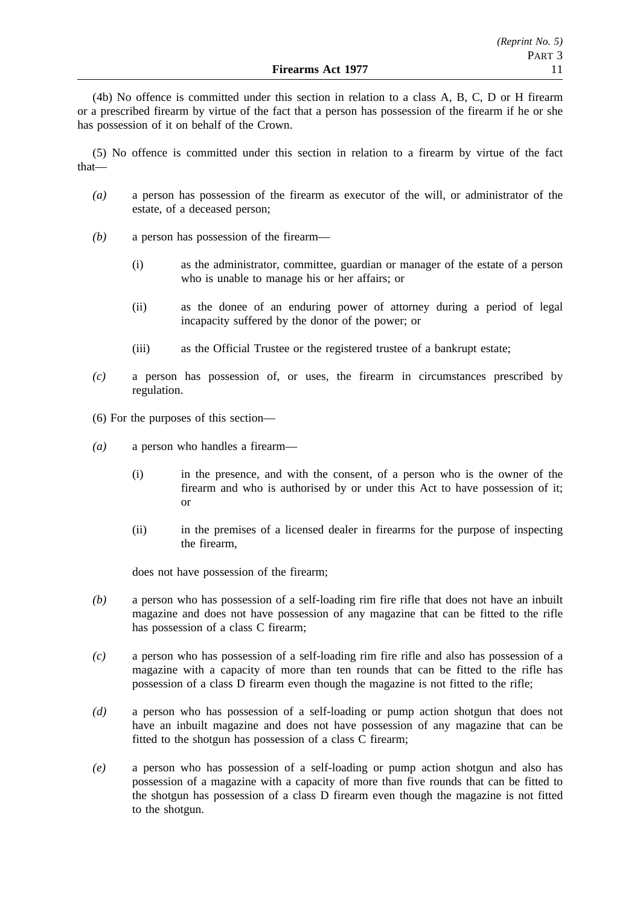(4b) No offence is committed under this section in relation to a class A, B, C, D or H firearm or a prescribed firearm by virtue of the fact that a person has possession of the firearm if he or she has possession of it on behalf of the Crown.

(5) No offence is committed under this section in relation to a firearm by virtue of the fact that—

*(a)* a person has possession of the firearm as executor of the will, or administrator of the estate, of a deceased person;

*(b)* a person has possession of the firearm—

(i) as the administrator, committee, guardian or manager of the estate of a person who is unable to manage his or her affairs; or

(ii) as the donee of an enduring power of attorney during a period of legal incapacity suffered by the donor of the power; or

(iii) as the Official Trustee or the registered trustee of a bankrupt estate;

*(c)* a person has possession of, or uses, the firearm in circumstances prescribed by regulation.

(6) For the purposes of this section—

*(a)* a person who handles a firearm—

(i) in the presence, and with the consent, of a person who is the owner of the firearm and who is authorised by or under this Act to have possession of it; or

(ii) in the premises of a licensed dealer in firearms for the purpose of inspecting the firearm,

does not have possession of the firearm;

*(b)* a person who has possession of a self-loading rim fire rifle that does not have an inbuilt magazine and does not have possession of any magazine that can be fitted to the rifle has possession of a class C firearm;

*(c)* a person who has possession of a self-loading rim fire rifle and also has possession of a magazine with a capacity of more than ten rounds that can be fitted to the rifle has possession of a class D firearm even though the magazine is not fitted to the rifle;

*(d)* a person who has possession of a self-loading or pump action shotgun that does not have an inbuilt magazine and does not have possession of any magazine that can be fitted to the shotgun has possession of a class C firearm;

*(e)* a person who has possession of a self-loading or pump action shotgun and also has possession of a magazine with a capacity of more than five rounds that can be fitted to the shotgun has possession of a class D firearm even though the magazine is not fitted to the shotgun.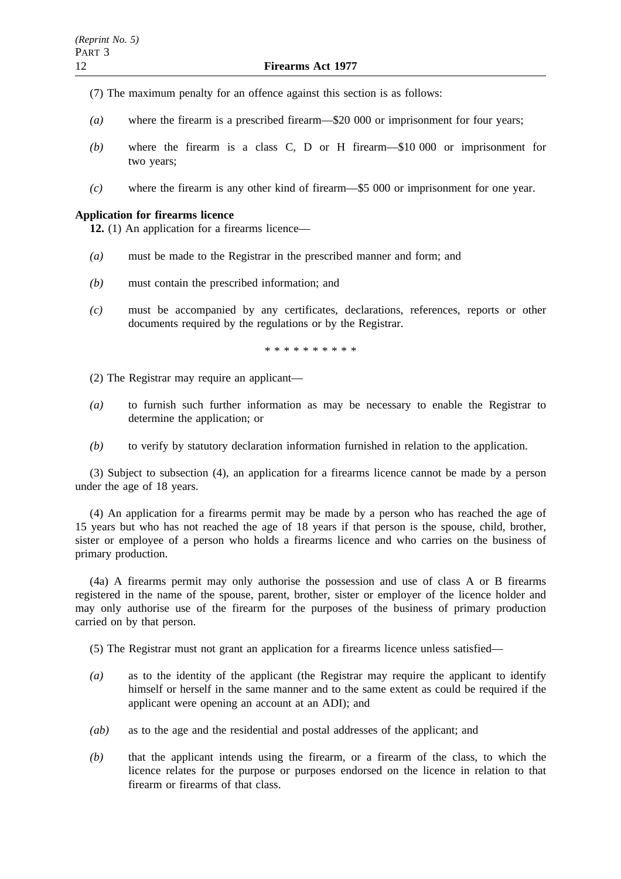(7) The maximum penalty for an offence against this section is as follows:

*(a)* where the firearm is a prescribed firearm—$20 000 or imprisonment for four years;

*(b)* where the firearm is a class C, D or H firearm—$10 000 or imprisonment for two years;

*(c)* where the firearm is any other kind of firearm—$5 000 or imprisonment for one year.

**Application for firearms licence**

**12.** (1) An application for a firearms licence—

*(a)* must be made to the Registrar in the prescribed manner and form; and

*(b)* must contain the prescribed information; and

*(c)* must be accompanied by any certificates, declarations, references, reports or other documents required by the regulations or by the Registrar.

\* \* \* \* \* \* \* \* \* \*

(2) The Registrar may require an applicant—

*(a)* to furnish such further information as may be necessary to enable the Registrar to determine the application; or

*(b)* to verify by statutory declaration information furnished in relation to the application.

(3) Subject to subsection (4), an application for a firearms licence cannot be made by a person under the age of 18 years.

(4) An application for a firearms permit may be made by a person who has reached the age of 15 years but who has not reached the age of 18 years if that person is the spouse, child, brother, sister or employee of a person who holds a firearms licence and who carries on the business of primary production.

(4a) A firearms permit may only authorise the possession and use of class A or B firearms registered in the name of the spouse, parent, brother, sister or employer of the licence holder and may only authorise use of the firearm for the purposes of the business of primary production carried on by that person.

(5) The Registrar must not grant an application for a firearms licence unless satisfied—

*(a)* as to the identity of the applicant (the Registrar may require the applicant to identify himself or herself in the same manner and to the same extent as could be required if the applicant were opening an account at an ADI); and

*(ab)* as to the age and the residential and postal addresses of the applicant; and

*(b)* that the applicant intends using the firearm, or a firearm of the class, to which the licence relates for the purpose or purposes endorsed on the licence in relation to that firearm or firearms of that class.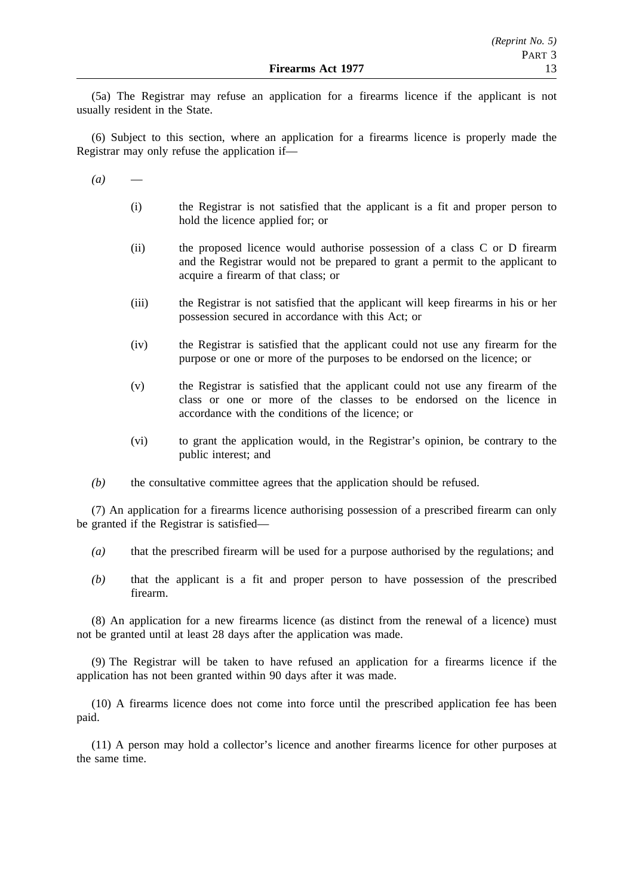(5a) The Registrar may refuse an application for a firearms licence if the applicant is not usually resident in the State.

(6) Subject to this section, where an application for a firearms licence is properly made the Registrar may only refuse the application if—

*(a)* —

(i) the Registrar is not satisfied that the applicant is a fit and proper person to hold the licence applied for; or

(ii) the proposed licence would authorise possession of a class C or D firearm and the Registrar would not be prepared to grant a permit to the applicant to acquire a firearm of that class; or

(iii) the Registrar is not satisfied that the applicant will keep firearms in his or her possession secured in accordance with this Act; or

(iv) the Registrar is satisfied that the applicant could not use any firearm for the purpose or one or more of the purposes to be endorsed on the licence; or

(v) the Registrar is satisfied that the applicant could not use any firearm of the class or one or more of the classes to be endorsed on the licence in accordance with the conditions of the licence; or

(vi) to grant the application would, in the Registrar's opinion, be contrary to the public interest; and

*(b)* the consultative committee agrees that the application should be refused.

(7) An application for a firearms licence authorising possession of a prescribed firearm can only be granted if the Registrar is satisfied—

*(a)* that the prescribed firearm will be used for a purpose authorised by the regulations; and

*(b)* that the applicant is a fit and proper person to have possession of the prescribed firearm.

(8) An application for a new firearms licence (as distinct from the renewal of a licence) must not be granted until at least 28 days after the application was made.

(9) The Registrar will be taken to have refused an application for a firearms licence if the application has not been granted within 90 days after it was made.

(10) A firearms licence does not come into force until the prescribed application fee has been paid.

(11) A person may hold a collector's licence and another firearms licence for other purposes at the same time.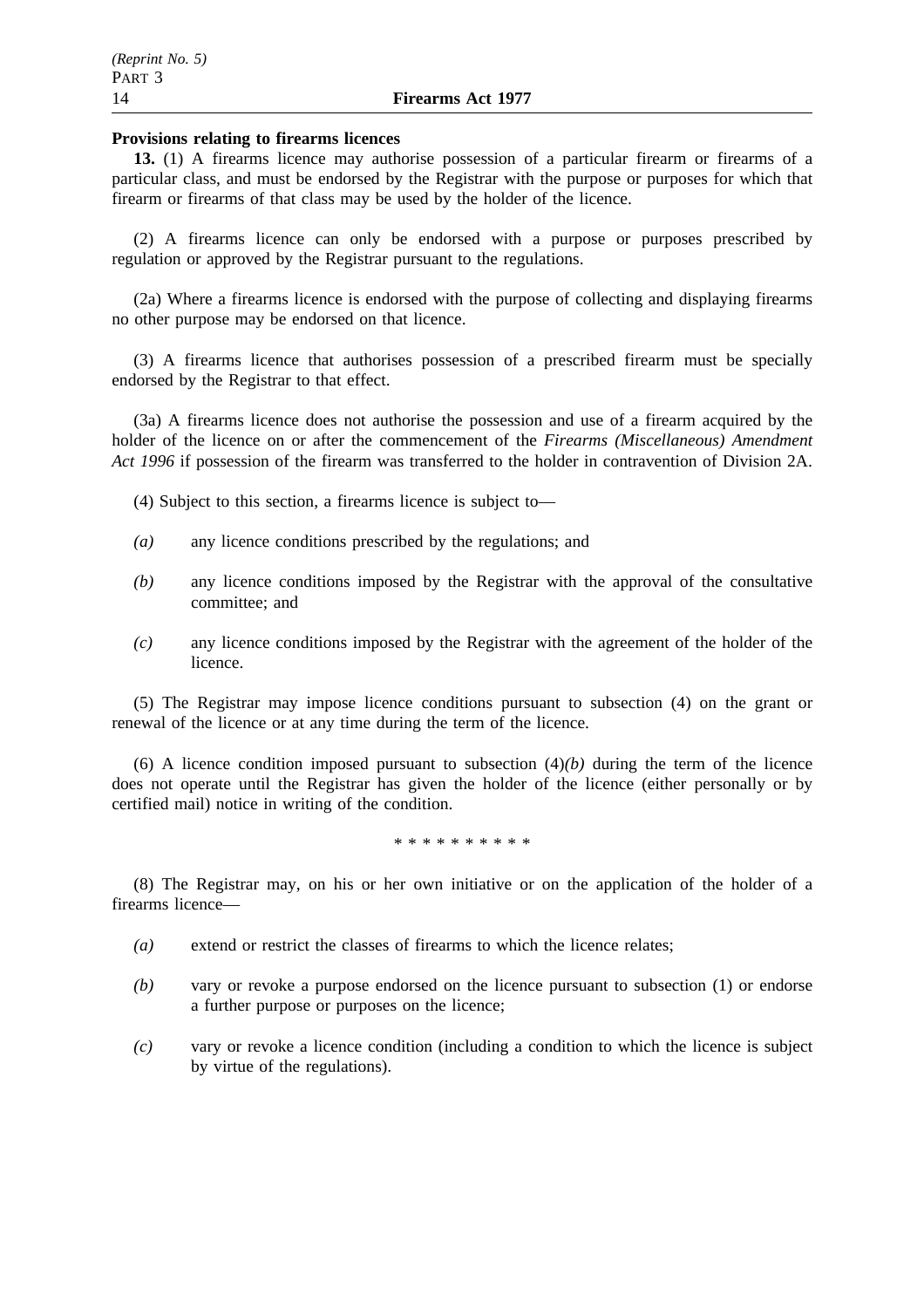**Provisions relating to firearms licences**

**13.** (1) A firearms licence may authorise possession of a particular firearm or firearms of a particular class, and must be endorsed by the Registrar with the purpose or purposes for which that firearm or firearms of that class may be used by the holder of the licence.

(2) A firearms licence can only be endorsed with a purpose or purposes prescribed by regulation or approved by the Registrar pursuant to the regulations.

(2a) Where a firearms licence is endorsed with the purpose of collecting and displaying firearms no other purpose may be endorsed on that licence.

(3) A firearms licence that authorises possession of a prescribed firearm must be specially endorsed by the Registrar to that effect.

(3a) A firearms licence does not authorise the possession and use of a firearm acquired by the holder of the licence on or after the commencement of the *Firearms (Miscellaneous) Amendment Act 1996* if possession of the firearm was transferred to the holder in contravention of Division 2A.

(4) Subject to this section, a firearms licence is subject to—

*(a)* any licence conditions prescribed by the regulations; and

*(b)* any licence conditions imposed by the Registrar with the approval of the consultative committee; and

*(c)* any licence conditions imposed by the Registrar with the agreement of the holder of the licence.

(5) The Registrar may impose licence conditions pursuant to subsection (4) on the grant or renewal of the licence or at any time during the term of the licence.

(6) A licence condition imposed pursuant to subsection (4)*(b)* during the term of the licence does not operate until the Registrar has given the holder of the licence (either personally or by certified mail) notice in writing of the condition.

\* \* \* \* \* \* \* \* \* \*

(8) The Registrar may, on his or her own initiative or on the application of the holder of a firearms licence—

*(a)* extend or restrict the classes of firearms to which the licence relates;

*(b)* vary or revoke a purpose endorsed on the licence pursuant to subsection (1) or endorse a further purpose or purposes on the licence;

*(c)* vary or revoke a licence condition (including a condition to which the licence is subject by virtue of the regulations).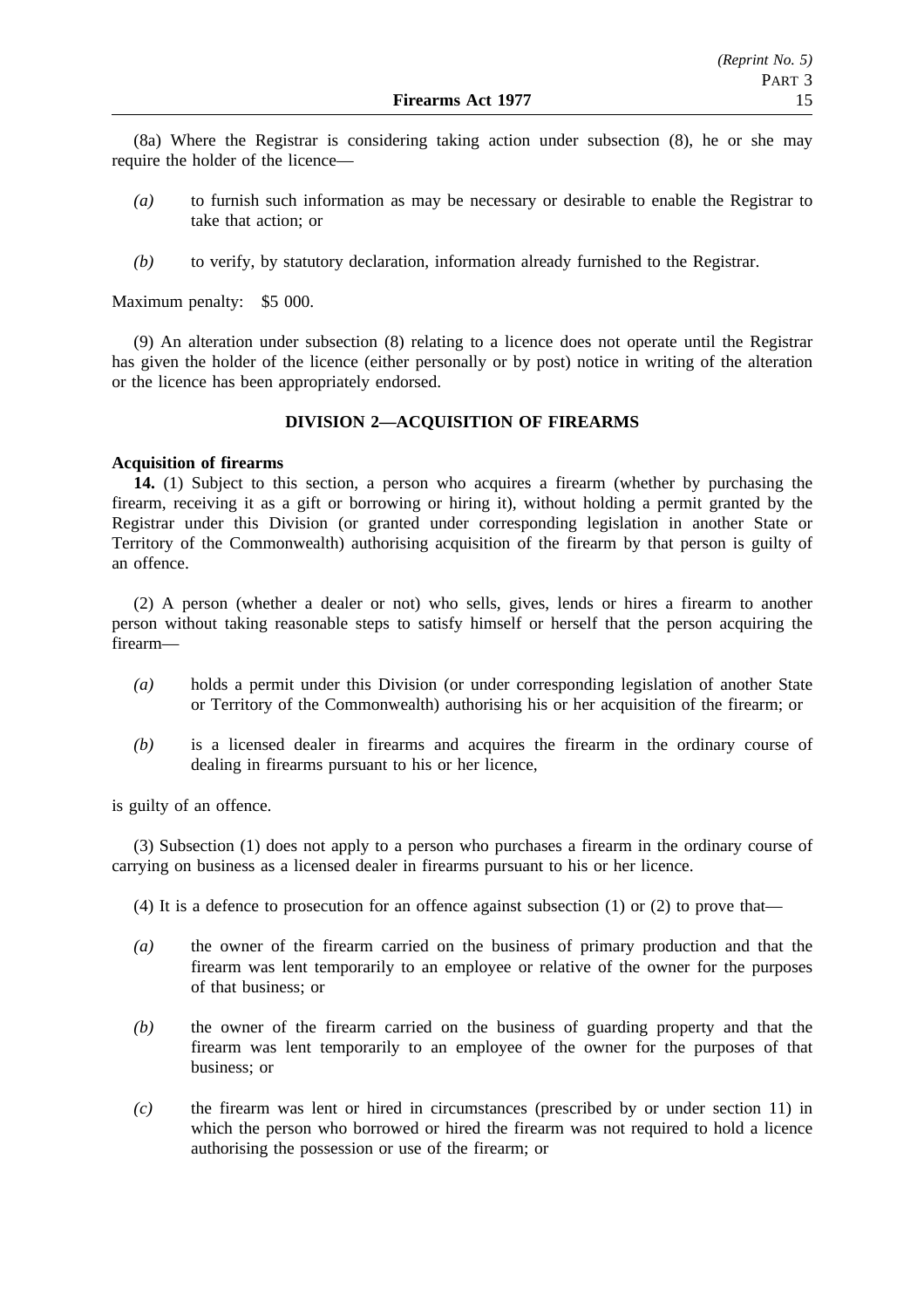(8a) Where the Registrar is considering taking action under subsection (8), he or she may require the holder of the licence—

*(a)* to furnish such information as may be necessary or desirable to enable the Registrar to take that action; or

*(b)* to verify, by statutory declaration, information already furnished to the Registrar.

Maximum penalty: $5 000.

(9) An alteration under subsection (8) relating to a licence does not operate until the Registrar has given the holder of the licence (either personally or by post) notice in writing of the alteration or the licence has been appropriately endorsed.

## DIVISION 2—ACQUISITION OF FIREARMS

**Acquisition of firearms**

**14.** (1) Subject to this section, a person who acquires a firearm (whether by purchasing the firearm, receiving it as a gift or borrowing or hiring it), without holding a permit granted by the Registrar under this Division (or granted under corresponding legislation in another State or Territory of the Commonwealth) authorising acquisition of the firearm by that person is guilty of an offence.

(2) A person (whether a dealer or not) who sells, gives, lends or hires a firearm to another person without taking reasonable steps to satisfy himself or herself that the person acquiring the firearm—

*(a)* holds a permit under this Division (or under corresponding legislation of another State or Territory of the Commonwealth) authorising his or her acquisition of the firearm; or

*(b)* is a licensed dealer in firearms and acquires the firearm in the ordinary course of dealing in firearms pursuant to his or her licence,

is guilty of an offence.

(3) Subsection (1) does not apply to a person who purchases a firearm in the ordinary course of carrying on business as a licensed dealer in firearms pursuant to his or her licence.

(4) It is a defence to prosecution for an offence against subsection (1) or (2) to prove that—

*(a)* the owner of the firearm carried on the business of primary production and that the firearm was lent temporarily to an employee or relative of the owner for the purposes of that business; or

*(b)* the owner of the firearm carried on the business of guarding property and that the firearm was lent temporarily to an employee of the owner for the purposes of that business; or

*(c)* the firearm was lent or hired in circumstances (prescribed by or under section 11) in which the person who borrowed or hired the firearm was not required to hold a licence authorising the possession or use of the firearm; or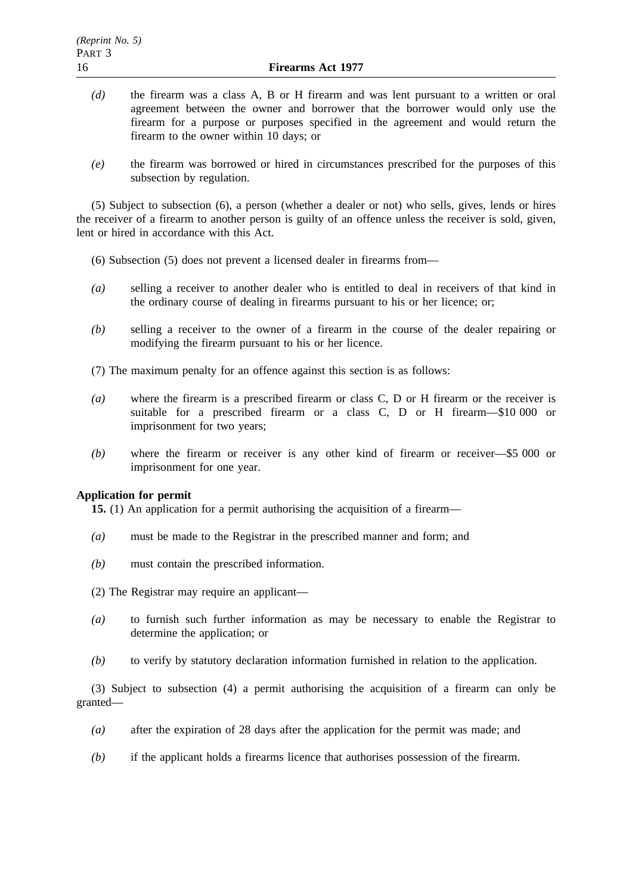*(d)* the firearm was a class A, B or H firearm and was lent pursuant to a written or oral agreement between the owner and borrower that the borrower would only use the firearm for a purpose or purposes specified in the agreement and would return the firearm to the owner within 10 days; or

*(e)* the firearm was borrowed or hired in circumstances prescribed for the purposes of this subsection by regulation.

(5) Subject to subsection (6), a person (whether a dealer or not) who sells, gives, lends or hires the receiver of a firearm to another person is guilty of an offence unless the receiver is sold, given, lent or hired in accordance with this Act.

(6) Subsection (5) does not prevent a licensed dealer in firearms from—

*(a)* selling a receiver to another dealer who is entitled to deal in receivers of that kind in the ordinary course of dealing in firearms pursuant to his or her licence; or;

*(b)* selling a receiver to the owner of a firearm in the course of the dealer repairing or modifying the firearm pursuant to his or her licence.

(7) The maximum penalty for an offence against this section is as follows:

*(a)* where the firearm is a prescribed firearm or class C, D or H firearm or the receiver is suitable for a prescribed firearm or a class C, D or H firearm—$10 000 or imprisonment for two years;

*(b)* where the firearm or receiver is any other kind of firearm or receiver—$5 000 or imprisonment for one year.

**Application for permit**

**15.** (1) An application for a permit authorising the acquisition of a firearm—

*(a)* must be made to the Registrar in the prescribed manner and form; and

*(b)* must contain the prescribed information.

(2) The Registrar may require an applicant—

*(a)* to furnish such further information as may be necessary to enable the Registrar to determine the application; or

*(b)* to verify by statutory declaration information furnished in relation to the application.

(3) Subject to subsection (4) a permit authorising the acquisition of a firearm can only be granted—

*(a)* after the expiration of 28 days after the application for the permit was made; and

*(b)* if the applicant holds a firearms licence that authorises possession of the firearm.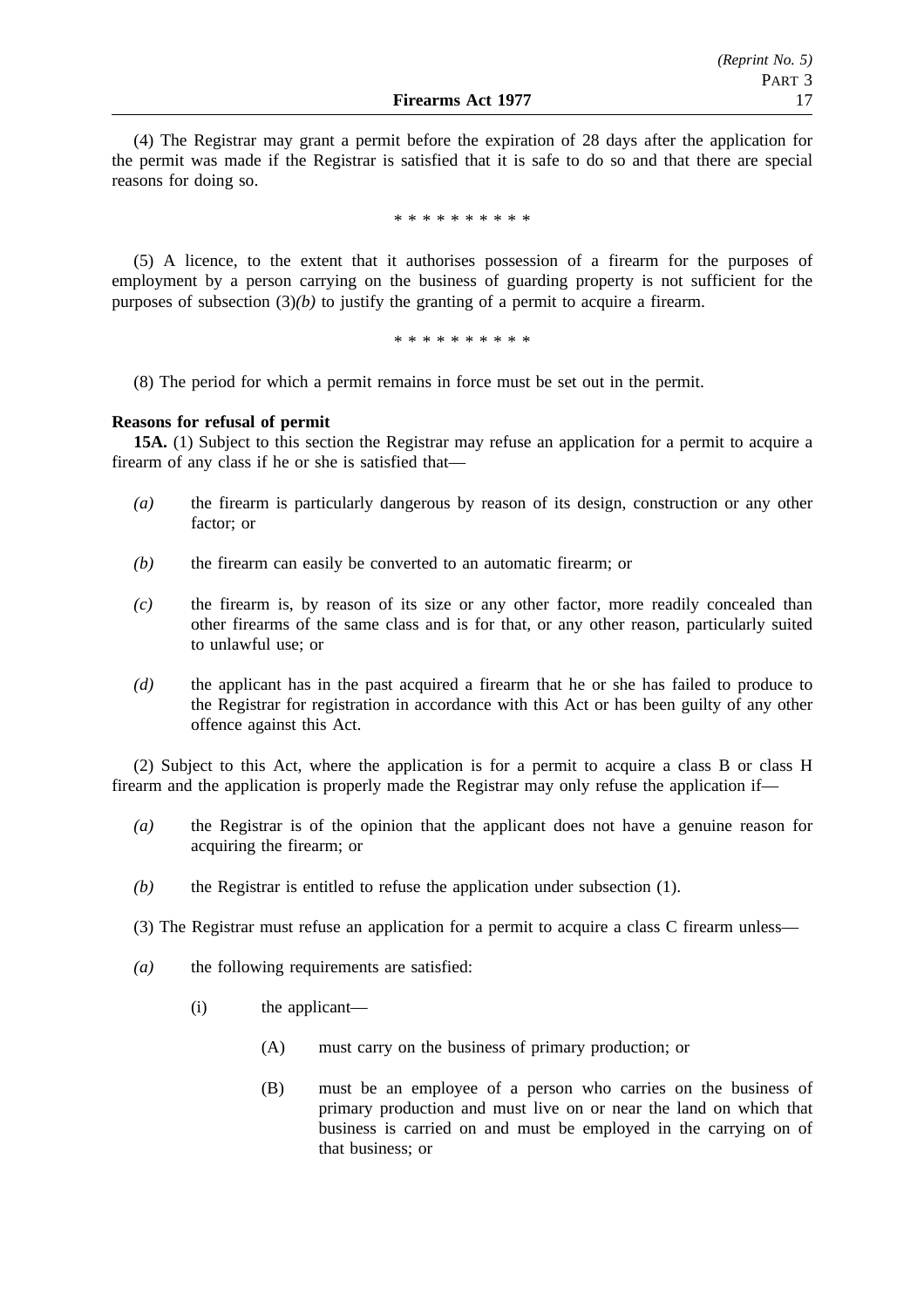(4) The Registrar may grant a permit before the expiration of 28 days after the application for the permit was made if the Registrar is satisfied that it is safe to do so and that there are special reasons for doing so.

\* \* \* \* \* \* \* \* \* \*

(5) A licence, to the extent that it authorises possession of a firearm for the purposes of employment by a person carrying on the business of guarding property is not sufficient for the purposes of subsection (3)*(b)* to justify the granting of a permit to acquire a firearm.

\* \* \* \* \* \* \* \* \* \*

(8) The period for which a permit remains in force must be set out in the permit.

**Reasons for refusal of permit**

**15A.** (1) Subject to this section the Registrar may refuse an application for a permit to acquire a firearm of any class if he or she is satisfied that—

- *(a)* the firearm is particularly dangerous by reason of its design, construction or any other factor; or
- *(b)* the firearm can easily be converted to an automatic firearm; or
- *(c)* the firearm is, by reason of its size or any other factor, more readily concealed than other firearms of the same class and is for that, or any other reason, particularly suited to unlawful use; or
- *(d)* the applicant has in the past acquired a firearm that he or she has failed to produce to the Registrar for registration in accordance with this Act or has been guilty of any other offence against this Act.

(2) Subject to this Act, where the application is for a permit to acquire a class B or class H firearm and the application is properly made the Registrar may only refuse the application if—

- *(a)* the Registrar is of the opinion that the applicant does not have a genuine reason for acquiring the firearm; or
- *(b)* the Registrar is entitled to refuse the application under subsection (1).

(3) The Registrar must refuse an application for a permit to acquire a class C firearm unless—

- *(a)* the following requirements are satisfied:
  - (i) the applicant—
    - (A) must carry on the business of primary production; or
    - (B) must be an employee of a person who carries on the business of primary production and must live on or near the land on which that business is carried on and must be employed in the carrying on of that business; or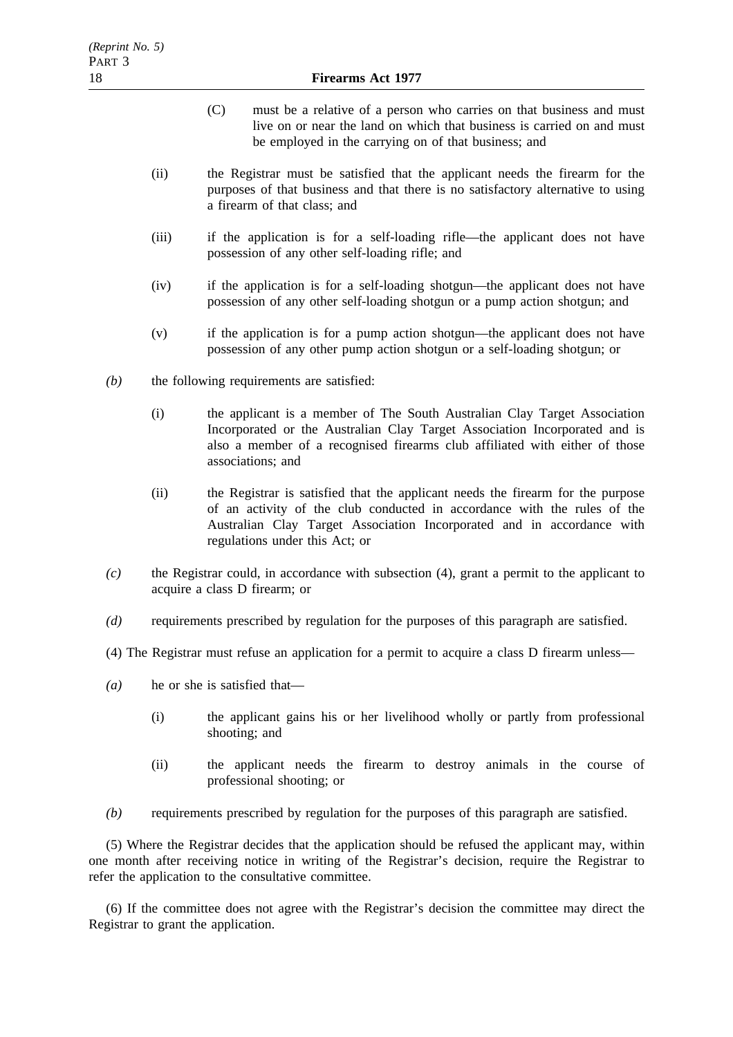(C) must be a relative of a person who carries on that business and must live on or near the land on which that business is carried on and must be employed in the carrying on of that business; and

(ii) the Registrar must be satisfied that the applicant needs the firearm for the purposes of that business and that there is no satisfactory alternative to using a firearm of that class; and

(iii) if the application is for a self-loading rifle—the applicant does not have possession of any other self-loading rifle; and

(iv) if the application is for a self-loading shotgun—the applicant does not have possession of any other self-loading shotgun or a pump action shotgun; and

(v) if the application is for a pump action shotgun—the applicant does not have possession of any other pump action shotgun or a self-loading shotgun; or

*(b)* the following requirements are satisfied:

(i) the applicant is a member of The South Australian Clay Target Association Incorporated or the Australian Clay Target Association Incorporated and is also a member of a recognised firearms club affiliated with either of those associations; and

(ii) the Registrar is satisfied that the applicant needs the firearm for the purpose of an activity of the club conducted in accordance with the rules of the Australian Clay Target Association Incorporated and in accordance with regulations under this Act; or

*(c)* the Registrar could, in accordance with subsection (4), grant a permit to the applicant to acquire a class D firearm; or

*(d)* requirements prescribed by regulation for the purposes of this paragraph are satisfied.

(4) The Registrar must refuse an application for a permit to acquire a class D firearm unless—

*(a)* he or she is satisfied that—

(i) the applicant gains his or her livelihood wholly or partly from professional shooting; and

(ii) the applicant needs the firearm to destroy animals in the course of professional shooting; or

*(b)* requirements prescribed by regulation for the purposes of this paragraph are satisfied.

(5) Where the Registrar decides that the application should be refused the applicant may, within one month after receiving notice in writing of the Registrar's decision, require the Registrar to refer the application to the consultative committee.

(6) If the committee does not agree with the Registrar's decision the committee may direct the Registrar to grant the application.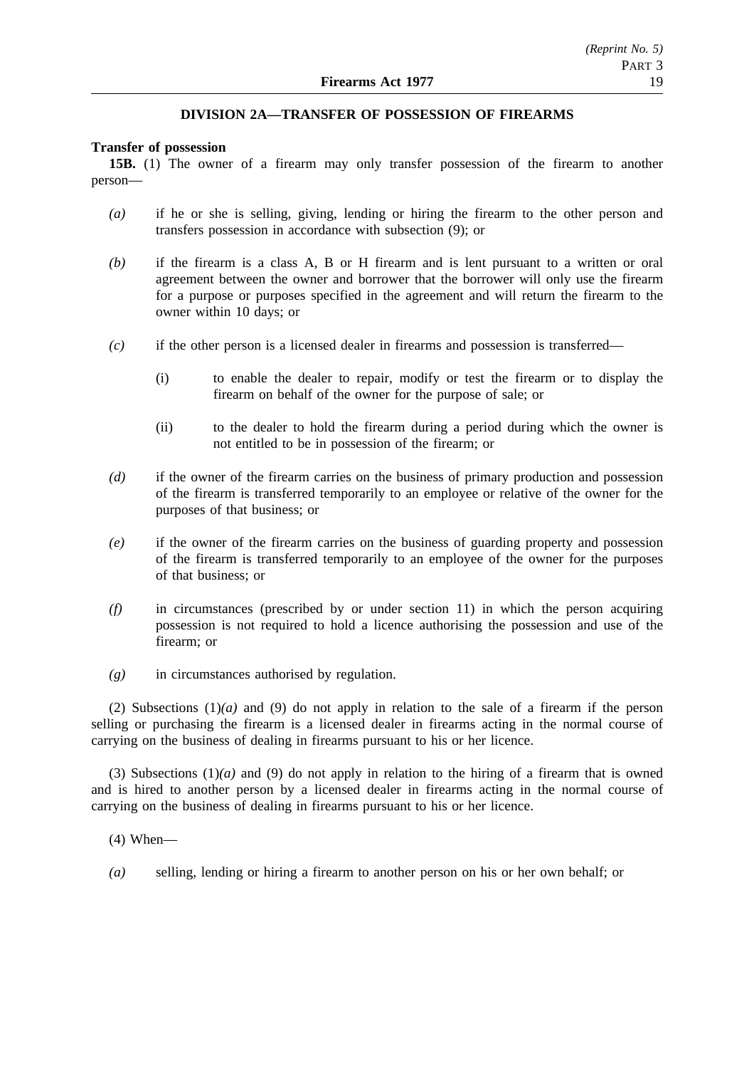## DIVISION 2A—TRANSFER OF POSSESSION OF FIREARMS

**Transfer of possession**

**15B.** (1) The owner of a firearm may only transfer possession of the firearm to another person—

*(a)* if he or she is selling, giving, lending or hiring the firearm to the other person and transfers possession in accordance with subsection (9); or

*(b)* if the firearm is a class A, B or H firearm and is lent pursuant to a written or oral agreement between the owner and borrower that the borrower will only use the firearm for a purpose or purposes specified in the agreement and will return the firearm to the owner within 10 days; or

*(c)* if the other person is a licensed dealer in firearms and possession is transferred—

(i) to enable the dealer to repair, modify or test the firearm or to display the firearm on behalf of the owner for the purpose of sale; or

(ii) to the dealer to hold the firearm during a period during which the owner is not entitled to be in possession of the firearm; or

*(d)* if the owner of the firearm carries on the business of primary production and possession of the firearm is transferred temporarily to an employee or relative of the owner for the purposes of that business; or

*(e)* if the owner of the firearm carries on the business of guarding property and possession of the firearm is transferred temporarily to an employee of the owner for the purposes of that business; or

*(f)* in circumstances (prescribed by or under section 11) in which the person acquiring possession is not required to hold a licence authorising the possession and use of the firearm; or

*(g)* in circumstances authorised by regulation.

(2) Subsections (1)*(a)* and (9) do not apply in relation to the sale of a firearm if the person selling or purchasing the firearm is a licensed dealer in firearms acting in the normal course of carrying on the business of dealing in firearms pursuant to his or her licence.

(3) Subsections (1)*(a)* and (9) do not apply in relation to the hiring of a firearm that is owned and is hired to another person by a licensed dealer in firearms acting in the normal course of carrying on the business of dealing in firearms pursuant to his or her licence.

(4) When—

*(a)* selling, lending or hiring a firearm to another person on his or her own behalf; or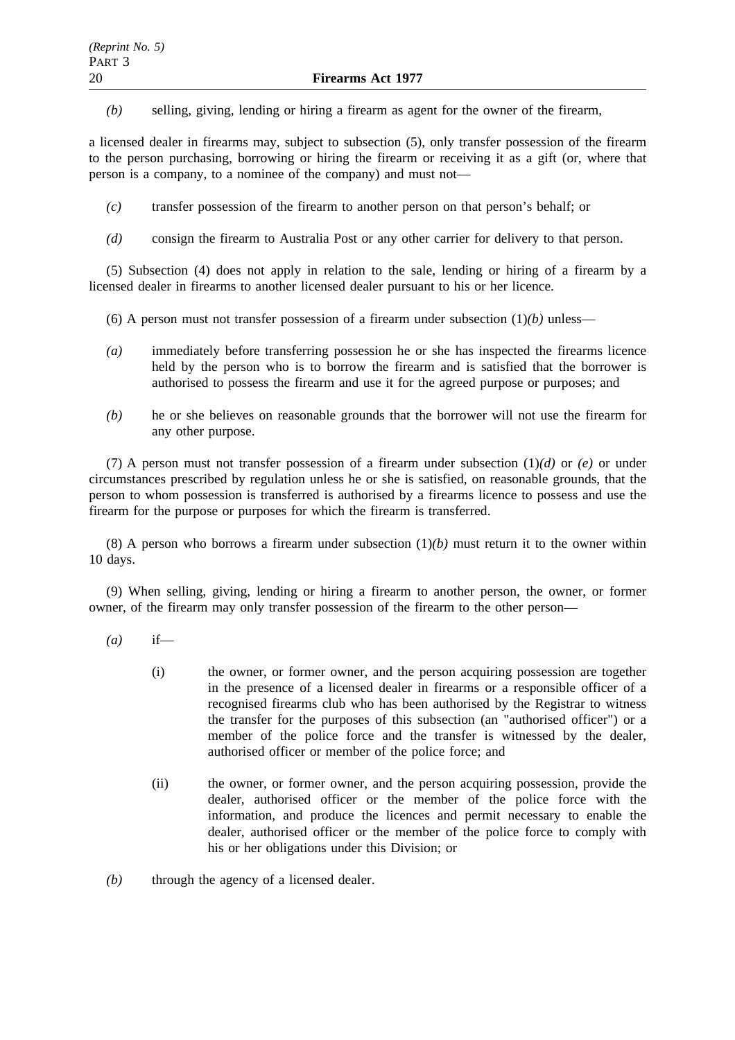*(b)* selling, giving, lending or hiring a firearm as agent for the owner of the firearm,

a licensed dealer in firearms may, subject to subsection (5), only transfer possession of the firearm to the person purchasing, borrowing or hiring the firearm or receiving it as a gift (or, where that person is a company, to a nominee of the company) and must not—

*(c)* transfer possession of the firearm to another person on that person's behalf; or

*(d)* consign the firearm to Australia Post or any other carrier for delivery to that person.

(5) Subsection (4) does not apply in relation to the sale, lending or hiring of a firearm by a licensed dealer in firearms to another licensed dealer pursuant to his or her licence.

(6) A person must not transfer possession of a firearm under subsection (1)*(b)* unless—

*(a)* immediately before transferring possession he or she has inspected the firearms licence held by the person who is to borrow the firearm and is satisfied that the borrower is authorised to possess the firearm and use it for the agreed purpose or purposes; and

*(b)* he or she believes on reasonable grounds that the borrower will not use the firearm for any other purpose.

(7) A person must not transfer possession of a firearm under subsection (1)*(d)* or *(e)* or under circumstances prescribed by regulation unless he or she is satisfied, on reasonable grounds, that the person to whom possession is transferred is authorised by a firearms licence to possess and use the firearm for the purpose or purposes for which the firearm is transferred.

(8) A person who borrows a firearm under subsection (1)*(b)* must return it to the owner within 10 days.

(9) When selling, giving, lending or hiring a firearm to another person, the owner, or former owner, of the firearm may only transfer possession of the firearm to the other person—

*(a)* if—

(i) the owner, or former owner, and the person acquiring possession are together in the presence of a licensed dealer in firearms or a responsible officer of a recognised firearms club who has been authorised by the Registrar to witness the transfer for the purposes of this subsection (an "authorised officer") or a member of the police force and the transfer is witnessed by the dealer, authorised officer or member of the police force; and

(ii) the owner, or former owner, and the person acquiring possession, provide the dealer, authorised officer or the member of the police force with the information, and produce the licences and permit necessary to enable the dealer, authorised officer or the member of the police force to comply with his or her obligations under this Division; or

*(b)* through the agency of a licensed dealer.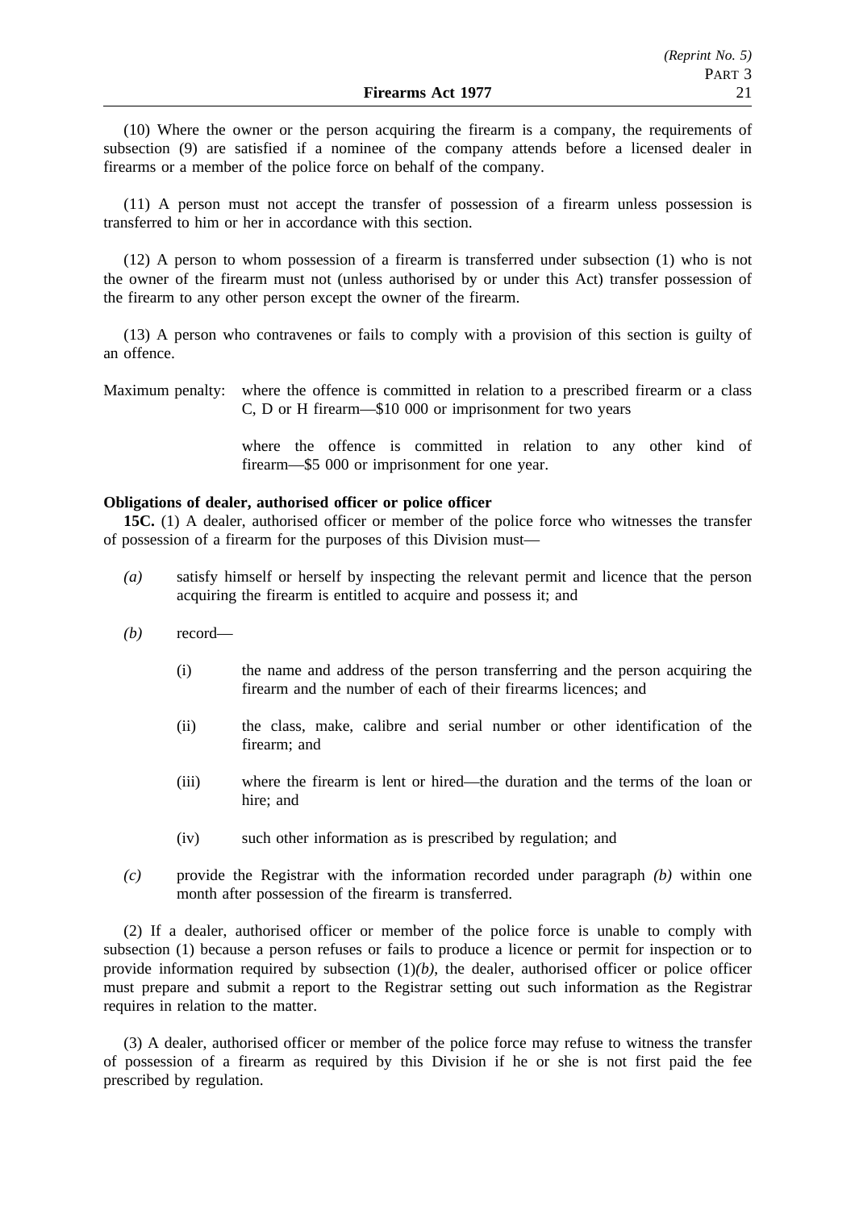(10) Where the owner or the person acquiring the firearm is a company, the requirements of subsection (9) are satisfied if a nominee of the company attends before a licensed dealer in firearms or a member of the police force on behalf of the company.

(11) A person must not accept the transfer of possession of a firearm unless possession is transferred to him or her in accordance with this section.

(12) A person to whom possession of a firearm is transferred under subsection (1) who is not the owner of the firearm must not (unless authorised by or under this Act) transfer possession of the firearm to any other person except the owner of the firearm.

(13) A person who contravenes or fails to comply with a provision of this section is guilty of an offence.

Maximum penalty: where the offence is committed in relation to a prescribed firearm or a class C, D or H firearm—$10 000 or imprisonment for two years

where the offence is committed in relation to any other kind of firearm—$5 000 or imprisonment for one year.

**Obligations of dealer, authorised officer or police officer**

**15C.** (1) A dealer, authorised officer or member of the police force who witnesses the transfer of possession of a firearm for the purposes of this Division must—

*(a)* satisfy himself or herself by inspecting the relevant permit and licence that the person acquiring the firearm is entitled to acquire and possess it; and

*(b)* record—

(i) the name and address of the person transferring and the person acquiring the firearm and the number of each of their firearms licences; and

(ii) the class, make, calibre and serial number or other identification of the firearm; and

(iii) where the firearm is lent or hired—the duration and the terms of the loan or hire; and

(iv) such other information as is prescribed by regulation; and

*(c)* provide the Registrar with the information recorded under paragraph *(b)* within one month after possession of the firearm is transferred.

(2) If a dealer, authorised officer or member of the police force is unable to comply with subsection (1) because a person refuses or fails to produce a licence or permit for inspection or to provide information required by subsection (1)*(b)*, the dealer, authorised officer or police officer must prepare and submit a report to the Registrar setting out such information as the Registrar requires in relation to the matter.

(3) A dealer, authorised officer or member of the police force may refuse to witness the transfer of possession of a firearm as required by this Division if he or she is not first paid the fee prescribed by regulation.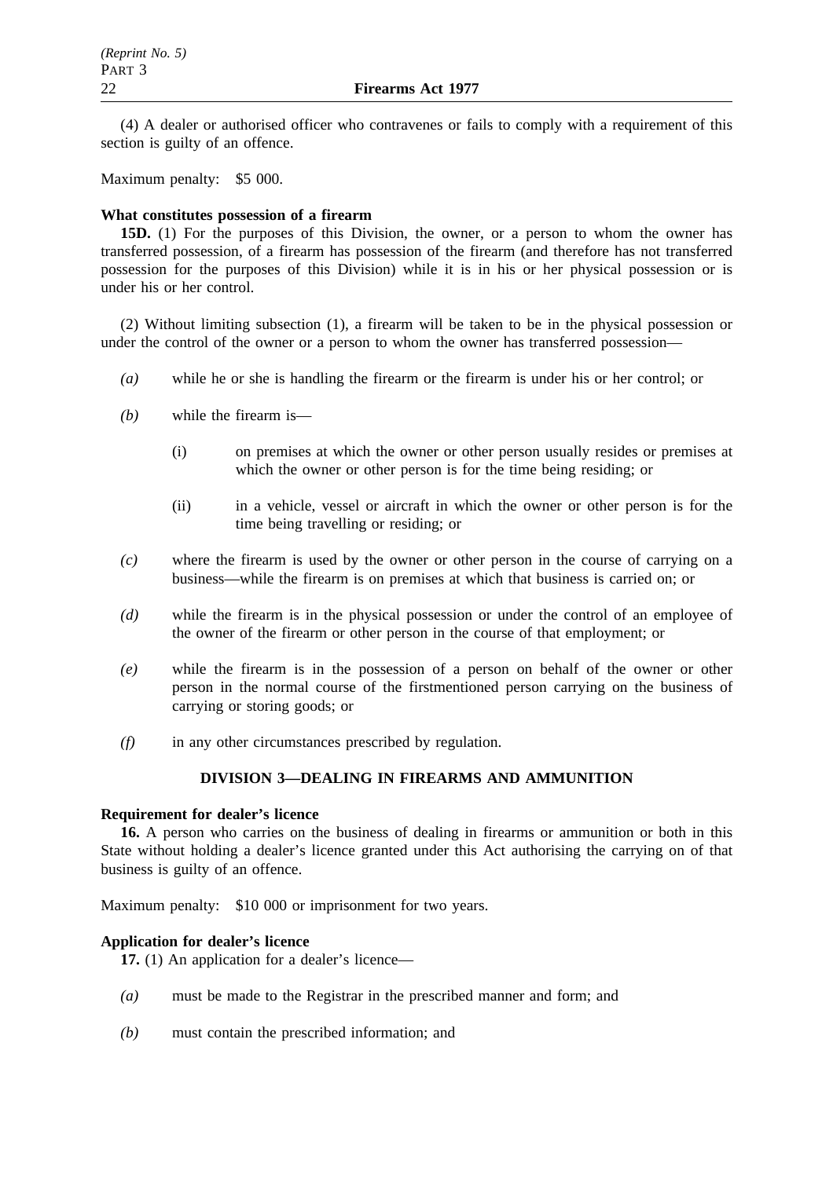(4) A dealer or authorised officer who contravenes or fails to comply with a requirement of this section is guilty of an offence.

Maximum penalty: $5 000.

**What constitutes possession of a firearm**

**15D.** (1) For the purposes of this Division, the owner, or a person to whom the owner has transferred possession, of a firearm has possession of the firearm (and therefore has not transferred possession for the purposes of this Division) while it is in his or her physical possession or is under his or her control.

(2) Without limiting subsection (1), a firearm will be taken to be in the physical possession or under the control of the owner or a person to whom the owner has transferred possession—

*(a)* while he or she is handling the firearm or the firearm is under his or her control; or

*(b)* while the firearm is—

(i) on premises at which the owner or other person usually resides or premises at which the owner or other person is for the time being residing; or

(ii) in a vehicle, vessel or aircraft in which the owner or other person is for the time being travelling or residing; or

*(c)* where the firearm is used by the owner or other person in the course of carrying on a business—while the firearm is on premises at which that business is carried on; or

*(d)* while the firearm is in the physical possession or under the control of an employee of the owner of the firearm or other person in the course of that employment; or

*(e)* while the firearm is in the possession of a person on behalf of the owner or other person in the normal course of the firstmentioned person carrying on the business of carrying or storing goods; or

*(f)* in any other circumstances prescribed by regulation.

## DIVISION 3—DEALING IN FIREARMS AND AMMUNITION

**Requirement for dealer's licence**

**16.** A person who carries on the business of dealing in firearms or ammunition or both in this State without holding a dealer's licence granted under this Act authorising the carrying on of that business is guilty of an offence.

Maximum penalty: $10 000 or imprisonment for two years.

**Application for dealer's licence**

**17.** (1) An application for a dealer's licence—

*(a)* must be made to the Registrar in the prescribed manner and form; and

*(b)* must contain the prescribed information; and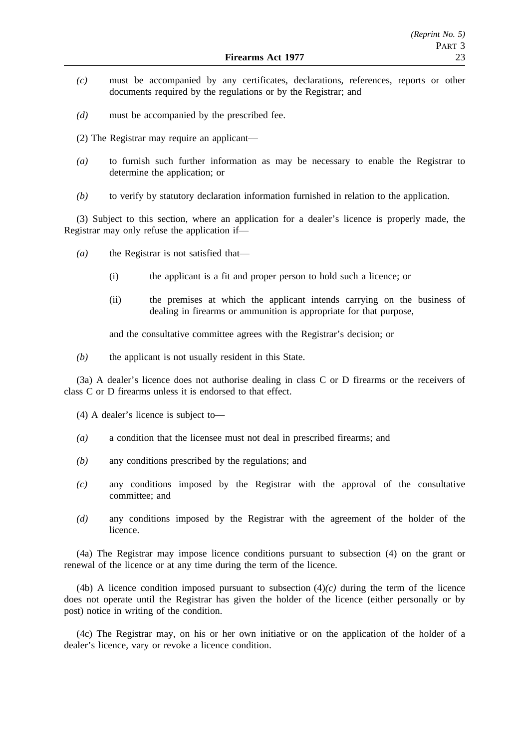*(c)* must be accompanied by any certificates, declarations, references, reports or other documents required by the regulations or by the Registrar; and

*(d)* must be accompanied by the prescribed fee.

(2) The Registrar may require an applicant—

*(a)* to furnish such further information as may be necessary to enable the Registrar to determine the application; or

*(b)* to verify by statutory declaration information furnished in relation to the application.

(3) Subject to this section, where an application for a dealer's licence is properly made, the Registrar may only refuse the application if—

*(a)* the Registrar is not satisfied that—

(i) the applicant is a fit and proper person to hold such a licence; or

(ii) the premises at which the applicant intends carrying on the business of dealing in firearms or ammunition is appropriate for that purpose,

and the consultative committee agrees with the Registrar's decision; or

*(b)* the applicant is not usually resident in this State.

(3a) A dealer's licence does not authorise dealing in class C or D firearms or the receivers of class C or D firearms unless it is endorsed to that effect.

(4) A dealer's licence is subject to—

*(a)* a condition that the licensee must not deal in prescribed firearms; and

*(b)* any conditions prescribed by the regulations; and

*(c)* any conditions imposed by the Registrar with the approval of the consultative committee; and

*(d)* any conditions imposed by the Registrar with the agreement of the holder of the licence.

(4a) The Registrar may impose licence conditions pursuant to subsection (4) on the grant or renewal of the licence or at any time during the term of the licence.

(4b) A licence condition imposed pursuant to subsection (4)*(c)* during the term of the licence does not operate until the Registrar has given the holder of the licence (either personally or by post) notice in writing of the condition.

(4c) The Registrar may, on his or her own initiative or on the application of the holder of a dealer's licence, vary or revoke a licence condition.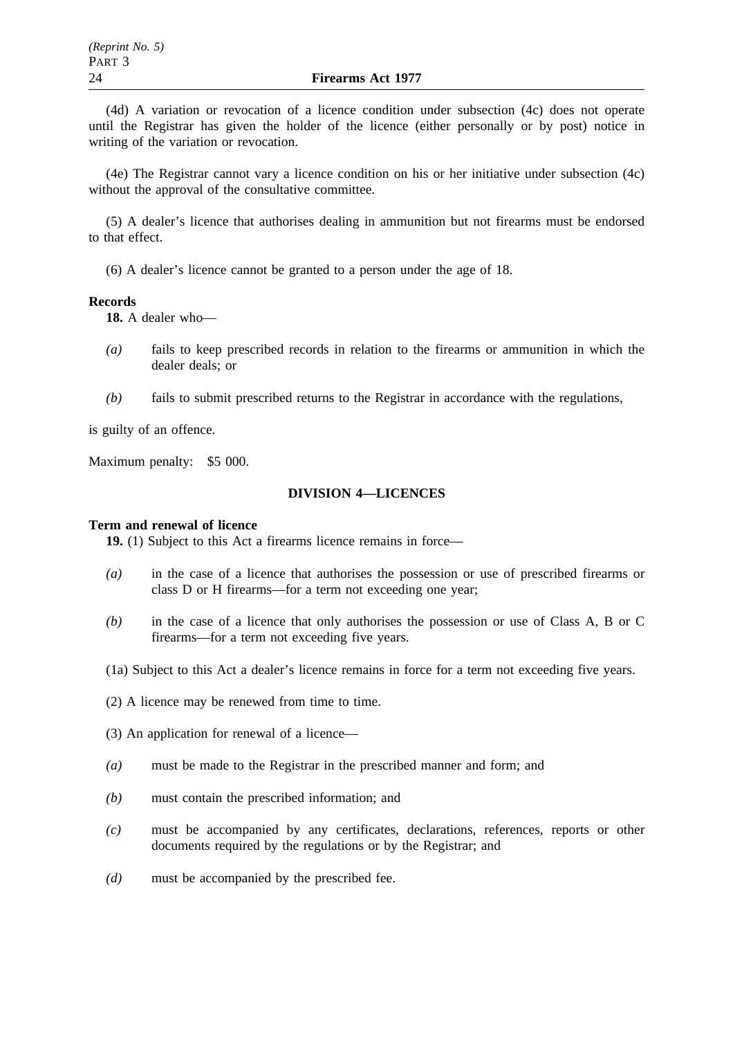(4d) A variation or revocation of a licence condition under subsection (4c) does not operate until the Registrar has given the holder of the licence (either personally or by post) notice in writing of the variation or revocation.

(4e) The Registrar cannot vary a licence condition on his or her initiative under subsection (4c) without the approval of the consultative committee.

(5) A dealer's licence that authorises dealing in ammunition but not firearms must be endorsed to that effect.

(6) A dealer's licence cannot be granted to a person under the age of 18.

**Records**

**18.** A dealer who—

*(a)* fails to keep prescribed records in relation to the firearms or ammunition in which the dealer deals; or

*(b)* fails to submit prescribed returns to the Registrar in accordance with the regulations,

is guilty of an offence.

Maximum penalty: $5 000.

## DIVISION 4—LICENCES

**Term and renewal of licence**

**19.** (1) Subject to this Act a firearms licence remains in force—

*(a)* in the case of a licence that authorises the possession or use of prescribed firearms or class D or H firearms—for a term not exceeding one year;

*(b)* in the case of a licence that only authorises the possession or use of Class A, B or C firearms—for a term not exceeding five years.

(1a) Subject to this Act a dealer's licence remains in force for a term not exceeding five years.

(2) A licence may be renewed from time to time.

(3) An application for renewal of a licence—

*(a)* must be made to the Registrar in the prescribed manner and form; and

*(b)* must contain the prescribed information; and

*(c)* must be accompanied by any certificates, declarations, references, reports or other documents required by the regulations or by the Registrar; and

*(d)* must be accompanied by the prescribed fee.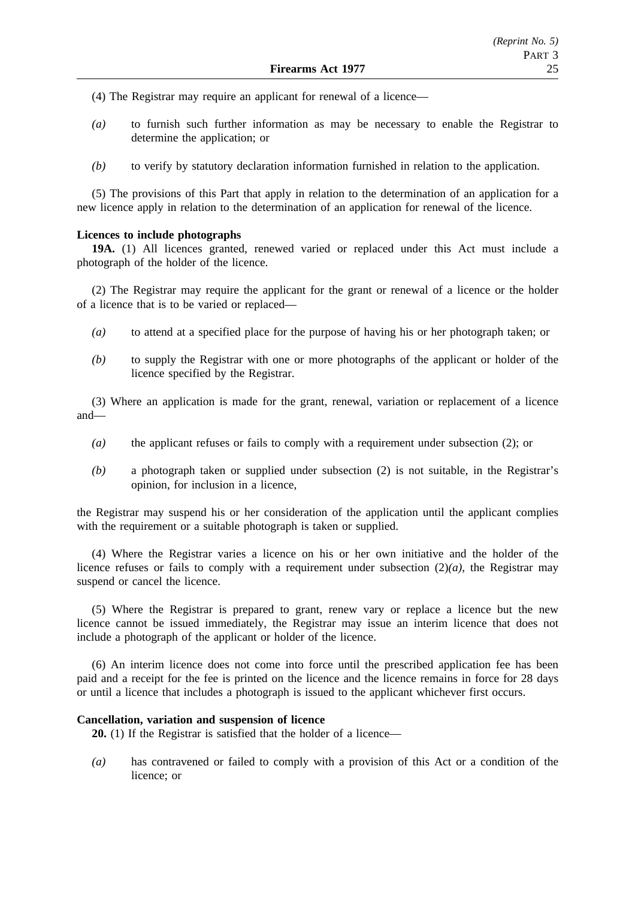(4) The Registrar may require an applicant for renewal of a licence—

*(a)* to furnish such further information as may be necessary to enable the Registrar to determine the application; or

*(b)* to verify by statutory declaration information furnished in relation to the application.

(5) The provisions of this Part that apply in relation to the determination of an application for a new licence apply in relation to the determination of an application for renewal of the licence.

**Licences to include photographs**

**19A.** (1) All licences granted, renewed varied or replaced under this Act must include a photograph of the holder of the licence.

(2) The Registrar may require the applicant for the grant or renewal of a licence or the holder of a licence that is to be varied or replaced—

*(a)* to attend at a specified place for the purpose of having his or her photograph taken; or

*(b)* to supply the Registrar with one or more photographs of the applicant or holder of the licence specified by the Registrar.

(3) Where an application is made for the grant, renewal, variation or replacement of a licence and—

*(a)* the applicant refuses or fails to comply with a requirement under subsection (2); or

*(b)* a photograph taken or supplied under subsection (2) is not suitable, in the Registrar's opinion, for inclusion in a licence,

the Registrar may suspend his or her consideration of the application until the applicant complies with the requirement or a suitable photograph is taken or supplied.

(4) Where the Registrar varies a licence on his or her own initiative and the holder of the licence refuses or fails to comply with a requirement under subsection (2)*(a)*, the Registrar may suspend or cancel the licence.

(5) Where the Registrar is prepared to grant, renew vary or replace a licence but the new licence cannot be issued immediately, the Registrar may issue an interim licence that does not include a photograph of the applicant or holder of the licence.

(6) An interim licence does not come into force until the prescribed application fee has been paid and a receipt for the fee is printed on the licence and the licence remains in force for 28 days or until a licence that includes a photograph is issued to the applicant whichever first occurs.

**Cancellation, variation and suspension of licence**

**20.** (1) If the Registrar is satisfied that the holder of a licence—

*(a)* has contravened or failed to comply with a provision of this Act or a condition of the licence; or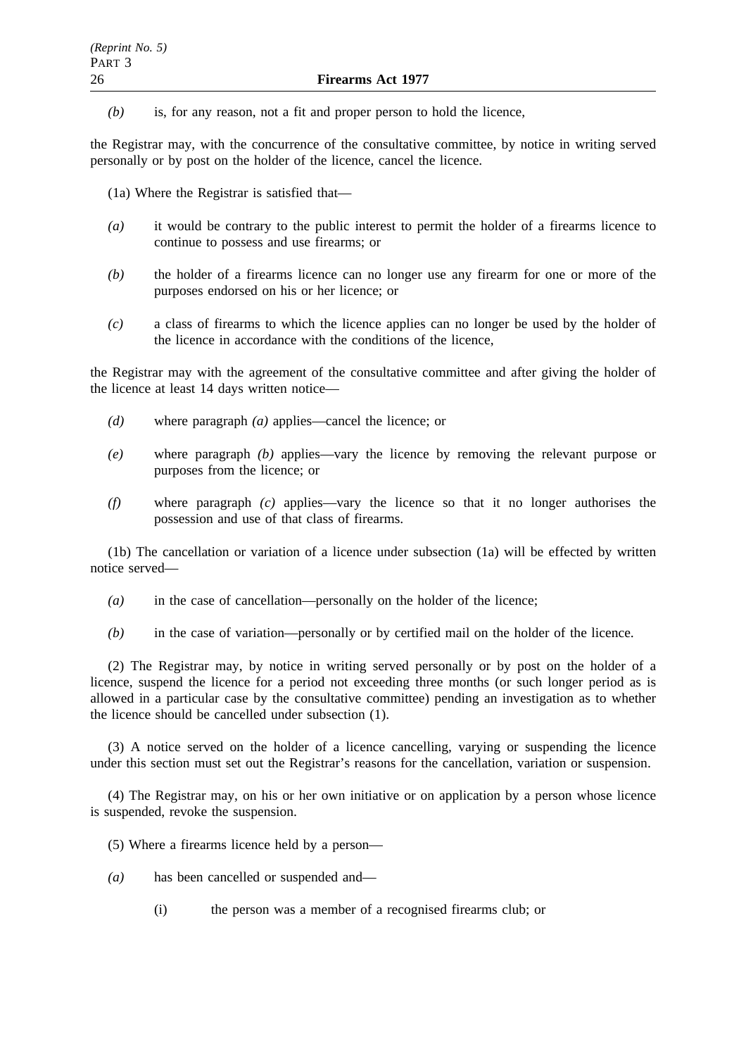*(b)* is, for any reason, not a fit and proper person to hold the licence,

the Registrar may, with the concurrence of the consultative committee, by notice in writing served personally or by post on the holder of the licence, cancel the licence.

(1a) Where the Registrar is satisfied that—

*(a)* it would be contrary to the public interest to permit the holder of a firearms licence to continue to possess and use firearms; or

*(b)* the holder of a firearms licence can no longer use any firearm for one or more of the purposes endorsed on his or her licence; or

*(c)* a class of firearms to which the licence applies can no longer be used by the holder of the licence in accordance with the conditions of the licence,

the Registrar may with the agreement of the consultative committee and after giving the holder of the licence at least 14 days written notice—

*(d)* where paragraph *(a)* applies—cancel the licence; or

*(e)* where paragraph *(b)* applies—vary the licence by removing the relevant purpose or purposes from the licence; or

*(f)* where paragraph *(c)* applies—vary the licence so that it no longer authorises the possession and use of that class of firearms.

(1b) The cancellation or variation of a licence under subsection (1a) will be effected by written notice served—

*(a)* in the case of cancellation—personally on the holder of the licence;

*(b)* in the case of variation—personally or by certified mail on the holder of the licence.

(2) The Registrar may, by notice in writing served personally or by post on the holder of a licence, suspend the licence for a period not exceeding three months (or such longer period as is allowed in a particular case by the consultative committee) pending an investigation as to whether the licence should be cancelled under subsection (1).

(3) A notice served on the holder of a licence cancelling, varying or suspending the licence under this section must set out the Registrar's reasons for the cancellation, variation or suspension.

(4) The Registrar may, on his or her own initiative or on application by a person whose licence is suspended, revoke the suspension.

(5) Where a firearms licence held by a person—

*(a)* has been cancelled or suspended and—

(i) the person was a member of a recognised firearms club; or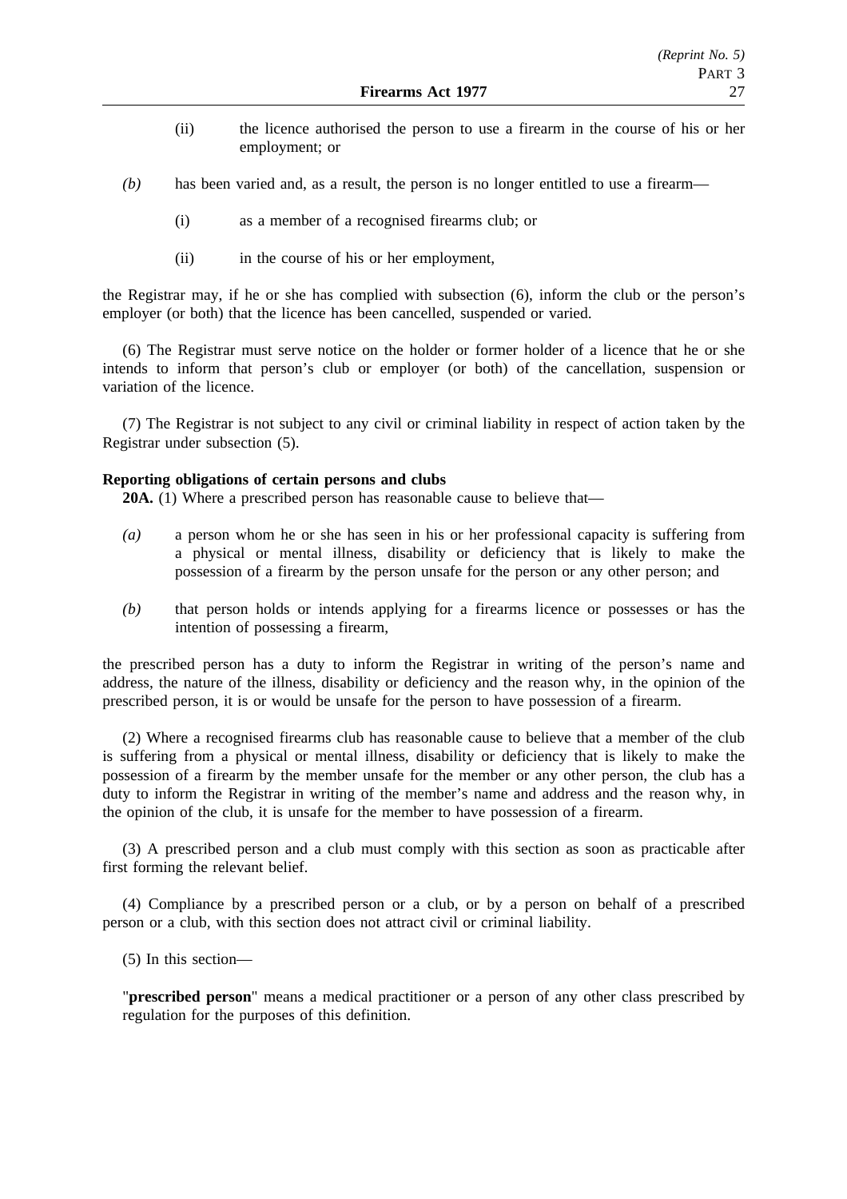(ii) the licence authorised the person to use a firearm in the course of his or her employment; or

*(b)* has been varied and, as a result, the person is no longer entitled to use a firearm—

(i) as a member of a recognised firearms club; or

(ii) in the course of his or her employment,

the Registrar may, if he or she has complied with subsection (6), inform the club or the person's employer (or both) that the licence has been cancelled, suspended or varied.

(6) The Registrar must serve notice on the holder or former holder of a licence that he or she intends to inform that person's club or employer (or both) of the cancellation, suspension or variation of the licence.

(7) The Registrar is not subject to any civil or criminal liability in respect of action taken by the Registrar under subsection (5).

**Reporting obligations of certain persons and clubs**

**20A.** (1) Where a prescribed person has reasonable cause to believe that—

*(a)* a person whom he or she has seen in his or her professional capacity is suffering from a physical or mental illness, disability or deficiency that is likely to make the possession of a firearm by the person unsafe for the person or any other person; and

*(b)* that person holds or intends applying for a firearms licence or possesses or has the intention of possessing a firearm,

the prescribed person has a duty to inform the Registrar in writing of the person's name and address, the nature of the illness, disability or deficiency and the reason why, in the opinion of the prescribed person, it is or would be unsafe for the person to have possession of a firearm.

(2) Where a recognised firearms club has reasonable cause to believe that a member of the club is suffering from a physical or mental illness, disability or deficiency that is likely to make the possession of a firearm by the member unsafe for the member or any other person, the club has a duty to inform the Registrar in writing of the member's name and address and the reason why, in the opinion of the club, it is unsafe for the member to have possession of a firearm.

(3) A prescribed person and a club must comply with this section as soon as practicable after first forming the relevant belief.

(4) Compliance by a prescribed person or a club, or by a person on behalf of a prescribed person or a club, with this section does not attract civil or criminal liability.

(5) In this section—

"**prescribed person**" means a medical practitioner or a person of any other class prescribed by regulation for the purposes of this definition.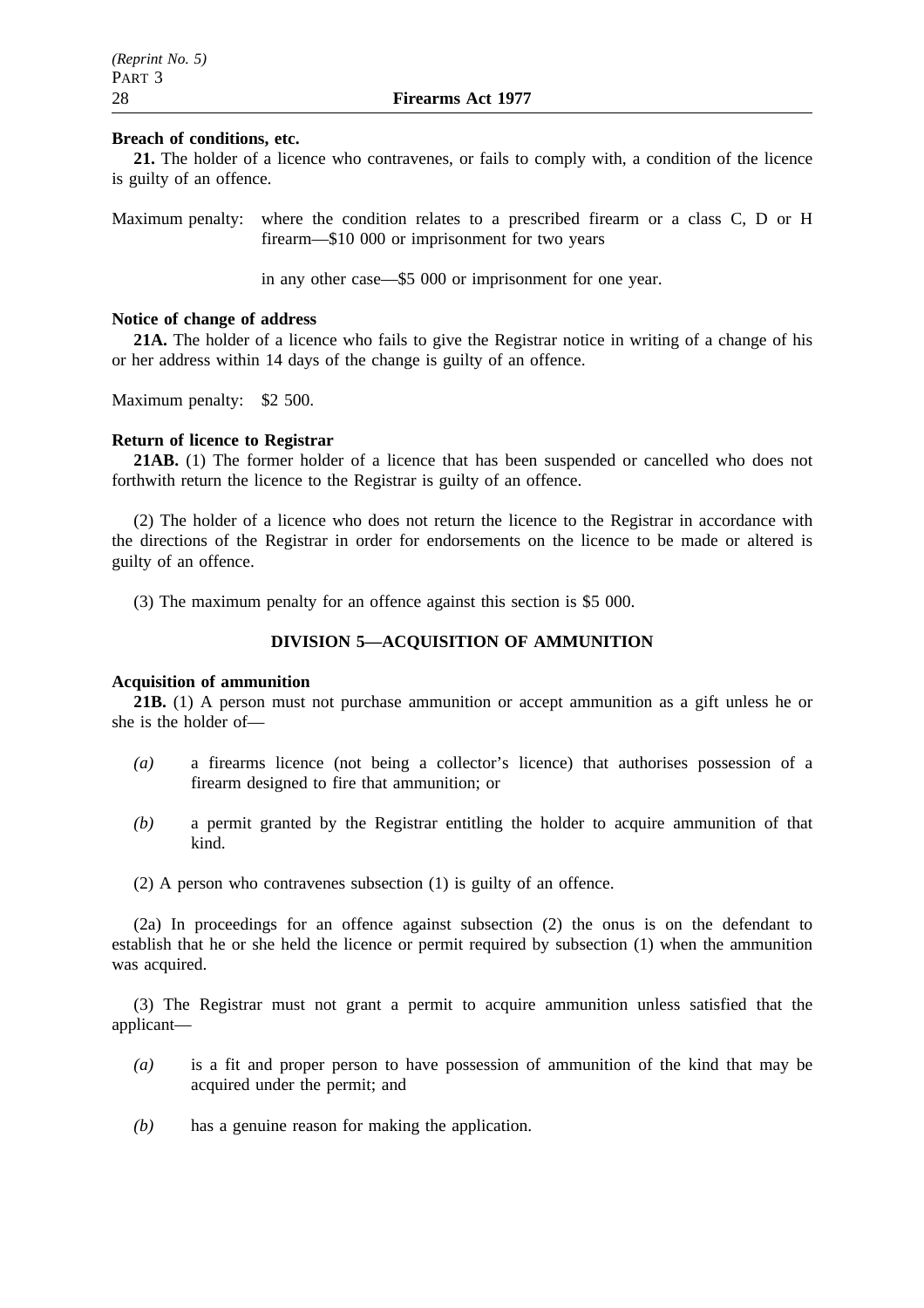**Breach of conditions, etc.**

**21.** The holder of a licence who contravenes, or fails to comply with, a condition of the licence is guilty of an offence.

Maximum penalty: where the condition relates to a prescribed firearm or a class C, D or H firearm—$10 000 or imprisonment for two years

in any other case—$5 000 or imprisonment for one year.

**Notice of change of address**

**21A.** The holder of a licence who fails to give the Registrar notice in writing of a change of his or her address within 14 days of the change is guilty of an offence.

Maximum penalty: $2 500.

**Return of licence to Registrar**

**21AB.** (1) The former holder of a licence that has been suspended or cancelled who does not forthwith return the licence to the Registrar is guilty of an offence.

(2) The holder of a licence who does not return the licence to the Registrar in accordance with the directions of the Registrar in order for endorsements on the licence to be made or altered is guilty of an offence.

(3) The maximum penalty for an offence against this section is $5 000.

## DIVISION 5—ACQUISITION OF AMMUNITION

**Acquisition of ammunition**

**21B.** (1) A person must not purchase ammunition or accept ammunition as a gift unless he or she is the holder of—

*(a)* a firearms licence (not being a collector's licence) that authorises possession of a firearm designed to fire that ammunition; or

*(b)* a permit granted by the Registrar entitling the holder to acquire ammunition of that kind.

(2) A person who contravenes subsection (1) is guilty of an offence.

(2a) In proceedings for an offence against subsection (2) the onus is on the defendant to establish that he or she held the licence or permit required by subsection (1) when the ammunition was acquired.

(3) The Registrar must not grant a permit to acquire ammunition unless satisfied that the applicant—

*(a)* is a fit and proper person to have possession of ammunition of the kind that may be acquired under the permit; and

*(b)* has a genuine reason for making the application.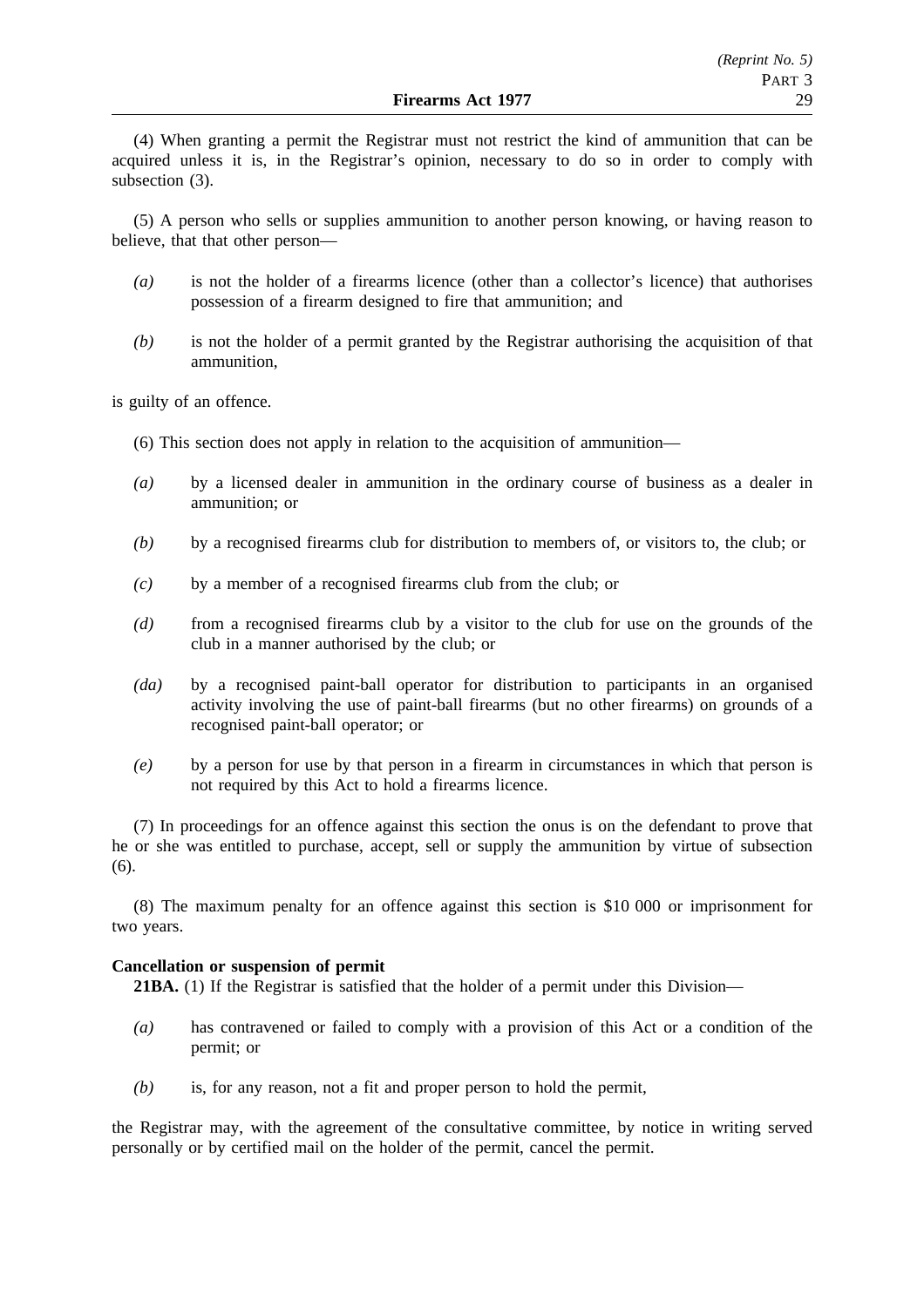(4) When granting a permit the Registrar must not restrict the kind of ammunition that can be acquired unless it is, in the Registrar's opinion, necessary to do so in order to comply with subsection (3).

(5) A person who sells or supplies ammunition to another person knowing, or having reason to believe, that that other person—

*(a)* is not the holder of a firearms licence (other than a collector's licence) that authorises possession of a firearm designed to fire that ammunition; and

*(b)* is not the holder of a permit granted by the Registrar authorising the acquisition of that ammunition,

is guilty of an offence.

(6) This section does not apply in relation to the acquisition of ammunition—

*(a)* by a licensed dealer in ammunition in the ordinary course of business as a dealer in ammunition; or

*(b)* by a recognised firearms club for distribution to members of, or visitors to, the club; or

*(c)* by a member of a recognised firearms club from the club; or

*(d)* from a recognised firearms club by a visitor to the club for use on the grounds of the club in a manner authorised by the club; or

*(da)* by a recognised paint-ball operator for distribution to participants in an organised activity involving the use of paint-ball firearms (but no other firearms) on grounds of a recognised paint-ball operator; or

*(e)* by a person for use by that person in a firearm in circumstances in which that person is not required by this Act to hold a firearms licence.

(7) In proceedings for an offence against this section the onus is on the defendant to prove that he or she was entitled to purchase, accept, sell or supply the ammunition by virtue of subsection (6).

(8) The maximum penalty for an offence against this section is $10 000 or imprisonment for two years.

**Cancellation or suspension of permit**

**21BA.** (1) If the Registrar is satisfied that the holder of a permit under this Division—

*(a)* has contravened or failed to comply with a provision of this Act or a condition of the permit; or

*(b)* is, for any reason, not a fit and proper person to hold the permit,

the Registrar may, with the agreement of the consultative committee, by notice in writing served personally or by certified mail on the holder of the permit, cancel the permit.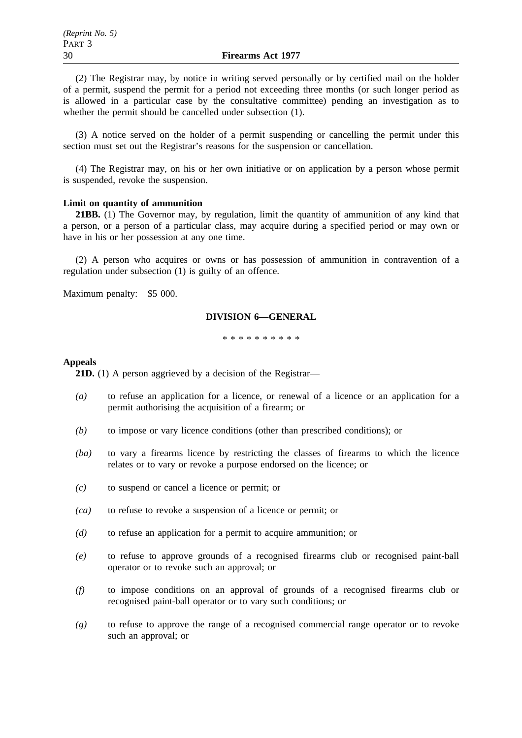(2) The Registrar may, by notice in writing served personally or by certified mail on the holder of a permit, suspend the permit for a period not exceeding three months (or such longer period as is allowed in a particular case by the consultative committee) pending an investigation as to whether the permit should be cancelled under subsection (1).

(3) A notice served on the holder of a permit suspending or cancelling the permit under this section must set out the Registrar's reasons for the suspension or cancellation.

(4) The Registrar may, on his or her own initiative or on application by a person whose permit is suspended, revoke the suspension.

**Limit on quantity of ammunition**

**21BB.** (1) The Governor may, by regulation, limit the quantity of ammunition of any kind that a person, or a person of a particular class, may acquire during a specified period or may own or have in his or her possession at any one time.

(2) A person who acquires or owns or has possession of ammunition in contravention of a regulation under subsection (1) is guilty of an offence.

Maximum penalty: $5 000.

## DIVISION 6—GENERAL

\* \* \* \* \* \* \* \* \* \*

**Appeals**

**21D.** (1) A person aggrieved by a decision of the Registrar—

*(a)* to refuse an application for a licence, or renewal of a licence or an application for a permit authorising the acquisition of a firearm; or

*(b)* to impose or vary licence conditions (other than prescribed conditions); or

*(ba)* to vary a firearms licence by restricting the classes of firearms to which the licence relates or to vary or revoke a purpose endorsed on the licence; or

*(c)* to suspend or cancel a licence or permit; or

*(ca)* to refuse to revoke a suspension of a licence or permit; or

*(d)* to refuse an application for a permit to acquire ammunition; or

*(e)* to refuse to approve grounds of a recognised firearms club or recognised paint-ball operator or to revoke such an approval; or

*(f)* to impose conditions on an approval of grounds of a recognised firearms club or recognised paint-ball operator or to vary such conditions; or

*(g)* to refuse to approve the range of a recognised commercial range operator or to revoke such an approval; or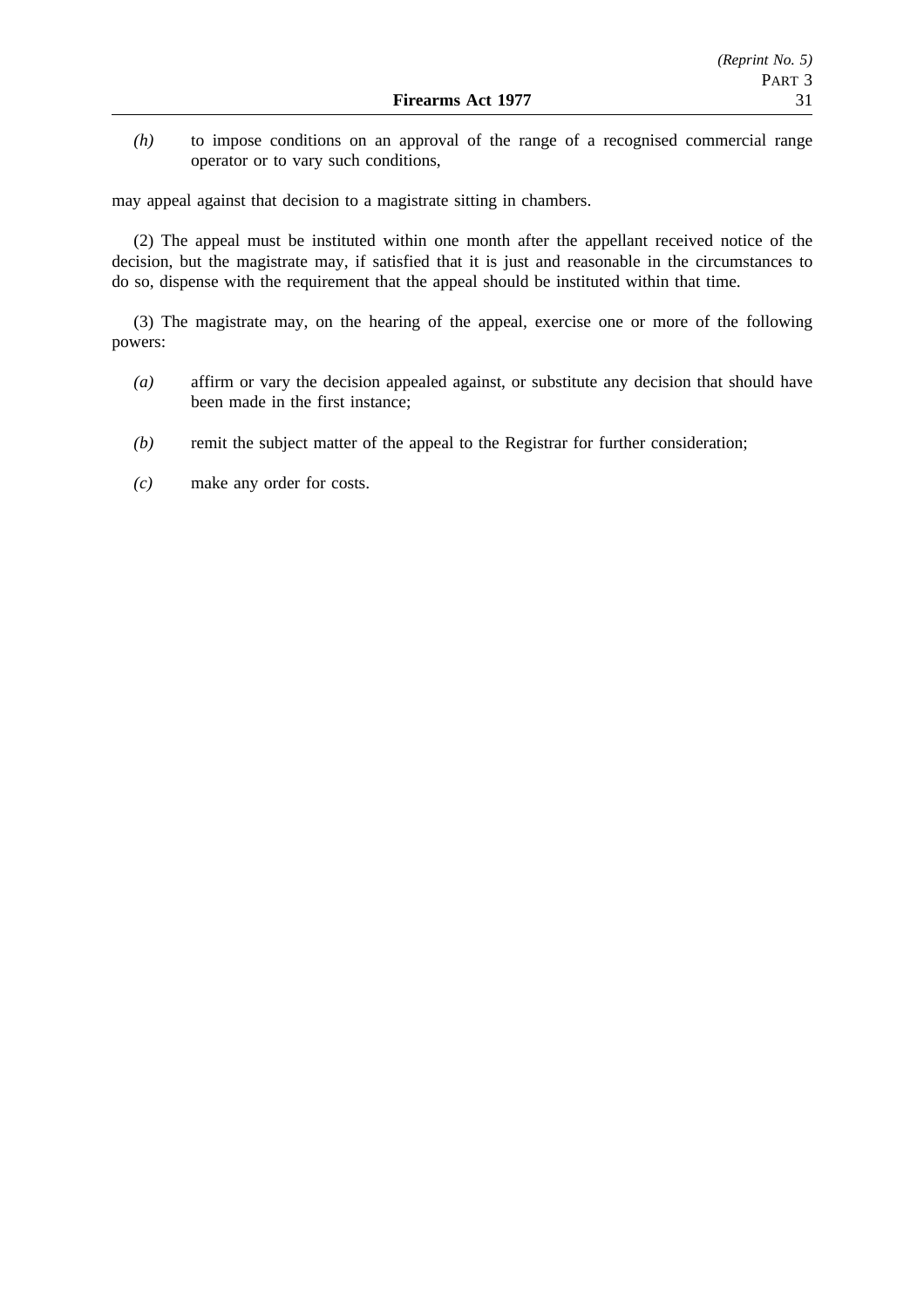*(h)* to impose conditions on an approval of the range of a recognised commercial range operator or to vary such conditions,

may appeal against that decision to a magistrate sitting in chambers.

(2) The appeal must be instituted within one month after the appellant received notice of the decision, but the magistrate may, if satisfied that it is just and reasonable in the circumstances to do so, dispense with the requirement that the appeal should be instituted within that time.

(3) The magistrate may, on the hearing of the appeal, exercise one or more of the following powers:

*(a)* affirm or vary the decision appealed against, or substitute any decision that should have been made in the first instance;

*(b)* remit the subject matter of the appeal to the Registrar for further consideration;

*(c)* make any order for costs.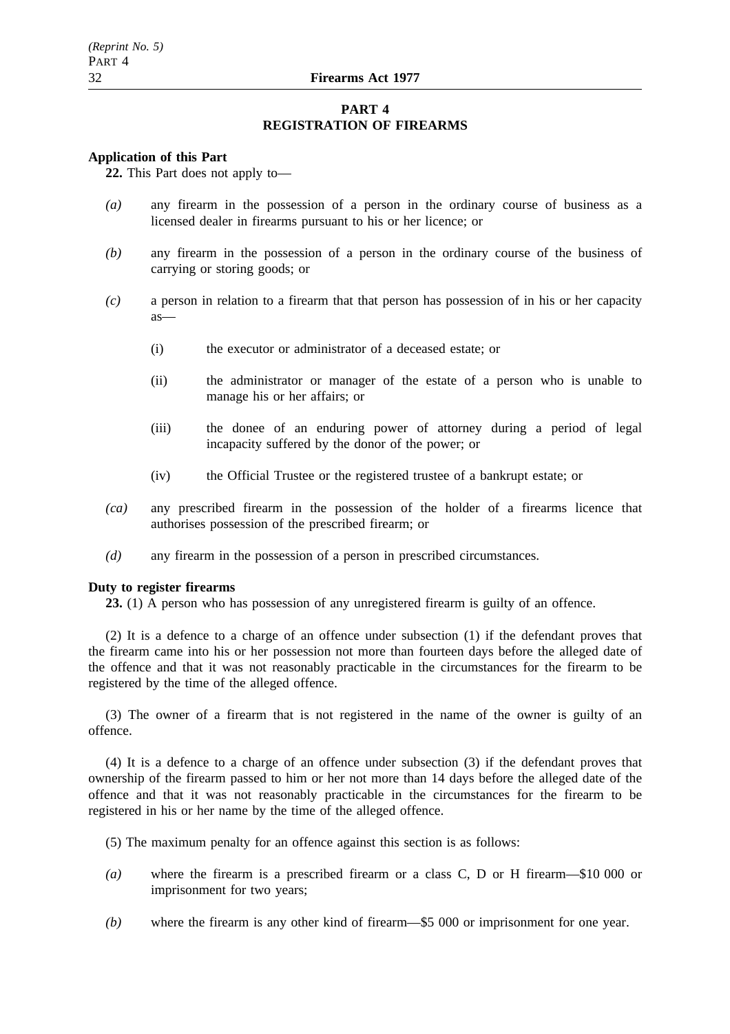## PART 4
## REGISTRATION OF FIREARMS

**Application of this Part**

**22.** This Part does not apply to—

*(a)* any firearm in the possession of a person in the ordinary course of business as a licensed dealer in firearms pursuant to his or her licence; or

*(b)* any firearm in the possession of a person in the ordinary course of the business of carrying or storing goods; or

*(c)* a person in relation to a firearm that that person has possession of in his or her capacity as—

(i) the executor or administrator of a deceased estate; or

(ii) the administrator or manager of the estate of a person who is unable to manage his or her affairs; or

(iii) the donee of an enduring power of attorney during a period of legal incapacity suffered by the donor of the power; or

(iv) the Official Trustee or the registered trustee of a bankrupt estate; or

*(ca)* any prescribed firearm in the possession of the holder of a firearms licence that authorises possession of the prescribed firearm; or

*(d)* any firearm in the possession of a person in prescribed circumstances.

**Duty to register firearms**

**23.** (1) A person who has possession of any unregistered firearm is guilty of an offence.

(2) It is a defence to a charge of an offence under subsection (1) if the defendant proves that the firearm came into his or her possession not more than fourteen days before the alleged date of the offence and that it was not reasonably practicable in the circumstances for the firearm to be registered by the time of the alleged offence.

(3) The owner of a firearm that is not registered in the name of the owner is guilty of an offence.

(4) It is a defence to a charge of an offence under subsection (3) if the defendant proves that ownership of the firearm passed to him or her not more than 14 days before the alleged date of the offence and that it was not reasonably practicable in the circumstances for the firearm to be registered in his or her name by the time of the alleged offence.

(5) The maximum penalty for an offence against this section is as follows:

*(a)* where the firearm is a prescribed firearm or a class C, D or H firearm—\$10 000 or imprisonment for two years;

*(b)* where the firearm is any other kind of firearm—\$5 000 or imprisonment for one year.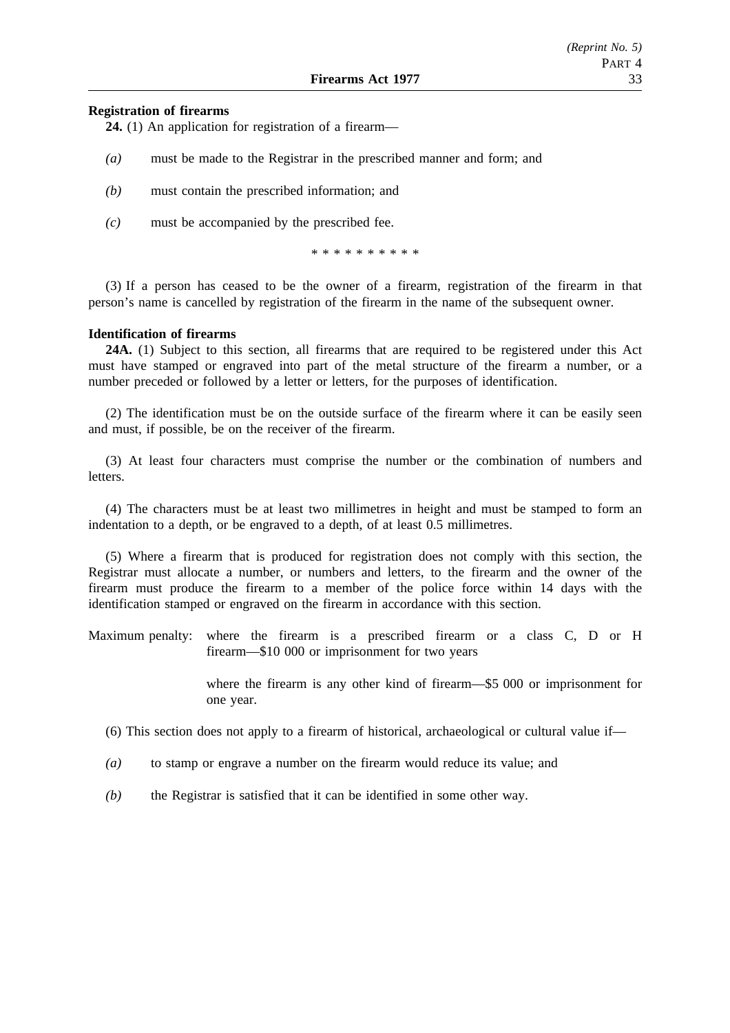**Registration of firearms**

**24.** (1) An application for registration of a firearm—

*(a)* must be made to the Registrar in the prescribed manner and form; and

*(b)* must contain the prescribed information; and

*(c)* must be accompanied by the prescribed fee.

\* \* \* \* \* \* \* \* \* \*

(3) If a person has ceased to be the owner of a firearm, registration of the firearm in that person's name is cancelled by registration of the firearm in the name of the subsequent owner.

**Identification of firearms**

**24A.** (1) Subject to this section, all firearms that are required to be registered under this Act must have stamped or engraved into part of the metal structure of the firearm a number, or a number preceded or followed by a letter or letters, for the purposes of identification.

(2) The identification must be on the outside surface of the firearm where it can be easily seen and must, if possible, be on the receiver of the firearm.

(3) At least four characters must comprise the number or the combination of numbers and letters.

(4) The characters must be at least two millimetres in height and must be stamped to form an indentation to a depth, or be engraved to a depth, of at least 0.5 millimetres.

(5) Where a firearm that is produced for registration does not comply with this section, the Registrar must allocate a number, or numbers and letters, to the firearm and the owner of the firearm must produce the firearm to a member of the police force within 14 days with the identification stamped or engraved on the firearm in accordance with this section.

Maximum penalty: where the firearm is a prescribed firearm or a class C, D or H firearm—$10 000 or imprisonment for two years

where the firearm is any other kind of firearm—$5 000 or imprisonment for one year.

(6) This section does not apply to a firearm of historical, archaeological or cultural value if—

*(a)* to stamp or engrave a number on the firearm would reduce its value; and

*(b)* the Registrar is satisfied that it can be identified in some other way.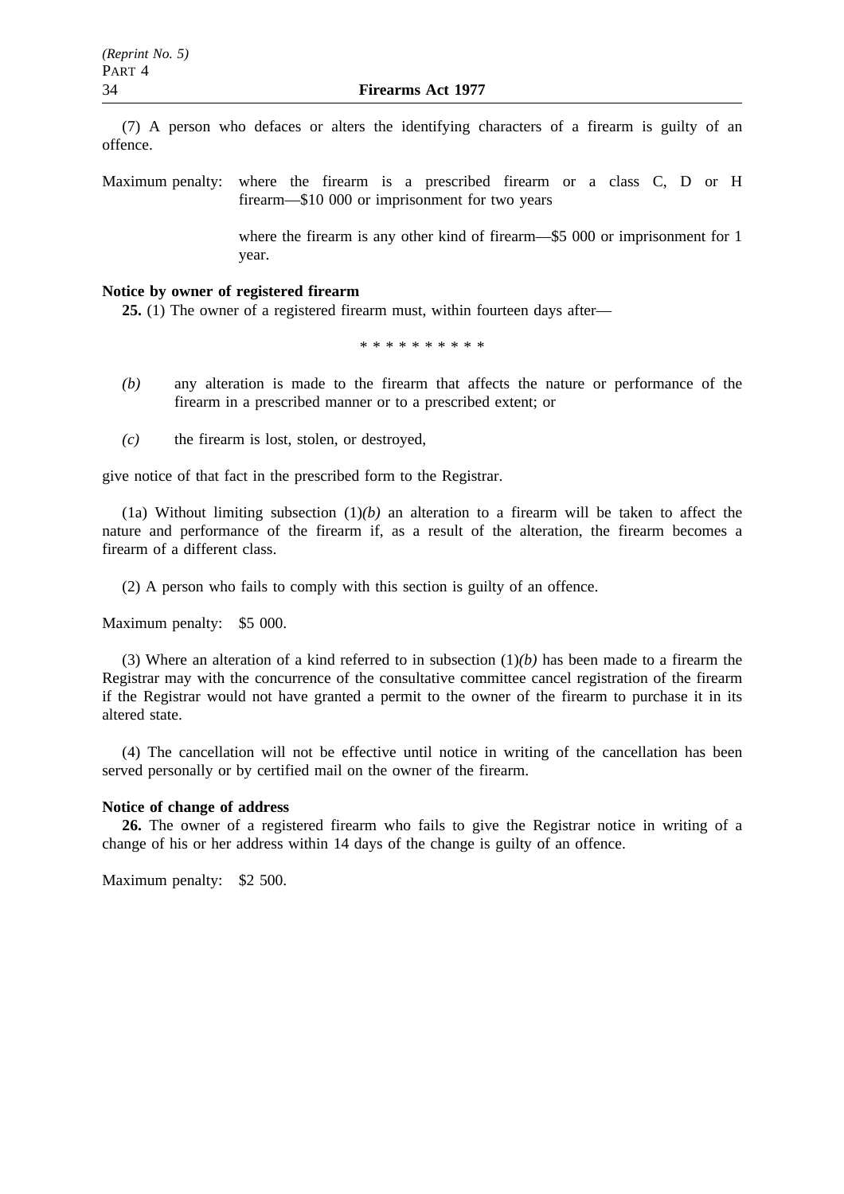(7) A person who defaces or alters the identifying characters of a firearm is guilty of an offence.

Maximum penalty: where the firearm is a prescribed firearm or a class C, D or H firearm—$10 000 or imprisonment for two years

where the firearm is any other kind of firearm—$5 000 or imprisonment for 1 year.

**Notice by owner of registered firearm**

**25.** (1) The owner of a registered firearm must, within fourteen days after—

\* \* \* \* \* \* \* \* \* \*

*(b)* any alteration is made to the firearm that affects the nature or performance of the firearm in a prescribed manner or to a prescribed extent; or

*(c)* the firearm is lost, stolen, or destroyed,

give notice of that fact in the prescribed form to the Registrar.

(1a) Without limiting subsection (1)*(b)* an alteration to a firearm will be taken to affect the nature and performance of the firearm if, as a result of the alteration, the firearm becomes a firearm of a different class.

(2) A person who fails to comply with this section is guilty of an offence.

Maximum penalty: $5 000.

(3) Where an alteration of a kind referred to in subsection (1)*(b)* has been made to a firearm the Registrar may with the concurrence of the consultative committee cancel registration of the firearm if the Registrar would not have granted a permit to the owner of the firearm to purchase it in its altered state.

(4) The cancellation will not be effective until notice in writing of the cancellation has been served personally or by certified mail on the owner of the firearm.

**Notice of change of address**

**26.** The owner of a registered firearm who fails to give the Registrar notice in writing of a change of his or her address within 14 days of the change is guilty of an offence.

Maximum penalty: $2 500.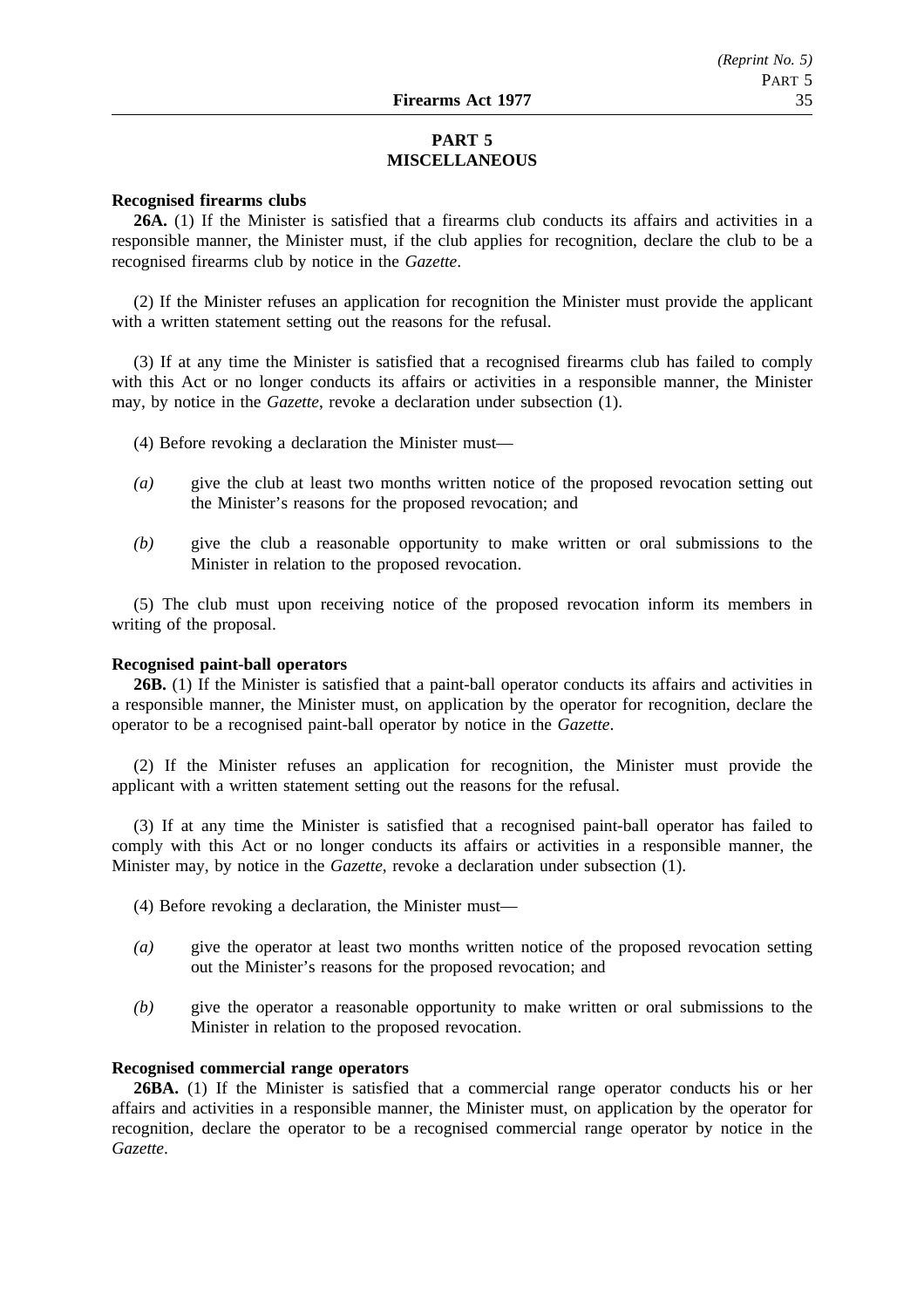# PART 5
# MISCELLANEOUS

**Recognised firearms clubs**

**26A.** (1) If the Minister is satisfied that a firearms club conducts its affairs and activities in a responsible manner, the Minister must, if the club applies for recognition, declare the club to be a recognised firearms club by notice in the *Gazette*.

(2) If the Minister refuses an application for recognition the Minister must provide the applicant with a written statement setting out the reasons for the refusal.

(3) If at any time the Minister is satisfied that a recognised firearms club has failed to comply with this Act or no longer conducts its affairs or activities in a responsible manner, the Minister may, by notice in the *Gazette*, revoke a declaration under subsection (1).

(4) Before revoking a declaration the Minister must—

*(a)* give the club at least two months written notice of the proposed revocation setting out the Minister's reasons for the proposed revocation; and

*(b)* give the club a reasonable opportunity to make written or oral submissions to the Minister in relation to the proposed revocation.

(5) The club must upon receiving notice of the proposed revocation inform its members in writing of the proposal.

**Recognised paint-ball operators**

**26B.** (1) If the Minister is satisfied that a paint-ball operator conducts its affairs and activities in a responsible manner, the Minister must, on application by the operator for recognition, declare the operator to be a recognised paint-ball operator by notice in the *Gazette*.

(2) If the Minister refuses an application for recognition, the Minister must provide the applicant with a written statement setting out the reasons for the refusal.

(3) If at any time the Minister is satisfied that a recognised paint-ball operator has failed to comply with this Act or no longer conducts its affairs or activities in a responsible manner, the Minister may, by notice in the *Gazette*, revoke a declaration under subsection (1).

(4) Before revoking a declaration, the Minister must—

*(a)* give the operator at least two months written notice of the proposed revocation setting out the Minister's reasons for the proposed revocation; and

*(b)* give the operator a reasonable opportunity to make written or oral submissions to the Minister in relation to the proposed revocation.

**Recognised commercial range operators**

**26BA.** (1) If the Minister is satisfied that a commercial range operator conducts his or her affairs and activities in a responsible manner, the Minister must, on application by the operator for recognition, declare the operator to be a recognised commercial range operator by notice in the *Gazette*.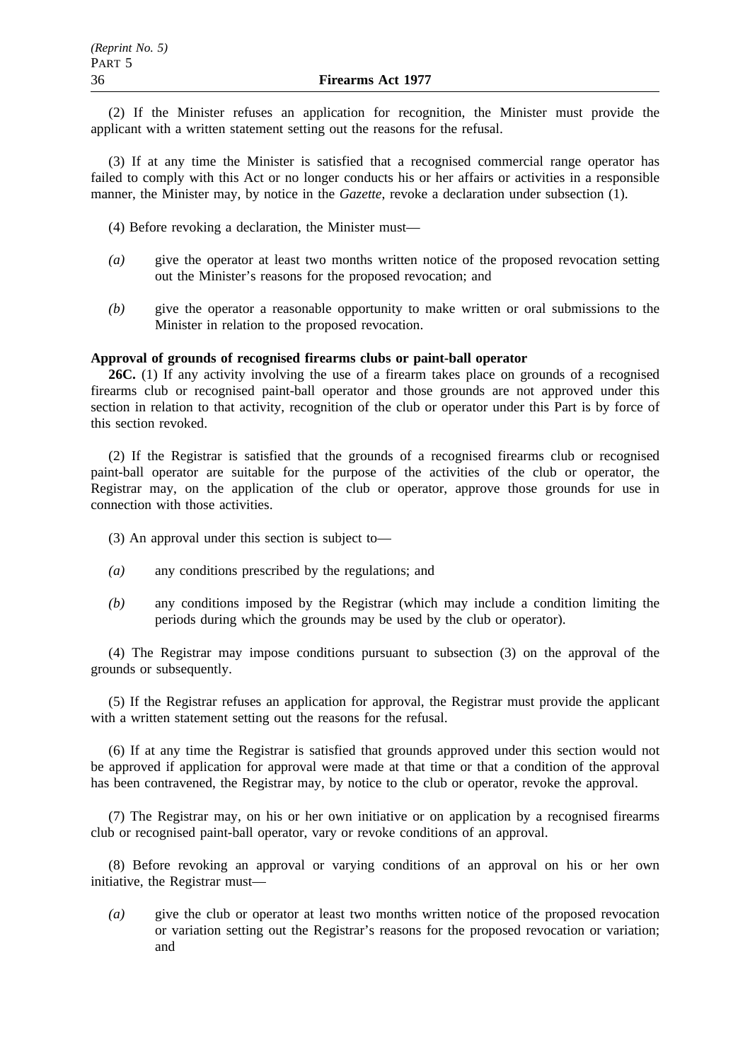(2) If the Minister refuses an application for recognition, the Minister must provide the applicant with a written statement setting out the reasons for the refusal.

(3) If at any time the Minister is satisfied that a recognised commercial range operator has failed to comply with this Act or no longer conducts his or her affairs or activities in a responsible manner, the Minister may, by notice in the *Gazette*, revoke a declaration under subsection (1).

(4) Before revoking a declaration, the Minister must—

*(a)* give the operator at least two months written notice of the proposed revocation setting out the Minister's reasons for the proposed revocation; and

*(b)* give the operator a reasonable opportunity to make written or oral submissions to the Minister in relation to the proposed revocation.

**Approval of grounds of recognised firearms clubs or paint-ball operator**

**26C.** (1) If any activity involving the use of a firearm takes place on grounds of a recognised firearms club or recognised paint-ball operator and those grounds are not approved under this section in relation to that activity, recognition of the club or operator under this Part is by force of this section revoked.

(2) If the Registrar is satisfied that the grounds of a recognised firearms club or recognised paint-ball operator are suitable for the purpose of the activities of the club or operator, the Registrar may, on the application of the club or operator, approve those grounds for use in connection with those activities.

(3) An approval under this section is subject to—

*(a)* any conditions prescribed by the regulations; and

*(b)* any conditions imposed by the Registrar (which may include a condition limiting the periods during which the grounds may be used by the club or operator).

(4) The Registrar may impose conditions pursuant to subsection (3) on the approval of the grounds or subsequently.

(5) If the Registrar refuses an application for approval, the Registrar must provide the applicant with a written statement setting out the reasons for the refusal.

(6) If at any time the Registrar is satisfied that grounds approved under this section would not be approved if application for approval were made at that time or that a condition of the approval has been contravened, the Registrar may, by notice to the club or operator, revoke the approval.

(7) The Registrar may, on his or her own initiative or on application by a recognised firearms club or recognised paint-ball operator, vary or revoke conditions of an approval.

(8) Before revoking an approval or varying conditions of an approval on his or her own initiative, the Registrar must—

*(a)* give the club or operator at least two months written notice of the proposed revocation or variation setting out the Registrar's reasons for the proposed revocation or variation; and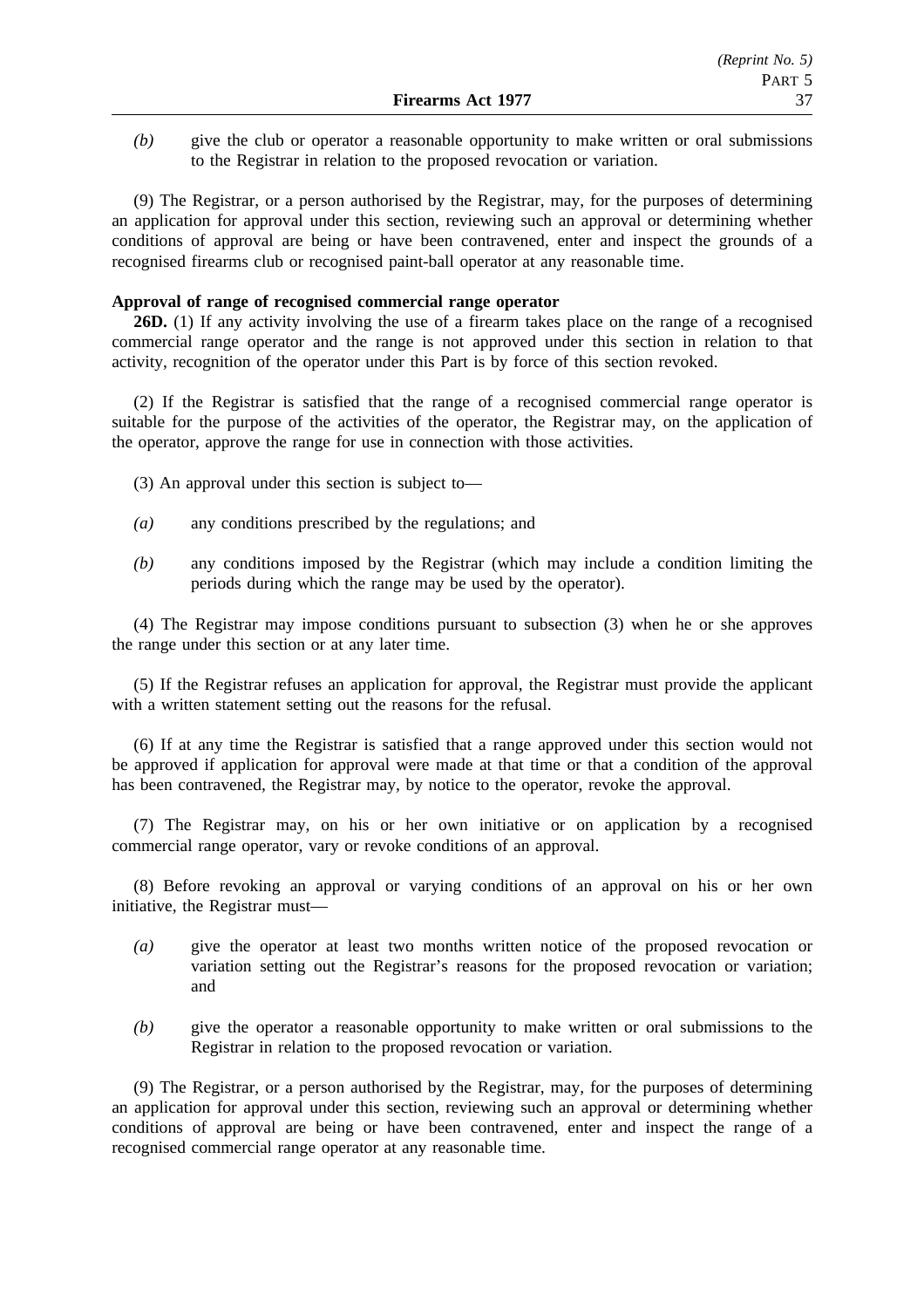*(b)* give the club or operator a reasonable opportunity to make written or oral submissions to the Registrar in relation to the proposed revocation or variation.

(9) The Registrar, or a person authorised by the Registrar, may, for the purposes of determining an application for approval under this section, reviewing such an approval or determining whether conditions of approval are being or have been contravened, enter and inspect the grounds of a recognised firearms club or recognised paint-ball operator at any reasonable time.

**Approval of range of recognised commercial range operator**

**26D.** (1) If any activity involving the use of a firearm takes place on the range of a recognised commercial range operator and the range is not approved under this section in relation to that activity, recognition of the operator under this Part is by force of this section revoked.

(2) If the Registrar is satisfied that the range of a recognised commercial range operator is suitable for the purpose of the activities of the operator, the Registrar may, on the application of the operator, approve the range for use in connection with those activities.

(3) An approval under this section is subject to—

*(a)* any conditions prescribed by the regulations; and

*(b)* any conditions imposed by the Registrar (which may include a condition limiting the periods during which the range may be used by the operator).

(4) The Registrar may impose conditions pursuant to subsection (3) when he or she approves the range under this section or at any later time.

(5) If the Registrar refuses an application for approval, the Registrar must provide the applicant with a written statement setting out the reasons for the refusal.

(6) If at any time the Registrar is satisfied that a range approved under this section would not be approved if application for approval were made at that time or that a condition of the approval has been contravened, the Registrar may, by notice to the operator, revoke the approval.

(7) The Registrar may, on his or her own initiative or on application by a recognised commercial range operator, vary or revoke conditions of an approval.

(8) Before revoking an approval or varying conditions of an approval on his or her own initiative, the Registrar must—

*(a)* give the operator at least two months written notice of the proposed revocation or variation setting out the Registrar's reasons for the proposed revocation or variation; and

*(b)* give the operator a reasonable opportunity to make written or oral submissions to the Registrar in relation to the proposed revocation or variation.

(9) The Registrar, or a person authorised by the Registrar, may, for the purposes of determining an application for approval under this section, reviewing such an approval or determining whether conditions of approval are being or have been contravened, enter and inspect the range of a recognised commercial range operator at any reasonable time.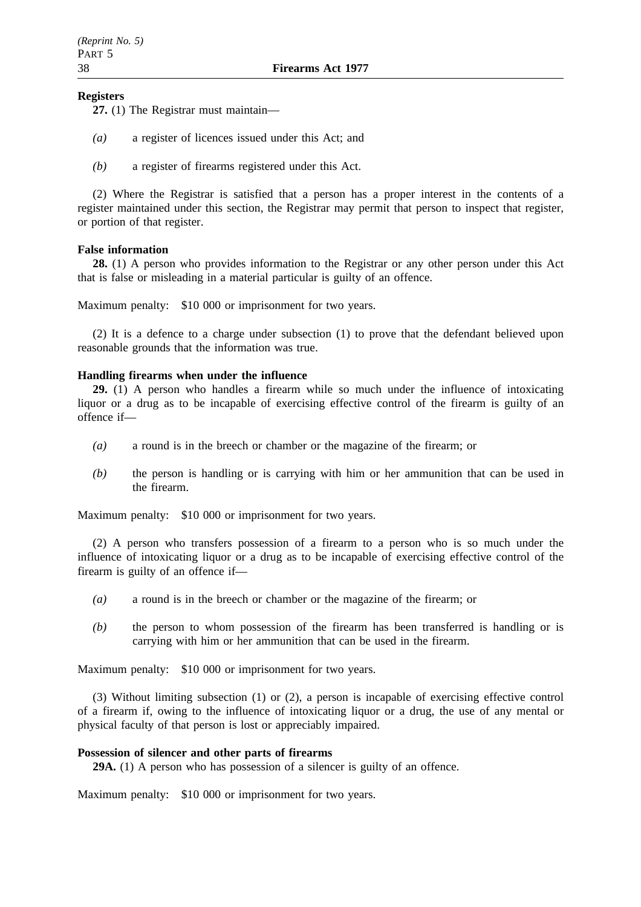**Registers**

**27.** (1) The Registrar must maintain—

*(a)* a register of licences issued under this Act; and

*(b)* a register of firearms registered under this Act.

(2) Where the Registrar is satisfied that a person has a proper interest in the contents of a register maintained under this section, the Registrar may permit that person to inspect that register, or portion of that register.

**False information**

**28.** (1) A person who provides information to the Registrar or any other person under this Act that is false or misleading in a material particular is guilty of an offence.

Maximum penalty: $10 000 or imprisonment for two years.

(2) It is a defence to a charge under subsection (1) to prove that the defendant believed upon reasonable grounds that the information was true.

**Handling firearms when under the influence**

**29.** (1) A person who handles a firearm while so much under the influence of intoxicating liquor or a drug as to be incapable of exercising effective control of the firearm is guilty of an offence if—

*(a)* a round is in the breech or chamber or the magazine of the firearm; or

*(b)* the person is handling or is carrying with him or her ammunition that can be used in the firearm.

Maximum penalty: $10 000 or imprisonment for two years.

(2) A person who transfers possession of a firearm to a person who is so much under the influence of intoxicating liquor or a drug as to be incapable of exercising effective control of the firearm is guilty of an offence if—

*(a)* a round is in the breech or chamber or the magazine of the firearm; or

*(b)* the person to whom possession of the firearm has been transferred is handling or is carrying with him or her ammunition that can be used in the firearm.

Maximum penalty: $10 000 or imprisonment for two years.

(3) Without limiting subsection (1) or (2), a person is incapable of exercising effective control of a firearm if, owing to the influence of intoxicating liquor or a drug, the use of any mental or physical faculty of that person is lost or appreciably impaired.

**Possession of silencer and other parts of firearms**

**29A.** (1) A person who has possession of a silencer is guilty of an offence.

Maximum penalty: $10 000 or imprisonment for two years.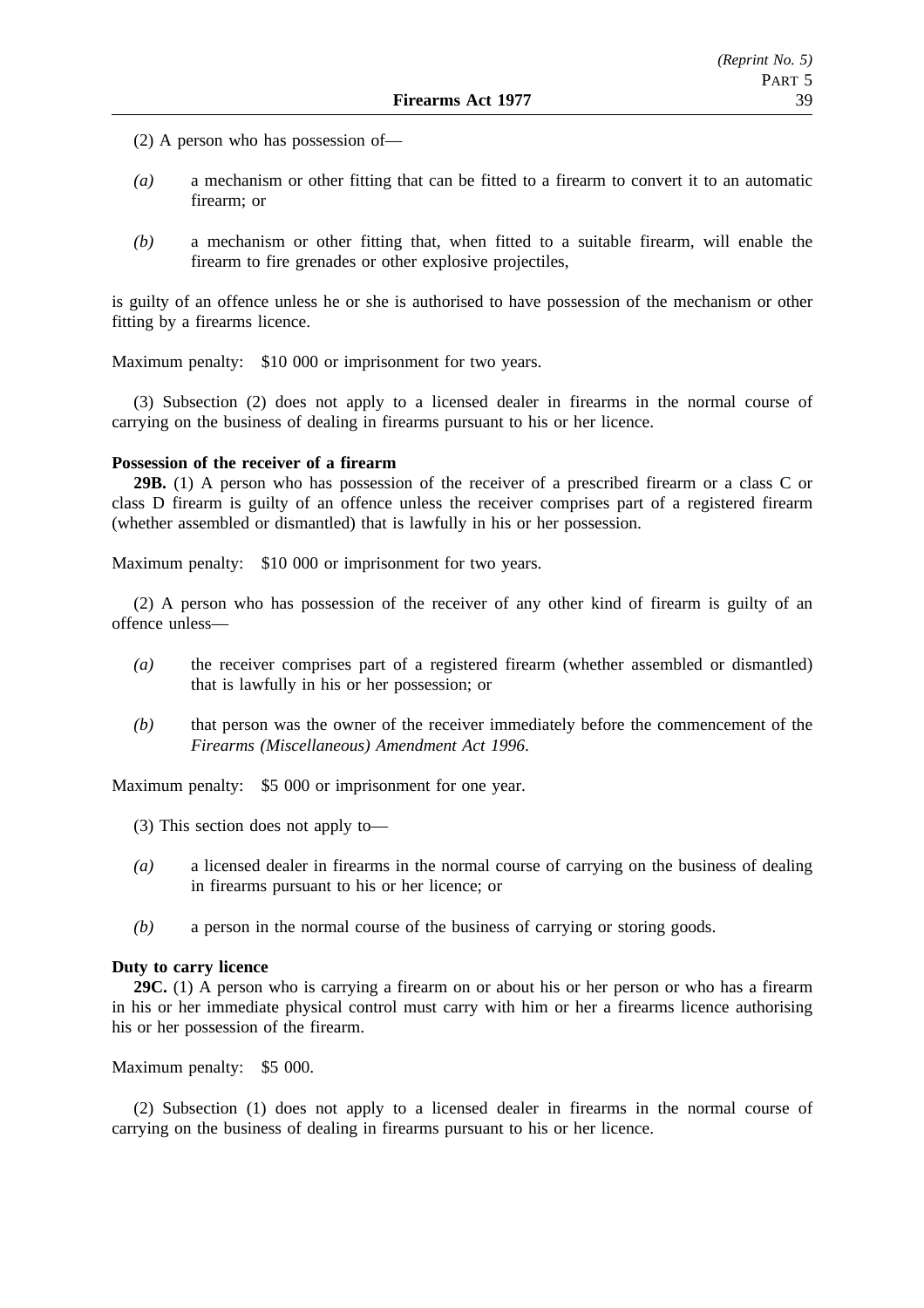(2) A person who has possession of—

*(a)* a mechanism or other fitting that can be fitted to a firearm to convert it to an automatic firearm; or

*(b)* a mechanism or other fitting that, when fitted to a suitable firearm, will enable the firearm to fire grenades or other explosive projectiles,

is guilty of an offence unless he or she is authorised to have possession of the mechanism or other fitting by a firearms licence.

Maximum penalty: $10 000 or imprisonment for two years.

(3) Subsection (2) does not apply to a licensed dealer in firearms in the normal course of carrying on the business of dealing in firearms pursuant to his or her licence.

**Possession of the receiver of a firearm**

**29B.** (1) A person who has possession of the receiver of a prescribed firearm or a class C or class D firearm is guilty of an offence unless the receiver comprises part of a registered firearm (whether assembled or dismantled) that is lawfully in his or her possession.

Maximum penalty: $10 000 or imprisonment for two years.

(2) A person who has possession of the receiver of any other kind of firearm is guilty of an offence unless—

*(a)* the receiver comprises part of a registered firearm (whether assembled or dismantled) that is lawfully in his or her possession; or

*(b)* that person was the owner of the receiver immediately before the commencement of the *Firearms (Miscellaneous) Amendment Act 1996*.

Maximum penalty: $5 000 or imprisonment for one year.

(3) This section does not apply to—

*(a)* a licensed dealer in firearms in the normal course of carrying on the business of dealing in firearms pursuant to his or her licence; or

*(b)* a person in the normal course of the business of carrying or storing goods.

**Duty to carry licence**

**29C.** (1) A person who is carrying a firearm on or about his or her person or who has a firearm in his or her immediate physical control must carry with him or her a firearms licence authorising his or her possession of the firearm.

Maximum penalty: $5 000.

(2) Subsection (1) does not apply to a licensed dealer in firearms in the normal course of carrying on the business of dealing in firearms pursuant to his or her licence.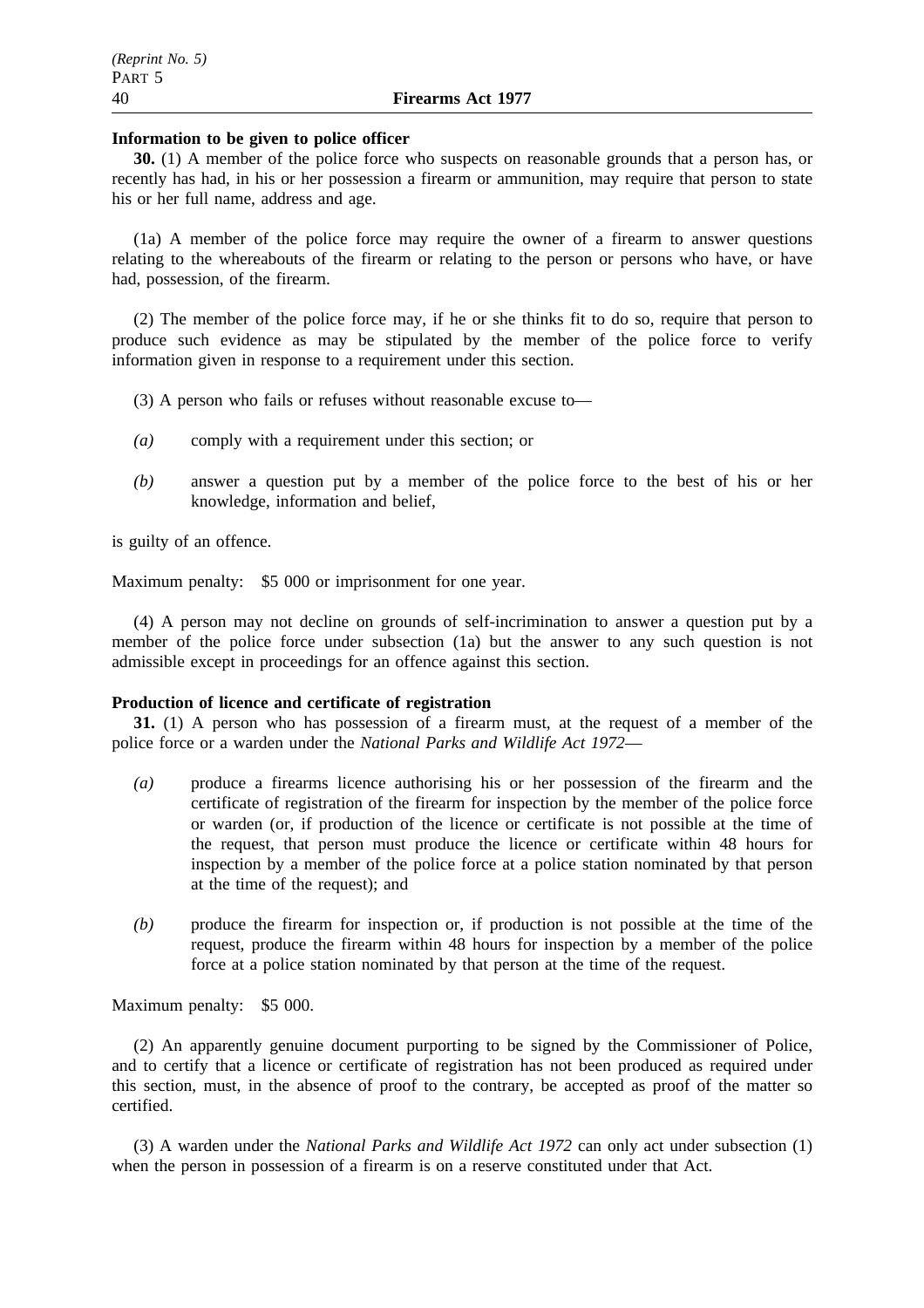**Information to be given to police officer**

**30.** (1) A member of the police force who suspects on reasonable grounds that a person has, or recently has had, in his or her possession a firearm or ammunition, may require that person to state his or her full name, address and age.

(1a) A member of the police force may require the owner of a firearm to answer questions relating to the whereabouts of the firearm or relating to the person or persons who have, or have had, possession, of the firearm.

(2) The member of the police force may, if he or she thinks fit to do so, require that person to produce such evidence as may be stipulated by the member of the police force to verify information given in response to a requirement under this section.

(3) A person who fails or refuses without reasonable excuse to—

*(a)* comply with a requirement under this section; or

*(b)* answer a question put by a member of the police force to the best of his or her knowledge, information and belief,

is guilty of an offence.

Maximum penalty: $5 000 or imprisonment for one year.

(4) A person may not decline on grounds of self-incrimination to answer a question put by a member of the police force under subsection (1a) but the answer to any such question is not admissible except in proceedings for an offence against this section.

**Production of licence and certificate of registration**

**31.** (1) A person who has possession of a firearm must, at the request of a member of the police force or a warden under the *National Parks and Wildlife Act 1972*—

*(a)* produce a firearms licence authorising his or her possession of the firearm and the certificate of registration of the firearm for inspection by the member of the police force or warden (or, if production of the licence or certificate is not possible at the time of the request, that person must produce the licence or certificate within 48 hours for inspection by a member of the police force at a police station nominated by that person at the time of the request); and

*(b)* produce the firearm for inspection or, if production is not possible at the time of the request, produce the firearm within 48 hours for inspection by a member of the police force at a police station nominated by that person at the time of the request.

Maximum penalty: $5 000.

(2) An apparently genuine document purporting to be signed by the Commissioner of Police, and to certify that a licence or certificate of registration has not been produced as required under this section, must, in the absence of proof to the contrary, be accepted as proof of the matter so certified.

(3) A warden under the *National Parks and Wildlife Act 1972* can only act under subsection (1) when the person in possession of a firearm is on a reserve constituted under that Act.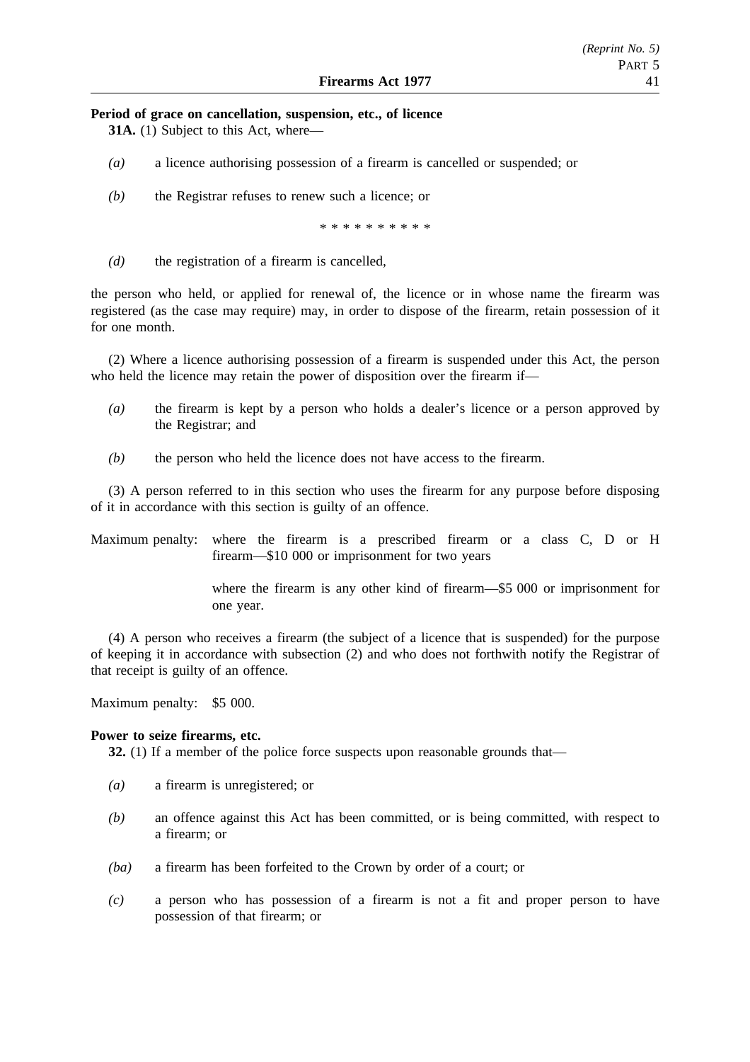**Period of grace on cancellation, suspension, etc., of licence**

**31A.** (1) Subject to this Act, where—

- *(a)* a licence authorising possession of a firearm is cancelled or suspended; or
- *(b)* the Registrar refuses to renew such a licence; or

\* \* \* \* \* \* \* \* \* \*

- *(d)* the registration of a firearm is cancelled,

the person who held, or applied for renewal of, the licence or in whose name the firearm was registered (as the case may require) may, in order to dispose of the firearm, retain possession of it for one month.

(2) Where a licence authorising possession of a firearm is suspended under this Act, the person who held the licence may retain the power of disposition over the firearm if—

- *(a)* the firearm is kept by a person who holds a dealer's licence or a person approved by the Registrar; and
- *(b)* the person who held the licence does not have access to the firearm.

(3) A person referred to in this section who uses the firearm for any purpose before disposing of it in accordance with this section is guilty of an offence.

Maximum penalty: where the firearm is a prescribed firearm or a class C, D or H firearm—$10 000 or imprisonment for two years

where the firearm is any other kind of firearm—$5 000 or imprisonment for one year.

(4) A person who receives a firearm (the subject of a licence that is suspended) for the purpose of keeping it in accordance with subsection (2) and who does not forthwith notify the Registrar of that receipt is guilty of an offence.

Maximum penalty: $5 000.

**Power to seize firearms, etc.**

**32.** (1) If a member of the police force suspects upon reasonable grounds that—

- *(a)* a firearm is unregistered; or
- *(b)* an offence against this Act has been committed, or is being committed, with respect to a firearm; or
- *(ba)* a firearm has been forfeited to the Crown by order of a court; or
- *(c)* a person who has possession of a firearm is not a fit and proper person to have possession of that firearm; or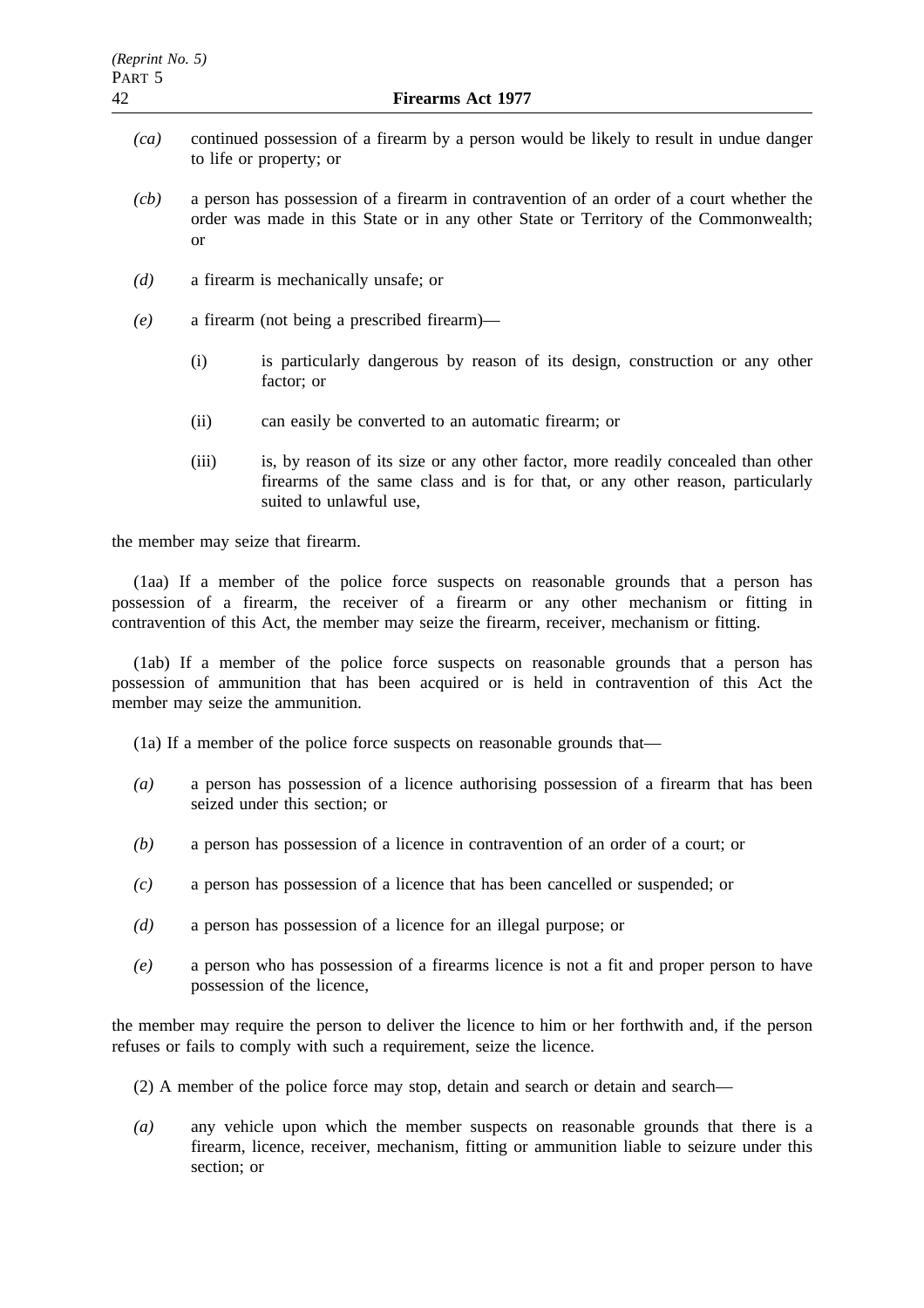*(ca)* continued possession of a firearm by a person would be likely to result in undue danger to life or property; or

*(cb)* a person has possession of a firearm in contravention of an order of a court whether the order was made in this State or in any other State or Territory of the Commonwealth; or

*(d)* a firearm is mechanically unsafe; or

*(e)* a firearm (not being a prescribed firearm)—

(i) is particularly dangerous by reason of its design, construction or any other factor; or

(ii) can easily be converted to an automatic firearm; or

(iii) is, by reason of its size or any other factor, more readily concealed than other firearms of the same class and is for that, or any other reason, particularly suited to unlawful use,

the member may seize that firearm.

(1aa) If a member of the police force suspects on reasonable grounds that a person has possession of a firearm, the receiver of a firearm or any other mechanism or fitting in contravention of this Act, the member may seize the firearm, receiver, mechanism or fitting.

(1ab) If a member of the police force suspects on reasonable grounds that a person has possession of ammunition that has been acquired or is held in contravention of this Act the member may seize the ammunition.

(1a) If a member of the police force suspects on reasonable grounds that—

*(a)* a person has possession of a licence authorising possession of a firearm that has been seized under this section; or

*(b)* a person has possession of a licence in contravention of an order of a court; or

*(c)* a person has possession of a licence that has been cancelled or suspended; or

*(d)* a person has possession of a licence for an illegal purpose; or

*(e)* a person who has possession of a firearms licence is not a fit and proper person to have possession of the licence,

the member may require the person to deliver the licence to him or her forthwith and, if the person refuses or fails to comply with such a requirement, seize the licence.

(2) A member of the police force may stop, detain and search or detain and search—

*(a)* any vehicle upon which the member suspects on reasonable grounds that there is a firearm, licence, receiver, mechanism, fitting or ammunition liable to seizure under this section; or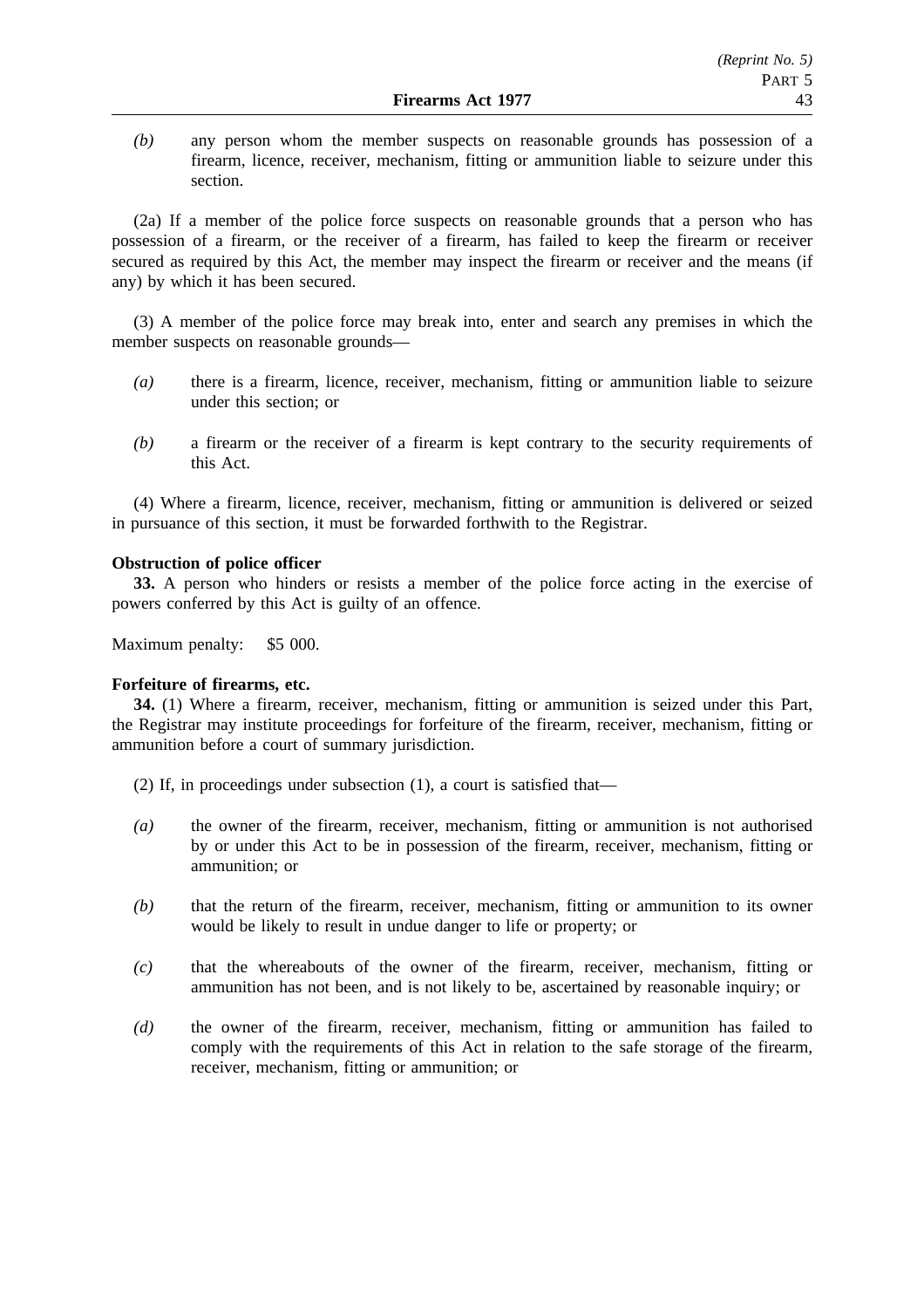*(b)* any person whom the member suspects on reasonable grounds has possession of a firearm, licence, receiver, mechanism, fitting or ammunition liable to seizure under this section.

(2a) If a member of the police force suspects on reasonable grounds that a person who has possession of a firearm, or the receiver of a firearm, has failed to keep the firearm or receiver secured as required by this Act, the member may inspect the firearm or receiver and the means (if any) by which it has been secured.

(3) A member of the police force may break into, enter and search any premises in which the member suspects on reasonable grounds—

*(a)* there is a firearm, licence, receiver, mechanism, fitting or ammunition liable to seizure under this section; or

*(b)* a firearm or the receiver of a firearm is kept contrary to the security requirements of this Act.

(4) Where a firearm, licence, receiver, mechanism, fitting or ammunition is delivered or seized in pursuance of this section, it must be forwarded forthwith to the Registrar.

**Obstruction of police officer**

**33.** A person who hinders or resists a member of the police force acting in the exercise of powers conferred by this Act is guilty of an offence.

Maximum penalty: $5 000.

**Forfeiture of firearms, etc.**

**34.** (1) Where a firearm, receiver, mechanism, fitting or ammunition is seized under this Part, the Registrar may institute proceedings for forfeiture of the firearm, receiver, mechanism, fitting or ammunition before a court of summary jurisdiction.

(2) If, in proceedings under subsection (1), a court is satisfied that—

*(a)* the owner of the firearm, receiver, mechanism, fitting or ammunition is not authorised by or under this Act to be in possession of the firearm, receiver, mechanism, fitting or ammunition; or

*(b)* that the return of the firearm, receiver, mechanism, fitting or ammunition to its owner would be likely to result in undue danger to life or property; or

*(c)* that the whereabouts of the owner of the firearm, receiver, mechanism, fitting or ammunition has not been, and is not likely to be, ascertained by reasonable inquiry; or

*(d)* the owner of the firearm, receiver, mechanism, fitting or ammunition has failed to comply with the requirements of this Act in relation to the safe storage of the firearm, receiver, mechanism, fitting or ammunition; or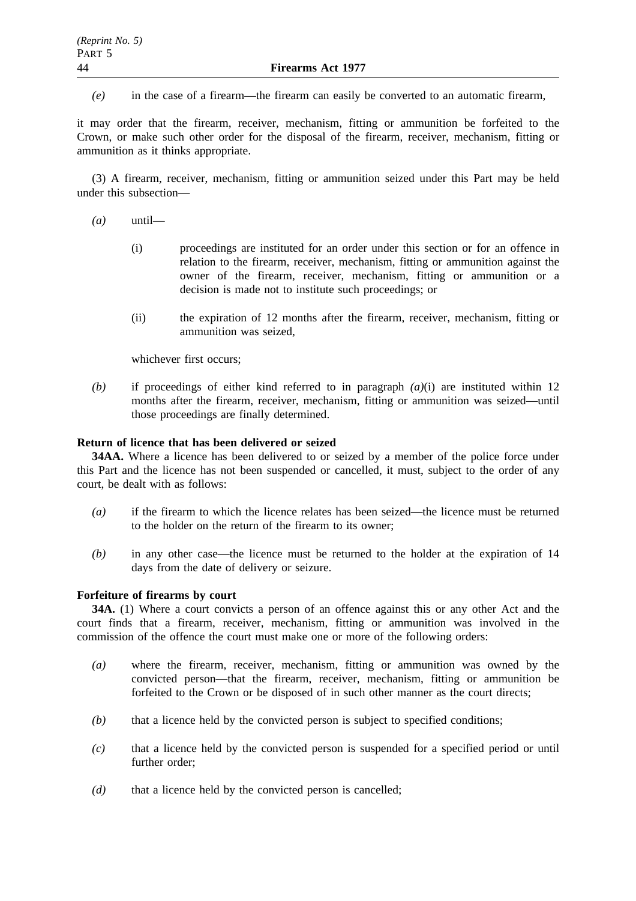*(e)* in the case of a firearm—the firearm can easily be converted to an automatic firearm,

it may order that the firearm, receiver, mechanism, fitting or ammunition be forfeited to the Crown, or make such other order for the disposal of the firearm, receiver, mechanism, fitting or ammunition as it thinks appropriate.

(3) A firearm, receiver, mechanism, fitting or ammunition seized under this Part may be held under this subsection—

*(a)* until—

(i) proceedings are instituted for an order under this section or for an offence in relation to the firearm, receiver, mechanism, fitting or ammunition against the owner of the firearm, receiver, mechanism, fitting or ammunition or a decision is made not to institute such proceedings; or

(ii) the expiration of 12 months after the firearm, receiver, mechanism, fitting or ammunition was seized,

whichever first occurs;

*(b)* if proceedings of either kind referred to in paragraph *(a)*(i) are instituted within 12 months after the firearm, receiver, mechanism, fitting or ammunition was seized—until those proceedings are finally determined.

**Return of licence that has been delivered or seized**

**34AA.** Where a licence has been delivered to or seized by a member of the police force under this Part and the licence has not been suspended or cancelled, it must, subject to the order of any court, be dealt with as follows:

*(a)* if the firearm to which the licence relates has been seized—the licence must be returned to the holder on the return of the firearm to its owner;

*(b)* in any other case—the licence must be returned to the holder at the expiration of 14 days from the date of delivery or seizure.

**Forfeiture of firearms by court**

**34A.** (1) Where a court convicts a person of an offence against this or any other Act and the court finds that a firearm, receiver, mechanism, fitting or ammunition was involved in the commission of the offence the court must make one or more of the following orders:

*(a)* where the firearm, receiver, mechanism, fitting or ammunition was owned by the convicted person—that the firearm, receiver, mechanism, fitting or ammunition be forfeited to the Crown or be disposed of in such other manner as the court directs;

*(b)* that a licence held by the convicted person is subject to specified conditions;

*(c)* that a licence held by the convicted person is suspended for a specified period or until further order;

*(d)* that a licence held by the convicted person is cancelled;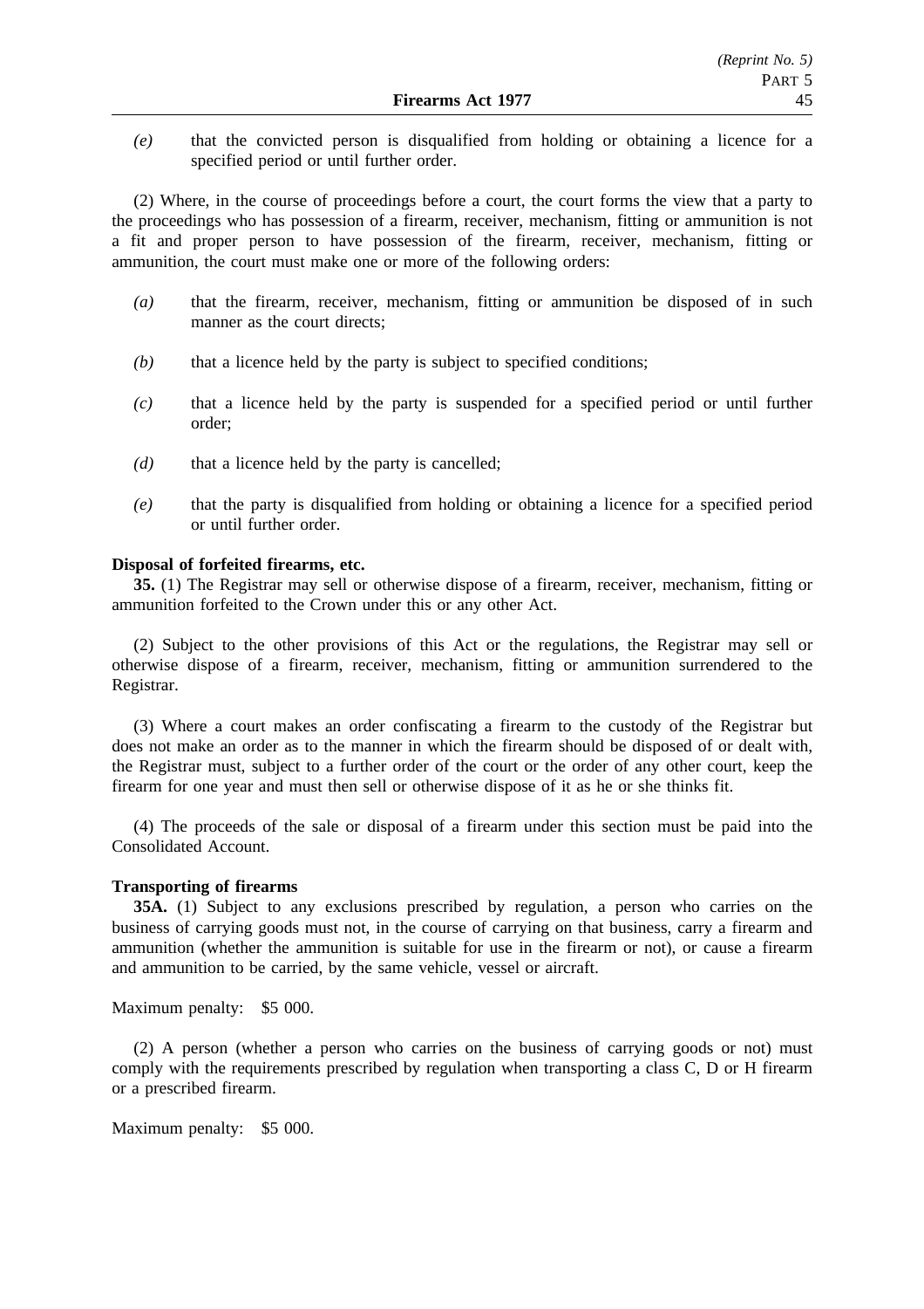*(e)* that the convicted person is disqualified from holding or obtaining a licence for a specified period or until further order.

(2) Where, in the course of proceedings before a court, the court forms the view that a party to the proceedings who has possession of a firearm, receiver, mechanism, fitting or ammunition is not a fit and proper person to have possession of the firearm, receiver, mechanism, fitting or ammunition, the court must make one or more of the following orders:

*(a)* that the firearm, receiver, mechanism, fitting or ammunition be disposed of in such manner as the court directs;

*(b)* that a licence held by the party is subject to specified conditions;

*(c)* that a licence held by the party is suspended for a specified period or until further order;

*(d)* that a licence held by the party is cancelled;

*(e)* that the party is disqualified from holding or obtaining a licence for a specified period or until further order.

**Disposal of forfeited firearms, etc.**

**35.** (1) The Registrar may sell or otherwise dispose of a firearm, receiver, mechanism, fitting or ammunition forfeited to the Crown under this or any other Act.

(2) Subject to the other provisions of this Act or the regulations, the Registrar may sell or otherwise dispose of a firearm, receiver, mechanism, fitting or ammunition surrendered to the Registrar.

(3) Where a court makes an order confiscating a firearm to the custody of the Registrar but does not make an order as to the manner in which the firearm should be disposed of or dealt with, the Registrar must, subject to a further order of the court or the order of any other court, keep the firearm for one year and must then sell or otherwise dispose of it as he or she thinks fit.

(4) The proceeds of the sale or disposal of a firearm under this section must be paid into the Consolidated Account.

**Transporting of firearms**

**35A.** (1) Subject to any exclusions prescribed by regulation, a person who carries on the business of carrying goods must not, in the course of carrying on that business, carry a firearm and ammunition (whether the ammunition is suitable for use in the firearm or not), or cause a firearm and ammunition to be carried, by the same vehicle, vessel or aircraft.

Maximum penalty: $5 000.

(2) A person (whether a person who carries on the business of carrying goods or not) must comply with the requirements prescribed by regulation when transporting a class C, D or H firearm or a prescribed firearm.

Maximum penalty: $5 000.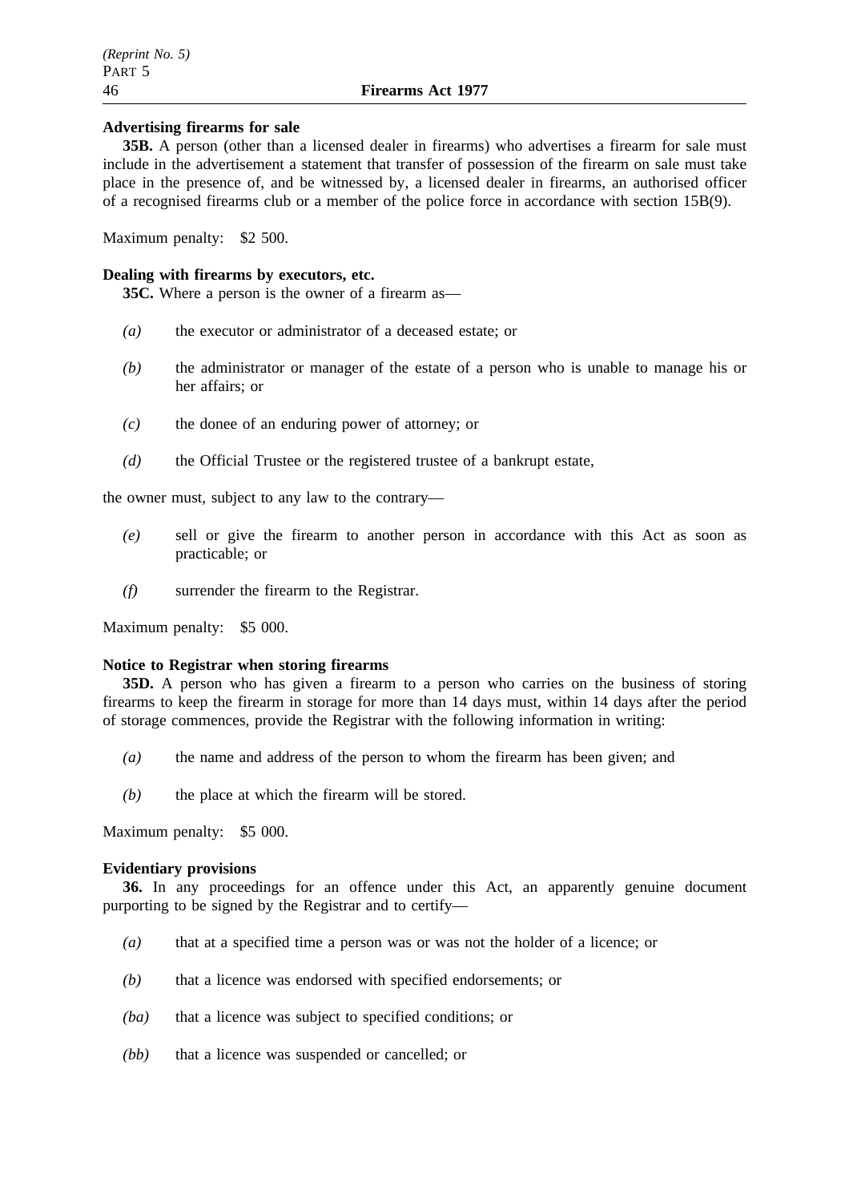**Advertising firearms for sale**

**35B.** A person (other than a licensed dealer in firearms) who advertises a firearm for sale must include in the advertisement a statement that transfer of possession of the firearm on sale must take place in the presence of, and be witnessed by, a licensed dealer in firearms, an authorised officer of a recognised firearms club or a member of the police force in accordance with section 15B(9).

Maximum penalty: $2 500.

**Dealing with firearms by executors, etc.**

**35C.** Where a person is the owner of a firearm as—

*(a)* the executor or administrator of a deceased estate; or

*(b)* the administrator or manager of the estate of a person who is unable to manage his or her affairs; or

*(c)* the donee of an enduring power of attorney; or

*(d)* the Official Trustee or the registered trustee of a bankrupt estate,

the owner must, subject to any law to the contrary—

*(e)* sell or give the firearm to another person in accordance with this Act as soon as practicable; or

*(f)* surrender the firearm to the Registrar.

Maximum penalty: $5 000.

**Notice to Registrar when storing firearms**

**35D.** A person who has given a firearm to a person who carries on the business of storing firearms to keep the firearm in storage for more than 14 days must, within 14 days after the period of storage commences, provide the Registrar with the following information in writing:

*(a)* the name and address of the person to whom the firearm has been given; and

*(b)* the place at which the firearm will be stored.

Maximum penalty: $5 000.

**Evidentiary provisions**

**36.** In any proceedings for an offence under this Act, an apparently genuine document purporting to be signed by the Registrar and to certify—

*(a)* that at a specified time a person was or was not the holder of a licence; or

*(b)* that a licence was endorsed with specified endorsements; or

*(ba)* that a licence was subject to specified conditions; or

*(bb)* that a licence was suspended or cancelled; or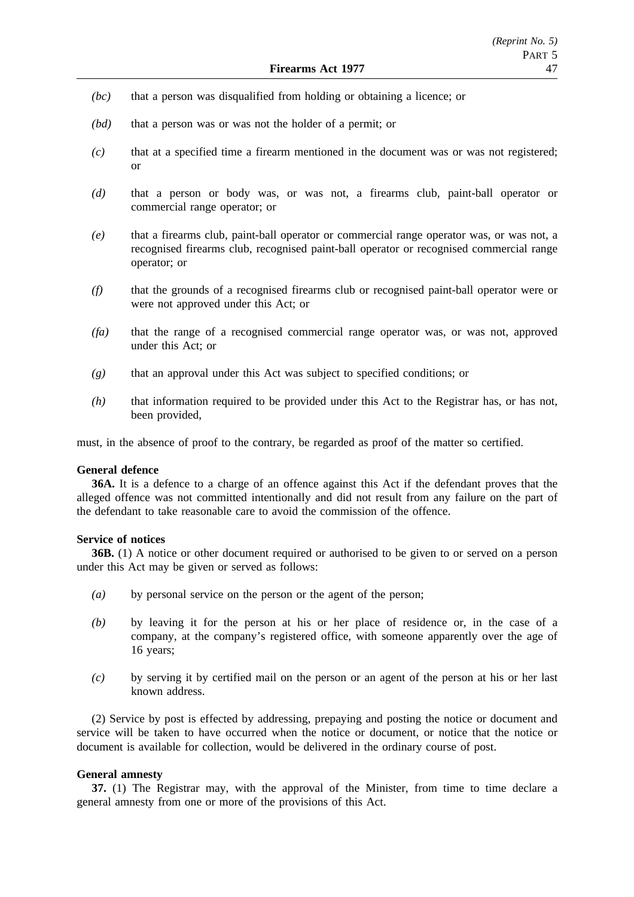*(bc)* that a person was disqualified from holding or obtaining a licence; or

*(bd)* that a person was or was not the holder of a permit; or

*(c)* that at a specified time a firearm mentioned in the document was or was not registered; or

*(d)* that a person or body was, or was not, a firearms club, paint-ball operator or commercial range operator; or

*(e)* that a firearms club, paint-ball operator or commercial range operator was, or was not, a recognised firearms club, recognised paint-ball operator or recognised commercial range operator; or

*(f)* that the grounds of a recognised firearms club or recognised paint-ball operator were or were not approved under this Act; or

*(fa)* that the range of a recognised commercial range operator was, or was not, approved under this Act; or

*(g)* that an approval under this Act was subject to specified conditions; or

*(h)* that information required to be provided under this Act to the Registrar has, or has not, been provided,

must, in the absence of proof to the contrary, be regarded as proof of the matter so certified.

**General defence**

**36A.** It is a defence to a charge of an offence against this Act if the defendant proves that the alleged offence was not committed intentionally and did not result from any failure on the part of the defendant to take reasonable care to avoid the commission of the offence.

**Service of notices**

**36B.** (1) A notice or other document required or authorised to be given to or served on a person under this Act may be given or served as follows:

*(a)* by personal service on the person or the agent of the person;

*(b)* by leaving it for the person at his or her place of residence or, in the case of a company, at the company's registered office, with someone apparently over the age of 16 years;

*(c)* by serving it by certified mail on the person or an agent of the person at his or her last known address.

(2) Service by post is effected by addressing, prepaying and posting the notice or document and service will be taken to have occurred when the notice or document, or notice that the notice or document is available for collection, would be delivered in the ordinary course of post.

**General amnesty**

**37.** (1) The Registrar may, with the approval of the Minister, from time to time declare a general amnesty from one or more of the provisions of this Act.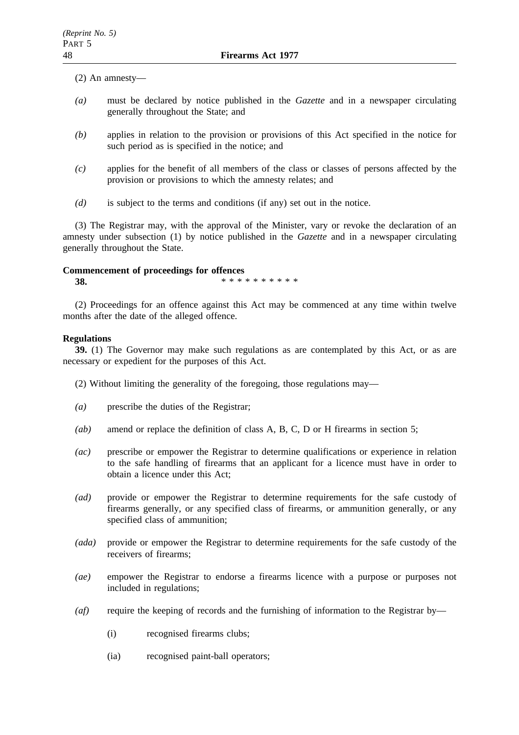(2) An amnesty—

*(a)* must be declared by notice published in the *Gazette* and in a newspaper circulating generally throughout the State; and

*(b)* applies in relation to the provision or provisions of this Act specified in the notice for such period as is specified in the notice; and

*(c)* applies for the benefit of all members of the class or classes of persons affected by the provision or provisions to which the amnesty relates; and

*(d)* is subject to the terms and conditions (if any) set out in the notice.

(3) The Registrar may, with the approval of the Minister, vary or revoke the declaration of an amnesty under subsection (1) by notice published in the *Gazette* and in a newspaper circulating generally throughout the State.

**Commencement of proceedings for offences**

**38.** * * * * * * * * * *

(2) Proceedings for an offence against this Act may be commenced at any time within twelve months after the date of the alleged offence.

**Regulations**

**39.** (1) The Governor may make such regulations as are contemplated by this Act, or as are necessary or expedient for the purposes of this Act.

(2) Without limiting the generality of the foregoing, those regulations may—

*(a)* prescribe the duties of the Registrar;

*(ab)* amend or replace the definition of class A, B, C, D or H firearms in section 5;

*(ac)* prescribe or empower the Registrar to determine qualifications or experience in relation to the safe handling of firearms that an applicant for a licence must have in order to obtain a licence under this Act;

*(ad)* provide or empower the Registrar to determine requirements for the safe custody of firearms generally, or any specified class of firearms, or ammunition generally, or any specified class of ammunition;

*(ada)* provide or empower the Registrar to determine requirements for the safe custody of the receivers of firearms;

*(ae)* empower the Registrar to endorse a firearms licence with a purpose or purposes not included in regulations;

*(af)* require the keeping of records and the furnishing of information to the Registrar by—

(i) recognised firearms clubs;

(ia) recognised paint-ball operators;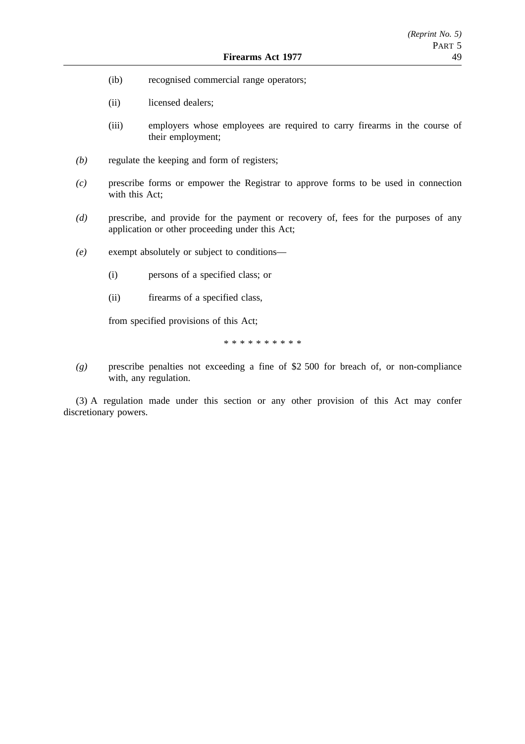(ib) recognised commercial range operators;

(ii) licensed dealers;

(iii) employers whose employees are required to carry firearms in the course of their employment;

*(b)* regulate the keeping and form of registers;

*(c)* prescribe forms or empower the Registrar to approve forms to be used in connection with this Act;

*(d)* prescribe, and provide for the payment or recovery of, fees for the purposes of any application or other proceeding under this Act;

*(e)* exempt absolutely or subject to conditions—

(i) persons of a specified class; or

(ii) firearms of a specified class,

from specified provisions of this Act;

* * * * * * * * * *

*(g)* prescribe penalties not exceeding a fine of $2 500 for breach of, or non-compliance with, any regulation.

(3) A regulation made under this section or any other provision of this Act may confer discretionary powers.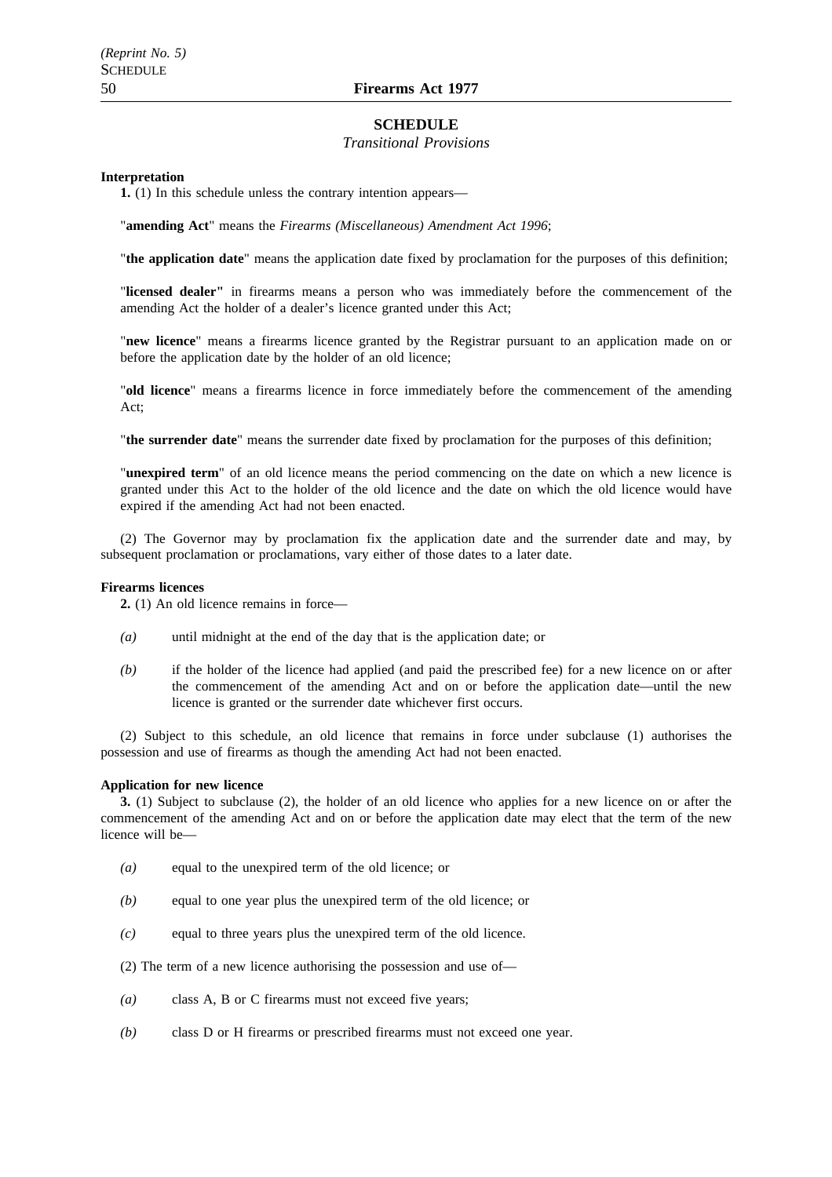# SCHEDULE

*Transitional Provisions*

**Interpretation**

**1.** (1) In this schedule unless the contrary intention appears—

"**amending Act**" means the *Firearms (Miscellaneous) Amendment Act 1996*;

"**the application date**" means the application date fixed by proclamation for the purposes of this definition;

"**licensed dealer"** in firearms means a person who was immediately before the commencement of the amending Act the holder of a dealer's licence granted under this Act;

"**new licence**" means a firearms licence granted by the Registrar pursuant to an application made on or before the application date by the holder of an old licence;

"**old licence**" means a firearms licence in force immediately before the commencement of the amending Act;

"**the surrender date**" means the surrender date fixed by proclamation for the purposes of this definition;

"**unexpired term**" of an old licence means the period commencing on the date on which a new licence is granted under this Act to the holder of the old licence and the date on which the old licence would have expired if the amending Act had not been enacted.

(2) The Governor may by proclamation fix the application date and the surrender date and may, by subsequent proclamation or proclamations, vary either of those dates to a later date.

**Firearms licences**

**2.** (1) An old licence remains in force—

*(a)* until midnight at the end of the day that is the application date; or

*(b)* if the holder of the licence had applied (and paid the prescribed fee) for a new licence on or after the commencement of the amending Act and on or before the application date—until the new licence is granted or the surrender date whichever first occurs.

(2) Subject to this schedule, an old licence that remains in force under subclause (1) authorises the possession and use of firearms as though the amending Act had not been enacted.

**Application for new licence**

**3.** (1) Subject to subclause (2), the holder of an old licence who applies for a new licence on or after the commencement of the amending Act and on or before the application date may elect that the term of the new licence will be—

*(a)* equal to the unexpired term of the old licence; or

*(b)* equal to one year plus the unexpired term of the old licence; or

*(c)* equal to three years plus the unexpired term of the old licence.

(2) The term of a new licence authorising the possession and use of—

*(a)* class A, B or C firearms must not exceed five years;

*(b)* class D or H firearms or prescribed firearms must not exceed one year.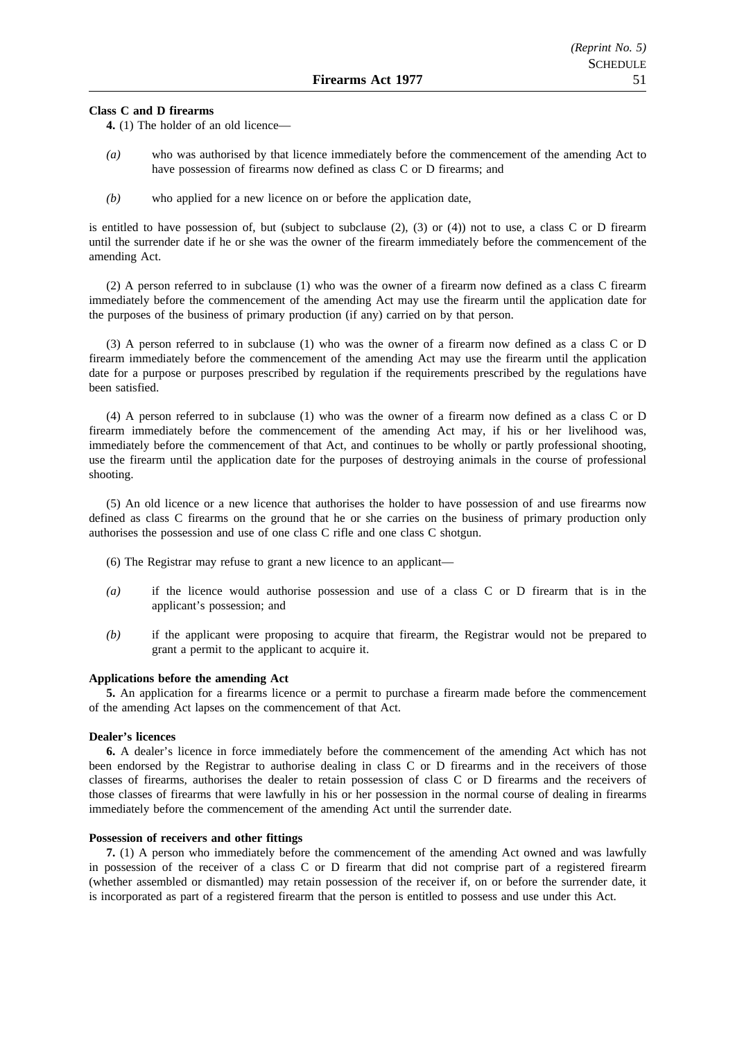**Class C and D firearms**

**4.** (1) The holder of an old licence—

*(a)* who was authorised by that licence immediately before the commencement of the amending Act to have possession of firearms now defined as class C or D firearms; and

*(b)* who applied for a new licence on or before the application date,

is entitled to have possession of, but (subject to subclause (2), (3) or (4)) not to use, a class C or D firearm until the surrender date if he or she was the owner of the firearm immediately before the commencement of the amending Act.

(2) A person referred to in subclause (1) who was the owner of a firearm now defined as a class C firearm immediately before the commencement of the amending Act may use the firearm until the application date for the purposes of the business of primary production (if any) carried on by that person.

(3) A person referred to in subclause (1) who was the owner of a firearm now defined as a class C or D firearm immediately before the commencement of the amending Act may use the firearm until the application date for a purpose or purposes prescribed by regulation if the requirements prescribed by the regulations have been satisfied.

(4) A person referred to in subclause (1) who was the owner of a firearm now defined as a class C or D firearm immediately before the commencement of the amending Act may, if his or her livelihood was, immediately before the commencement of that Act, and continues to be wholly or partly professional shooting, use the firearm until the application date for the purposes of destroying animals in the course of professional shooting.

(5) An old licence or a new licence that authorises the holder to have possession of and use firearms now defined as class C firearms on the ground that he or she carries on the business of primary production only authorises the possession and use of one class C rifle and one class C shotgun.

(6) The Registrar may refuse to grant a new licence to an applicant—

*(a)* if the licence would authorise possession and use of a class C or D firearm that is in the applicant's possession; and

*(b)* if the applicant were proposing to acquire that firearm, the Registrar would not be prepared to grant a permit to the applicant to acquire it.

**Applications before the amending Act**

**5.** An application for a firearms licence or a permit to purchase a firearm made before the commencement of the amending Act lapses on the commencement of that Act.

**Dealer's licences**

**6.** A dealer's licence in force immediately before the commencement of the amending Act which has not been endorsed by the Registrar to authorise dealing in class C or D firearms and in the receivers of those classes of firearms, authorises the dealer to retain possession of class C or D firearms and the receivers of those classes of firearms that were lawfully in his or her possession in the normal course of dealing in firearms immediately before the commencement of the amending Act until the surrender date.

**Possession of receivers and other fittings**

**7.** (1) A person who immediately before the commencement of the amending Act owned and was lawfully in possession of the receiver of a class C or D firearm that did not comprise part of a registered firearm (whether assembled or dismantled) may retain possession of the receiver if, on or before the surrender date, it is incorporated as part of a registered firearm that the person is entitled to possess and use under this Act.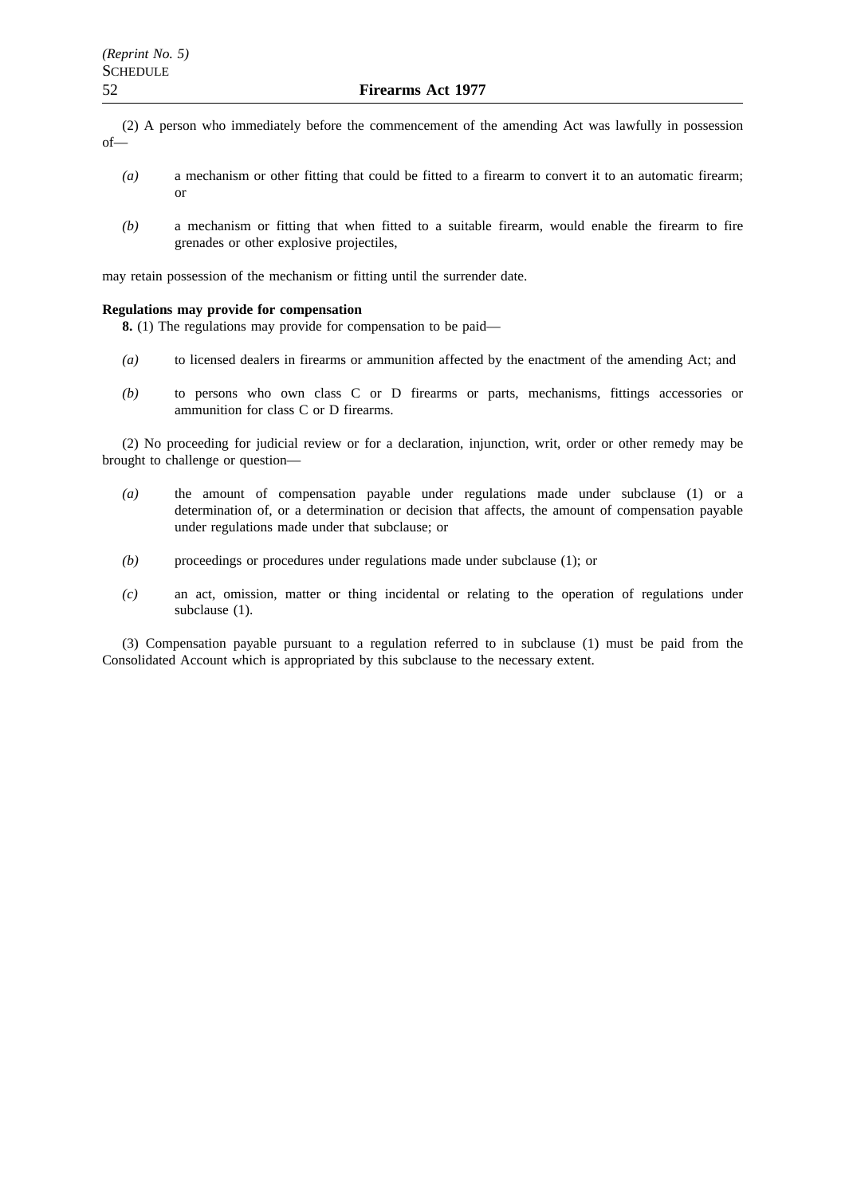(2) A person who immediately before the commencement of the amending Act was lawfully in possession of—

*(a)* a mechanism or other fitting that could be fitted to a firearm to convert it to an automatic firearm; or

*(b)* a mechanism or fitting that when fitted to a suitable firearm, would enable the firearm to fire grenades or other explosive projectiles,

may retain possession of the mechanism or fitting until the surrender date.

**Regulations may provide for compensation**

**8.** (1) The regulations may provide for compensation to be paid—

*(a)* to licensed dealers in firearms or ammunition affected by the enactment of the amending Act; and

*(b)* to persons who own class C or D firearms or parts, mechanisms, fittings accessories or ammunition for class C or D firearms.

(2) No proceeding for judicial review or for a declaration, injunction, writ, order or other remedy may be brought to challenge or question—

*(a)* the amount of compensation payable under regulations made under subclause (1) or a determination of, or a determination or decision that affects, the amount of compensation payable under regulations made under that subclause; or

*(b)* proceedings or procedures under regulations made under subclause (1); or

*(c)* an act, omission, matter or thing incidental or relating to the operation of regulations under subclause (1).

(3) Compensation payable pursuant to a regulation referred to in subclause (1) must be paid from the Consolidated Account which is appropriated by this subclause to the necessary extent.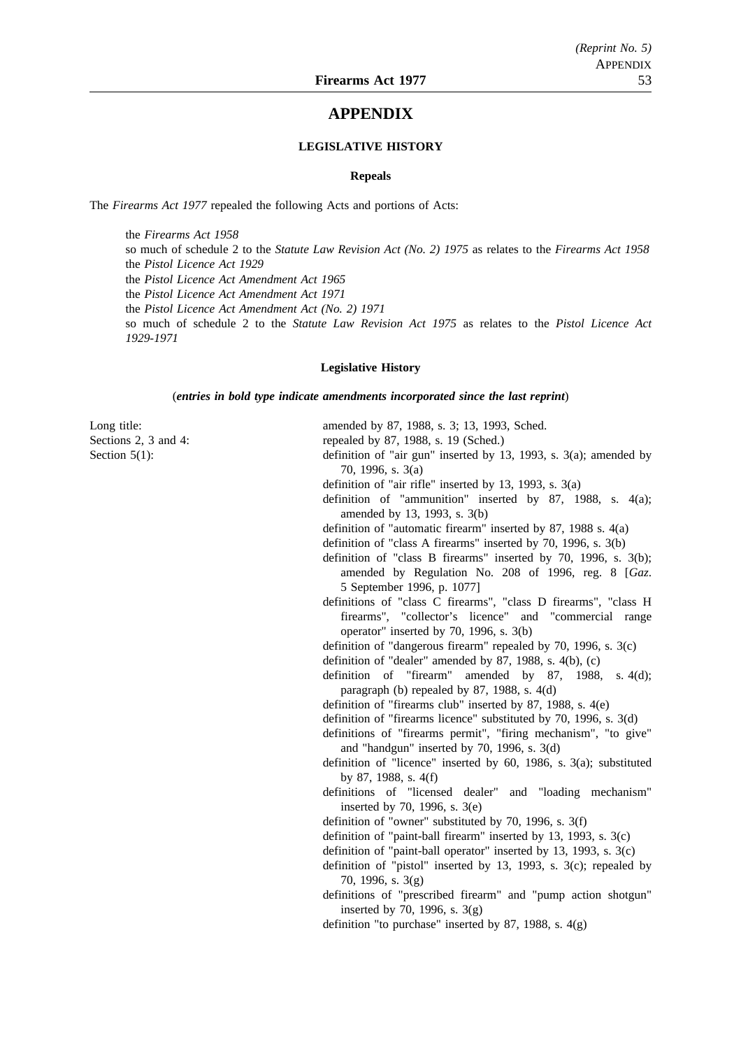# APPENDIX

### LEGISLATIVE HISTORY

#### Repeals

The *Firearms Act 1977* repealed the following Acts and portions of Acts:

> the *Firearms Act 1958*
> so much of schedule 2 to the *Statute Law Revision Act (No. 2) 1975* as relates to the *Firearms Act 1958*
> the *Pistol Licence Act 1929*
> the *Pistol Licence Act Amendment Act 1965*
> the *Pistol Licence Act Amendment Act 1971*
> the *Pistol Licence Act Amendment Act (No. 2) 1971*
> so much of schedule 2 to the *Statute Law Revision Act 1975* as relates to the *Pistol Licence Act 1929-1971*

#### Legislative History

(***entries in bold type indicate amendments incorporated since the last reprint***)

Long title: amended by 87, 1988, s. 3; 13, 1993, Sched.

Sections 2, 3 and 4: repealed by 87, 1988, s. 19 (Sched.)

Section 5(1):
- definition of "air gun" inserted by 13, 1993, s. 3(a); amended by 70, 1996, s. 3(a)
- definition of "air rifle" inserted by 13, 1993, s. 3(a)
- definition of "ammunition" inserted by 87, 1988, s. 4(a); amended by 13, 1993, s. 3(b)
- definition of "automatic firearm" inserted by 87, 1988 s. 4(a)
- definition of "class A firearms" inserted by 70, 1996, s. 3(b)
- definition of "class B firearms" inserted by 70, 1996, s. 3(b); amended by Regulation No. 208 of 1996, reg. 8 [*Gaz*. 5 September 1996, p. 1077]
- definitions of "class C firearms", "class D firearms", "class H firearms", "collector's licence" and "commercial range operator" inserted by 70, 1996, s. 3(b)
- definition of "dangerous firearm" repealed by 70, 1996, s. 3(c)
- definition of "dealer" amended by 87, 1988, s. 4(b), (c)
- definition of "firearm" amended by 87, 1988, s. 4(d); paragraph (b) repealed by 87, 1988, s. 4(d)
- definition of "firearms club" inserted by 87, 1988, s. 4(e)
- definition of "firearms licence" substituted by 70, 1996, s. 3(d)
- definitions of "firearms permit", "firing mechanism", "to give" and "handgun" inserted by 70, 1996, s. 3(d)
- definition of "licence" inserted by 60, 1986, s. 3(a); substituted by 87, 1988, s. 4(f)
- definitions of "licensed dealer" and "loading mechanism" inserted by 70, 1996, s. 3(e)
- definition of "owner" substituted by 70, 1996, s. 3(f)
- definition of "paint-ball firearm" inserted by 13, 1993, s. 3(c)
- definition of "paint-ball operator" inserted by 13, 1993, s. 3(c)
- definition of "pistol" inserted by 13, 1993, s. 3(c); repealed by 70, 1996, s. 3(g)
- definitions of "prescribed firearm" and "pump action shotgun" inserted by 70, 1996, s. 3(g)
- definition "to purchase" inserted by 87, 1988, s. 4(g)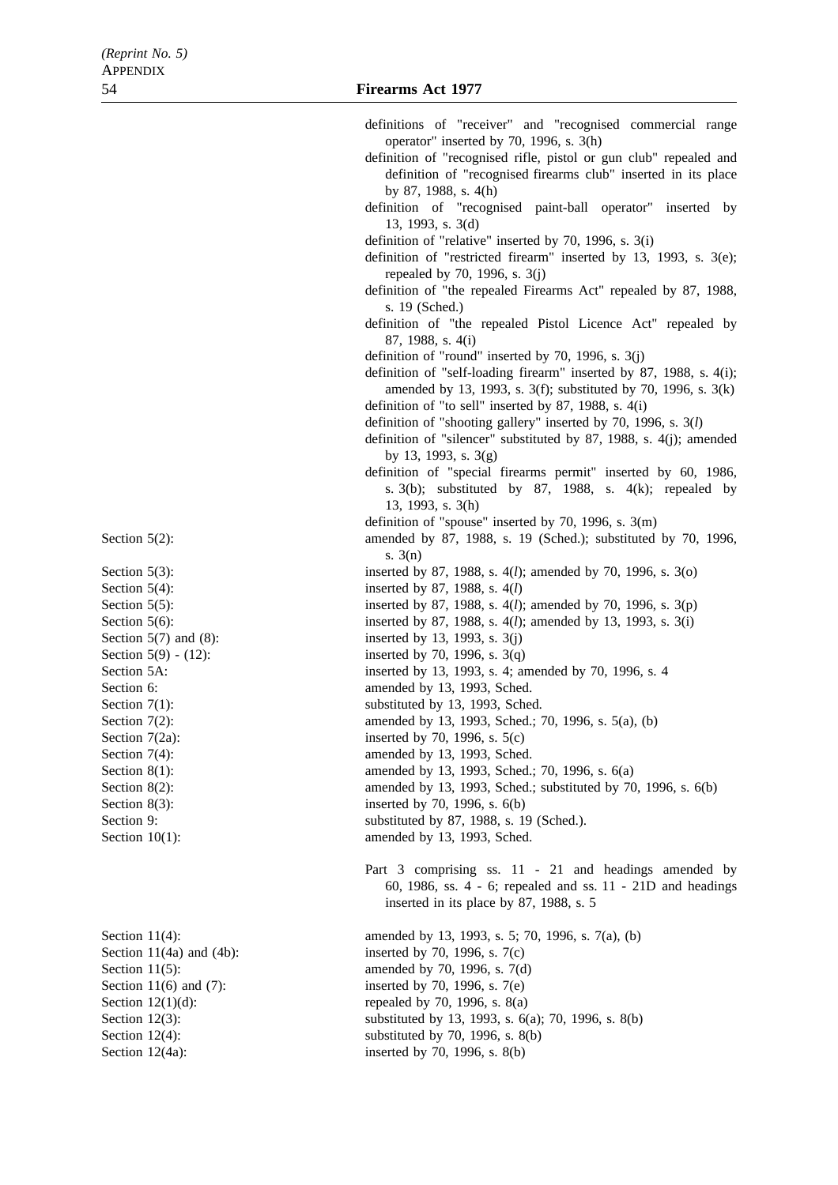definitions of "receiver" and "recognised commercial range operator" inserted by 70, 1996, s. 3(h)

definition of "recognised rifle, pistol or gun club" repealed and definition of "recognised firearms club" inserted in its place by 87, 1988, s. 4(h)

definition of "recognised paint-ball operator" inserted by 13, 1993, s. 3(d)

definition of "relative" inserted by 70, 1996, s. 3(i)

definition of "restricted firearm" inserted by 13, 1993, s. 3(e); repealed by 70, 1996, s. 3(j)

definition of "the repealed Firearms Act" repealed by 87, 1988, s. 19 (Sched.)

definition of "the repealed Pistol Licence Act" repealed by 87, 1988, s. 4(i)

definition of "round" inserted by 70, 1996, s. 3(j)

definition of "self-loading firearm" inserted by 87, 1988, s. 4(i); amended by 13, 1993, s. 3(f); substituted by 70, 1996, s. 3(k)

definition of "to sell" inserted by 87, 1988, s. 4(i)

definition of "shooting gallery" inserted by 70, 1996, s. 3(*l*)

definition of "silencer" substituted by 87, 1988, s. 4(j); amended by 13, 1993, s. 3(g)

definition of "special firearms permit" inserted by 60, 1986, s. 3(b); substituted by 87, 1988, s. 4(k); repealed by 13, 1993, s. 3(h)

definition of "spouse" inserted by 70, 1996, s. 3(m)

| | |
|---|---|
| Section 5(2): | amended by 87, 1988, s. 19 (Sched.); substituted by 70, 1996, s. 3(n) |
| Section 5(3): | inserted by 87, 1988, s. 4(*l*); amended by 70, 1996, s. 3(o) |
| Section 5(4): | inserted by 87, 1988, s. 4(*l*) |
| Section 5(5): | inserted by 87, 1988, s. 4(*l*); amended by 70, 1996, s. 3(p) |
| Section 5(6): | inserted by 87, 1988, s. 4(*l*); amended by 13, 1993, s. 3(i) |
| Section 5(7) and (8): | inserted by 13, 1993, s. 3(j) |
| Section 5(9) - (12): | inserted by 70, 1996, s. 3(q) |
| Section 5A: | inserted by 13, 1993, s. 4; amended by 70, 1996, s. 4 |
| Section 6: | amended by 13, 1993, Sched. |
| Section 7(1): | substituted by 13, 1993, Sched. |
| Section 7(2): | amended by 13, 1993, Sched.; 70, 1996, s. 5(a), (b) |
| Section 7(2a): | inserted by 70, 1996, s. 5(c) |
| Section 7(4): | amended by 13, 1993, Sched. |
| Section 8(1): | amended by 13, 1993, Sched.; 70, 1996, s. 6(a) |
| Section 8(2): | amended by 13, 1993, Sched.; substituted by 70, 1996, s. 6(b) |
| Section 8(3): | inserted by 70, 1996, s. 6(b) |
| Section 9: | substituted by 87, 1988, s. 19 (Sched.). |
| Section 10(1): | amended by 13, 1993, Sched. |

Part 3 comprising ss. 11 - 21 and headings amended by 60, 1986, ss. 4 - 6; repealed and ss. 11 - 21D and headings inserted in its place by 87, 1988, s. 5

| | |
|---|---|
| Section 11(4): | amended by 13, 1993, s. 5; 70, 1996, s. 7(a), (b) |
| Section 11(4a) and (4b): | inserted by 70, 1996, s. 7(c) |
| Section 11(5): | amended by 70, 1996, s. 7(d) |
| Section 11(6) and (7): | inserted by 70, 1996, s. 7(e) |
| Section 12(1)(d): | repealed by 70, 1996, s. 8(a) |
| Section 12(3): | substituted by 13, 1993, s. 6(a); 70, 1996, s. 8(b) |
| Section 12(4): | substituted by 70, 1996, s. 8(b) |
| Section 12(4a): | inserted by 70, 1996, s. 8(b) |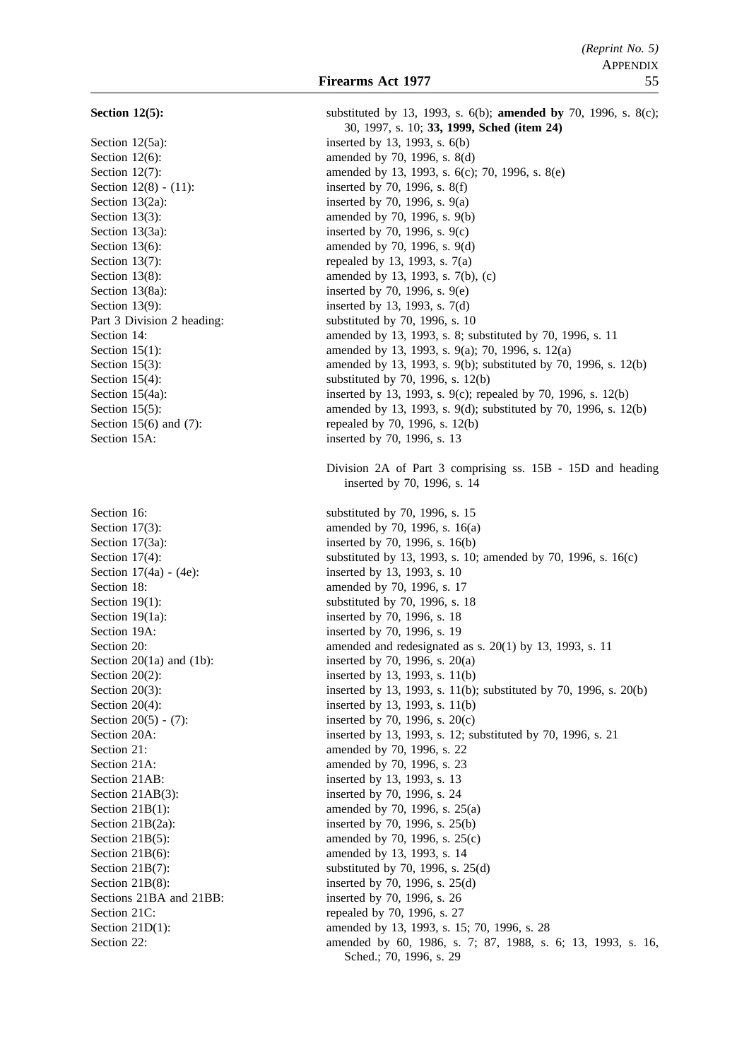**Section 12(5):** substituted by 13, 1993, s. 6(b); **amended by** 70, 1996, s. 8(c); 30, 1997, s. 10; **33, 1999, Sched (item 24)**

Section 12(5a): inserted by 13, 1993, s. 6(b)

Section 12(6): amended by 70, 1996, s. 8(d)

Section 12(7): amended by 13, 1993, s. 6(c); 70, 1996, s. 8(e)

Section 12(8) - (11): inserted by 70, 1996, s. 8(f)

Section 13(2a): inserted by 70, 1996, s. 9(a)

Section 13(3): amended by 70, 1996, s. 9(b)

Section 13(3a): inserted by 70, 1996, s. 9(c)

Section 13(6): amended by 70, 1996, s. 9(d)

Section 13(7): repealed by 13, 1993, s. 7(a)

Section 13(8): amended by 13, 1993, s. 7(b), (c)

Section 13(8a): inserted by 70, 1996, s. 9(e)

Section 13(9): inserted by 13, 1993, s. 7(d)

Part 3 Division 2 heading: substituted by 70, 1996, s. 10

Section 14: amended by 13, 1993, s. 8; substituted by 70, 1996, s. 11

Section 15(1): amended by 13, 1993, s. 9(a); 70, 1996, s. 12(a)

Section 15(3): amended by 13, 1993, s. 9(b); substituted by 70, 1996, s. 12(b)

Section 15(4): substituted by 70, 1996, s. 12(b)

Section 15(4a): inserted by 13, 1993, s. 9(c); repealed by 70, 1996, s. 12(b)

Section 15(5): amended by 13, 1993, s. 9(d); substituted by 70, 1996, s. 12(b)

Section 15(6) and (7): repealed by 70, 1996, s. 12(b)

Section 15A: inserted by 70, 1996, s. 13

Division 2A of Part 3 comprising ss. 15B - 15D and heading inserted by 70, 1996, s. 14

Section 16: substituted by 70, 1996, s. 15

Section 17(3): amended by 70, 1996, s. 16(a)

Section 17(3a): inserted by 70, 1996, s. 16(b)

Section 17(4): substituted by 13, 1993, s. 10; amended by 70, 1996, s. 16(c)

Section 17(4a) - (4e): inserted by 13, 1993, s. 10

Section 18: amended by 70, 1996, s. 17

Section 19(1): substituted by 70, 1996, s. 18

Section 19(1a): inserted by 70, 1996, s. 18

Section 19A: inserted by 70, 1996, s. 19

Section 20: amended and redesignated as s. 20(1) by 13, 1993, s. 11

Section 20(1a) and (1b): inserted by 70, 1996, s. 20(a)

Section 20(2): inserted by 13, 1993, s. 11(b)

Section 20(3): inserted by 13, 1993, s. 11(b); substituted by 70, 1996, s. 20(b)

Section 20(4): inserted by 13, 1993, s. 11(b)

Section 20(5) - (7): inserted by 70, 1996, s. 20(c)

Section 20A: inserted by 13, 1993, s. 12; substituted by 70, 1996, s. 21

Section 21: amended by 70, 1996, s. 22

Section 21A: amended by 70, 1996, s. 23

Section 21AB: inserted by 13, 1993, s. 13

Section 21AB(3): inserted by 70, 1996, s. 24

Section 21B(1): amended by 70, 1996, s. 25(a)

Section 21B(2a): inserted by 70, 1996, s. 25(b)

Section 21B(5): amended by 70, 1996, s. 25(c)

Section 21B(6): amended by 13, 1993, s. 14

Section 21B(7): substituted by 70, 1996, s. 25(d)

Section 21B(8): inserted by 70, 1996, s. 25(d)

Sections 21BA and 21BB: inserted by 70, 1996, s. 26

Section 21C: repealed by 70, 1996, s. 27

Section 21D(1): amended by 13, 1993, s. 15; 70, 1996, s. 28

Section 22: amended by 60, 1986, s. 7; 87, 1988, s. 6; 13, 1993, s. 16, Sched.; 70, 1996, s. 29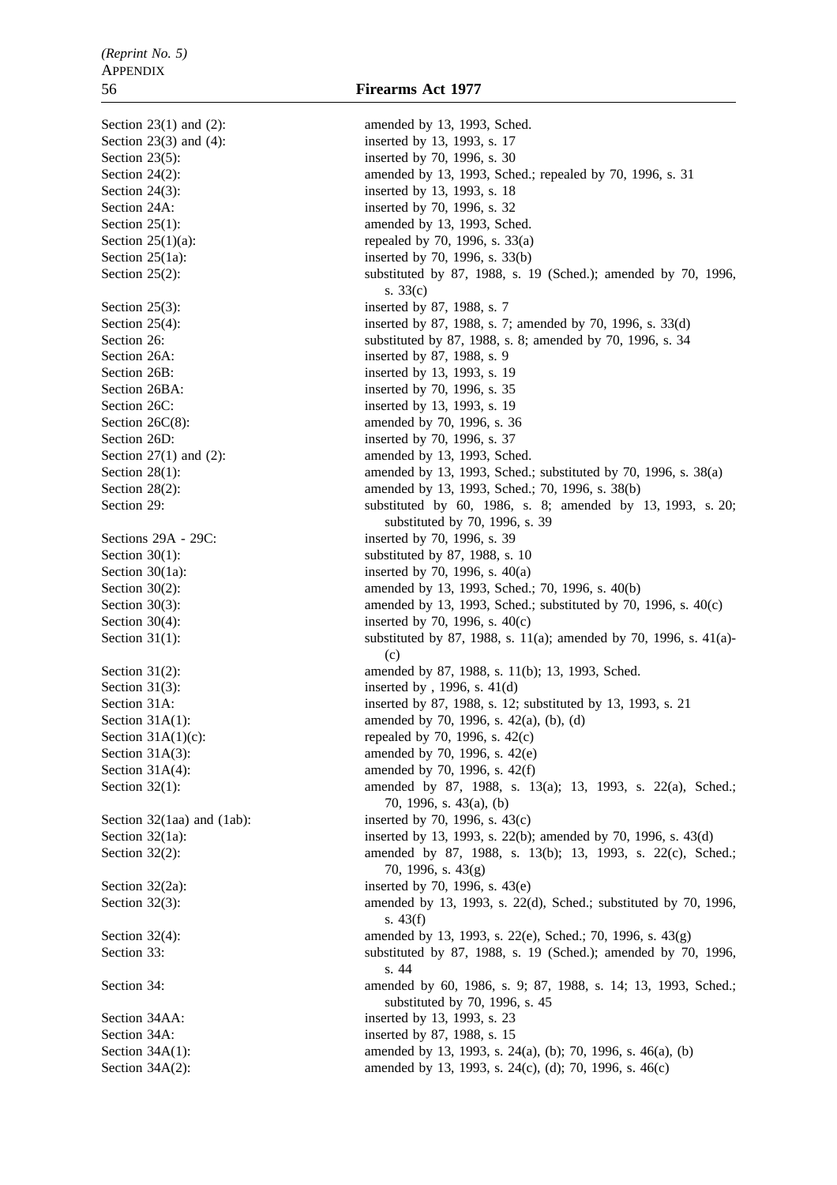| | |
|---|---|
| Section 23(1) and (2): | amended by 13, 1993, Sched. |
| Section 23(3) and (4): | inserted by 13, 1993, s. 17 |
| Section 23(5): | inserted by 70, 1996, s. 30 |
| Section 24(2): | amended by 13, 1993, Sched.; repealed by 70, 1996, s. 31 |
| Section 24(3): | inserted by 13, 1993, s. 18 |
| Section 24A: | inserted by 70, 1996, s. 32 |
| Section 25(1): | amended by 13, 1993, Sched. |
| Section 25(1)(a): | repealed by 70, 1996, s. 33(a) |
| Section 25(1a): | inserted by 70, 1996, s. 33(b) |
| Section 25(2): | substituted by 87, 1988, s. 19 (Sched.); amended by 70, 1996, s. 33(c) |
| Section 25(3): | inserted by 87, 1988, s. 7 |
| Section 25(4): | inserted by 87, 1988, s. 7; amended by 70, 1996, s. 33(d) |
| Section 26: | substituted by 87, 1988, s. 8; amended by 70, 1996, s. 34 |
| Section 26A: | inserted by 87, 1988, s. 9 |
| Section 26B: | inserted by 13, 1993, s. 19 |
| Section 26BA: | inserted by 70, 1996, s. 35 |
| Section 26C: | inserted by 13, 1993, s. 19 |
| Section 26C(8): | amended by 70, 1996, s. 36 |
| Section 26D: | inserted by 70, 1996, s. 37 |
| Section 27(1) and (2): | amended by 13, 1993, Sched. |
| Section 28(1): | amended by 13, 1993, Sched.; substituted by 70, 1996, s. 38(a) |
| Section 28(2): | amended by 13, 1993, Sched.; 70, 1996, s. 38(b) |
| Section 29: | substituted by 60, 1986, s. 8; amended by 13, 1993, s. 20; substituted by 70, 1996, s. 39 |
| Sections 29A - 29C: | inserted by 70, 1996, s. 39 |
| Section 30(1): | substituted by 87, 1988, s. 10 |
| Section 30(1a): | inserted by 70, 1996, s. 40(a) |
| Section 30(2): | amended by 13, 1993, Sched.; 70, 1996, s. 40(b) |
| Section 30(3): | amended by 13, 1993, Sched.; substituted by 70, 1996, s. 40(c) |
| Section 30(4): | inserted by 70, 1996, s. 40(c) |
| Section 31(1): | substituted by 87, 1988, s. 11(a); amended by 70, 1996, s. 41(a)-(c) |
| Section 31(2): | amended by 87, 1988, s. 11(b); 13, 1993, Sched. |
| Section 31(3): | inserted by , 1996, s. 41(d) |
| Section 31A: | inserted by 87, 1988, s. 12; substituted by 13, 1993, s. 21 |
| Section 31A(1): | amended by 70, 1996, s. 42(a), (b), (d) |
| Section 31A(1)(c): | repealed by 70, 1996, s. 42(c) |
| Section 31A(3): | amended by 70, 1996, s. 42(e) |
| Section 31A(4): | amended by 70, 1996, s. 42(f) |
| Section 32(1): | amended by 87, 1988, s. 13(a); 13, 1993, s. 22(a), Sched.; 70, 1996, s. 43(a), (b) |
| Section 32(1aa) and (1ab): | inserted by 70, 1996, s. 43(c) |
| Section 32(1a): | inserted by 13, 1993, s. 22(b); amended by 70, 1996, s. 43(d) |
| Section 32(2): | amended by 87, 1988, s. 13(b); 13, 1993, s. 22(c), Sched.; 70, 1996, s. 43(g) |
| Section 32(2a): | inserted by 70, 1996, s. 43(e) |
| Section 32(3): | amended by 13, 1993, s. 22(d), Sched.; substituted by 70, 1996, s. 43(f) |
| Section 32(4): | amended by 13, 1993, s. 22(e), Sched.; 70, 1996, s. 43(g) |
| Section 33: | substituted by 87, 1988, s. 19 (Sched.); amended by 70, 1996, s. 44 |
| Section 34: | amended by 60, 1986, s. 9; 87, 1988, s. 14; 13, 1993, Sched.; substituted by 70, 1996, s. 45 |
| Section 34AA: | inserted by 13, 1993, s. 23 |
| Section 34A: | inserted by 87, 1988, s. 15 |
| Section 34A(1): | amended by 13, 1993, s. 24(a), (b); 70, 1996, s. 46(a), (b) |
| Section 34A(2): | amended by 13, 1993, s. 24(c), (d); 70, 1996, s. 46(c) |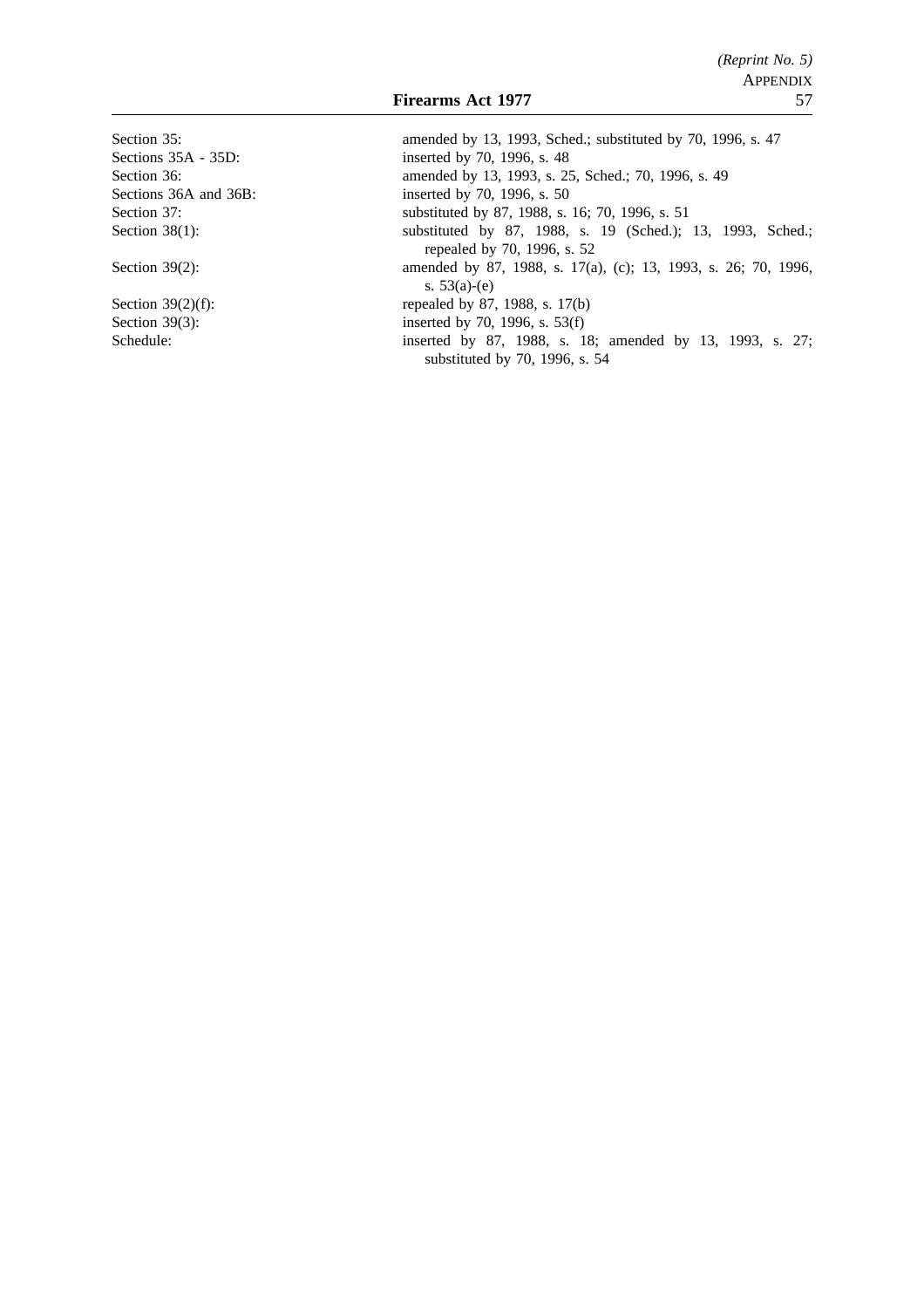| | |
|---|---|
| Section 35: | amended by 13, 1993, Sched.; substituted by 70, 1996, s. 47 |
| Sections 35A - 35D: | inserted by 70, 1996, s. 48 |
| Section 36: | amended by 13, 1993, s. 25, Sched.; 70, 1996, s. 49 |
| Sections 36A and 36B: | inserted by 70, 1996, s. 50 |
| Section 37: | substituted by 87, 1988, s. 16; 70, 1996, s. 51 |
| Section 38(1): | substituted by 87, 1988, s. 19 (Sched.); 13, 1993, Sched.; repealed by 70, 1996, s. 52 |
| Section 39(2): | amended by 87, 1988, s. 17(a), (c); 13, 1993, s. 26; 70, 1996, s. 53(a)-(e) |
| Section 39(2)(f): | repealed by 87, 1988, s. 17(b) |
| Section 39(3): | inserted by 70, 1996, s. 53(f) |
| Schedule: | inserted by 87, 1988, s. 18; amended by 13, 1993, s. 27; substituted by 70, 1996, s. 54 |